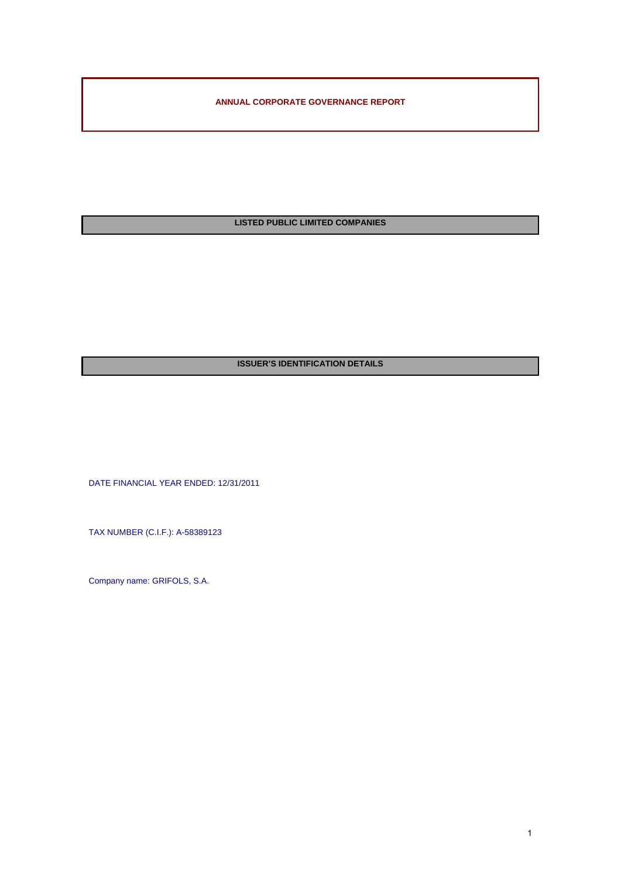# ANNUAL CORPORATE GOVERNANCE REPORT

## LISTED PUBLIC LIMITED COMPANIES

## ISSUER'S IDENTIFICATION DETAILS

DATE FINANCIAL YEAR ENDED: 12/31/2011

TAX NUMBER (C.I.F.): A-58389123

Company name: GRIFOLS, S.A.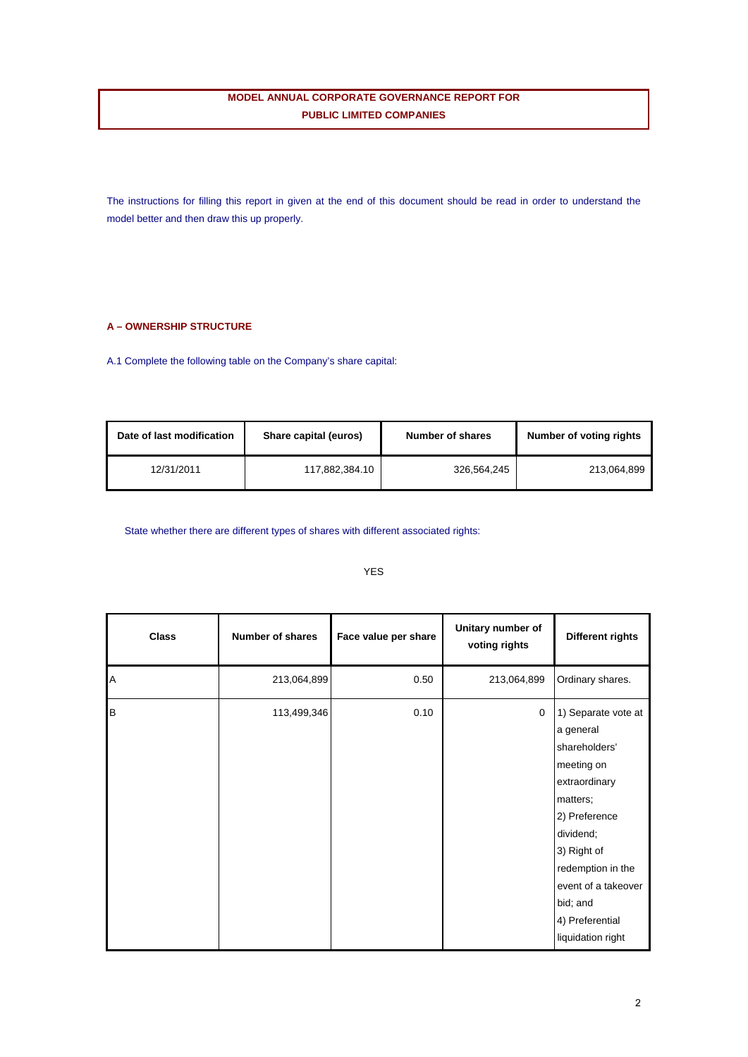**MODEL ANNUAL CORPORATE GOVERNANCE REPORT FOR PUBLIC LIMITED COMPANIES**

The instructions for filling this report in given at the end of this document should be read in order to understand the model better and then draw this up properly.

## A – OWNERSHIP STRUCTURE

A.1 Complete the following table on the Company's share capital:

| Date of last modification | Share capital (euros) | Number of shares | Number of voting rights |
|---|---|---|---|
| 12/31/2011 | 117,882,384.10 | 326,564,245 | 213,064,899 |

State whether there are different types of shares with different associated rights:

YES

| Class | Number of shares | Face value per share | Unitary number of voting rights | Different rights |
|---|---|---|---|---|
| A | 213,064,899 | 0.50 | 213,064,899 | Ordinary shares. |
| B | 113,499,346 | 0.10 | 0 | 1) Separate vote at a general shareholders' meeting on extraordinary matters; 2) Preference dividend; 3) Right of redemption in the event of a takeover bid; and 4) Preferential liquidation right |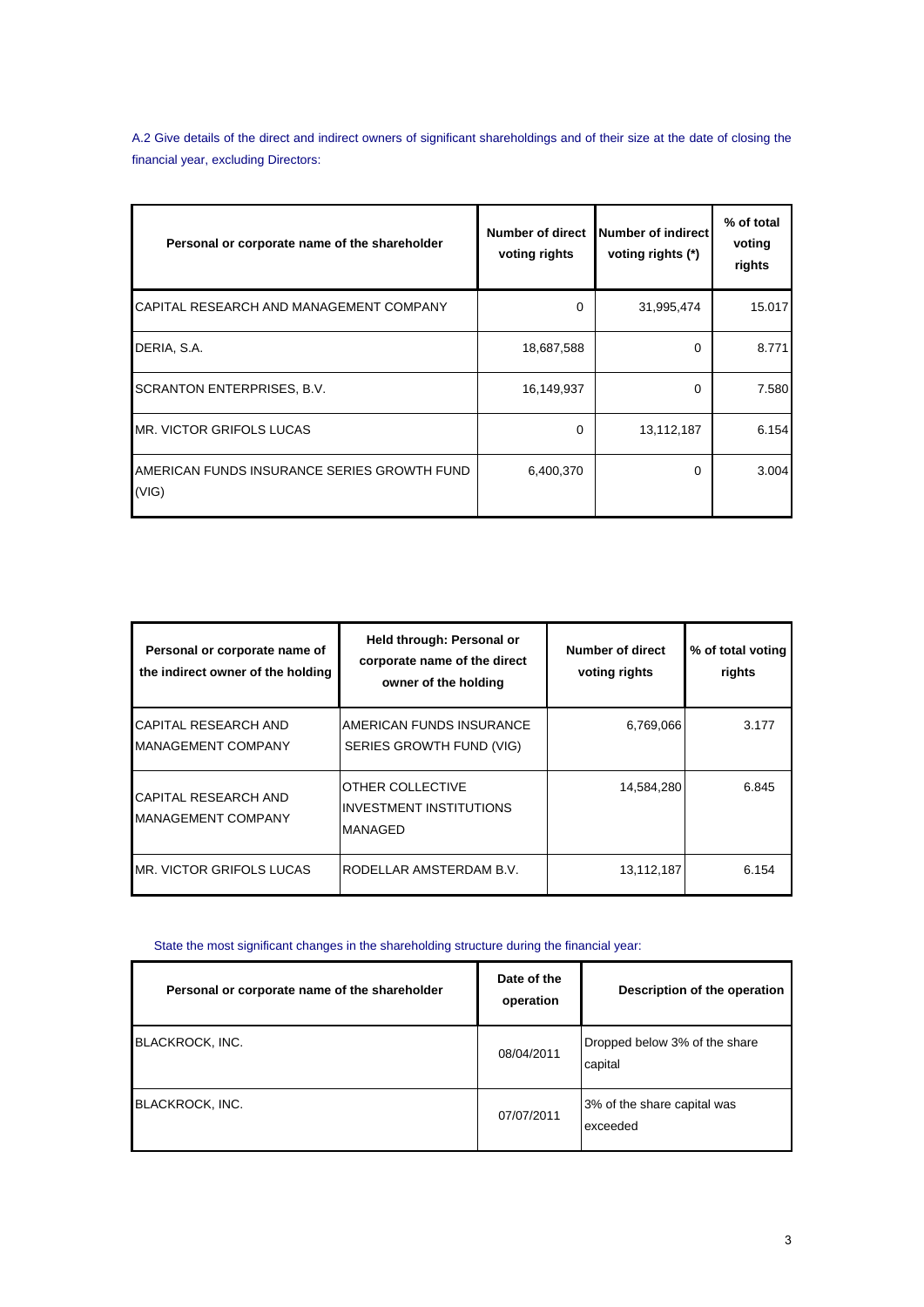A.2 Give details of the direct and indirect owners of significant shareholdings and of their size at the date of closing the financial year, excluding Directors:

| Personal or corporate name of the shareholder | Number of direct voting rights | Number of indirect voting rights (*) | % of total voting rights |
|---|---|---|---|
| CAPITAL RESEARCH AND MANAGEMENT COMPANY | 0 | 31,995,474 | 15.017 |
| DERIA, S.A. | 18,687,588 | 0 | 8.771 |
| SCRANTON ENTERPRISES, B.V. | 16,149,937 | 0 | 7.580 |
| MR. VICTOR GRIFOLS LUCAS | 0 | 13,112,187 | 6.154 |
| AMERICAN FUNDS INSURANCE SERIES GROWTH FUND (VIG) | 6,400,370 | 0 | 3.004 |

| Personal or corporate name of the indirect owner of the holding | Held through: Personal or corporate name of the direct owner of the holding | Number of direct voting rights | % of total voting rights |
|---|---|---|---|
| CAPITAL RESEARCH AND MANAGEMENT COMPANY | AMERICAN FUNDS INSURANCE SERIES GROWTH FUND (VIG) | 6,769,066 | 3.177 |
| CAPITAL RESEARCH AND MANAGEMENT COMPANY | OTHER COLLECTIVE INVESTMENT INSTITUTIONS MANAGED | 14,584,280 | 6.845 |
| MR. VICTOR GRIFOLS LUCAS | RODELLAR AMSTERDAM B.V. | 13,112,187 | 6.154 |

State the most significant changes in the shareholding structure during the financial year:

| Personal or corporate name of the shareholder | Date of the operation | Description of the operation |
|---|---|---|
| BLACKROCK, INC. | 08/04/2011 | Dropped below 3% of the share capital |
| BLACKROCK, INC. | 07/07/2011 | 3% of the share capital was exceeded |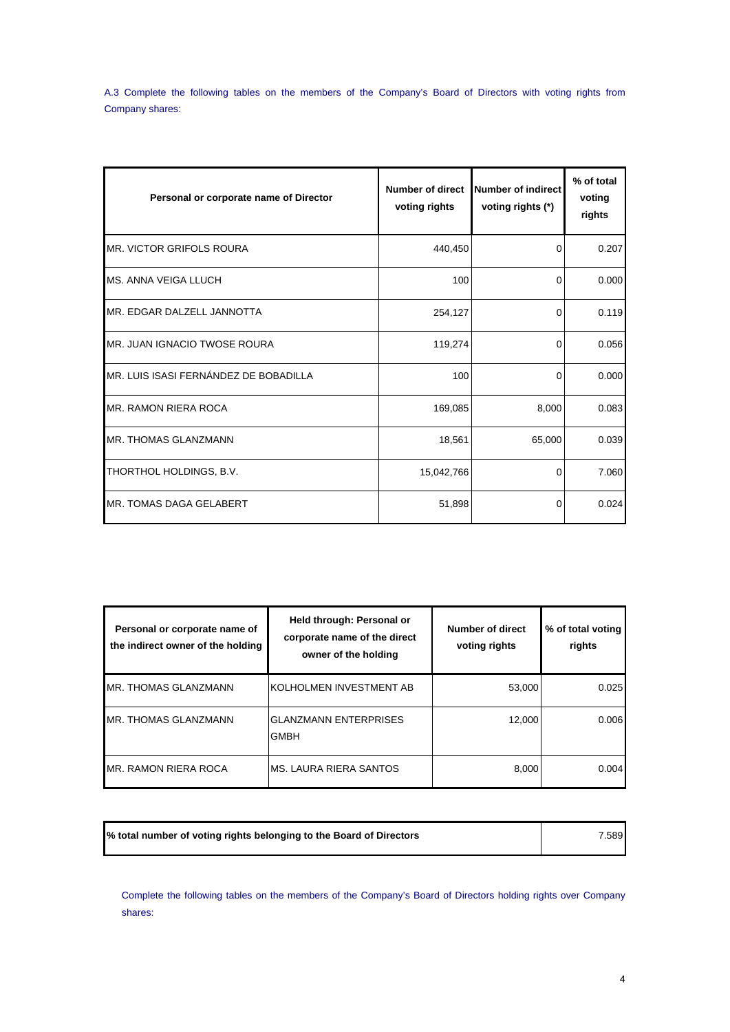A.3 Complete the following tables on the members of the Company's Board of Directors with voting rights from Company shares:

| Personal or corporate name of Director | Number of direct voting rights | Number of indirect voting rights (*) | % of total voting rights |
|---|---|---|---|
| MR. VICTOR GRIFOLS ROURA | 440,450 | 0 | 0.207 |
| MS. ANNA VEIGA LLUCH | 100 | 0 | 0.000 |
| MR. EDGAR DALZELL JANNOTTA | 254,127 | 0 | 0.119 |
| MR. JUAN IGNACIO TWOSE ROURA | 119,274 | 0 | 0.056 |
| MR. LUIS ISASI FERNÁNDEZ DE BOBADILLA | 100 | 0 | 0.000 |
| MR. RAMON RIERA ROCA | 169,085 | 8,000 | 0.083 |
| MR. THOMAS GLANZMANN | 18,561 | 65,000 | 0.039 |
| THORTHOL HOLDINGS, B.V. | 15,042,766 | 0 | 7.060 |
| MR. TOMAS DAGA GELABERT | 51,898 | 0 | 0.024 |

| Personal or corporate name of the indirect owner of the holding | Held through: Personal or corporate name of the direct owner of the holding | Number of direct voting rights | % of total voting rights |
|---|---|---|---|
| MR. THOMAS GLANZMANN | KOLHOLMEN INVESTMENT AB | 53,000 | 0.025 |
| MR. THOMAS GLANZMANN | GLANZMANN ENTERPRISES GMBH | 12,000 | 0.006 |
| MR. RAMON RIERA ROCA | MS. LAURA RIERA SANTOS | 8,000 | 0.004 |

| % total number of voting rights belonging to the Board of Directors | 7.589 |
|---|---|

Complete the following tables on the members of the Company's Board of Directors holding rights over Company shares: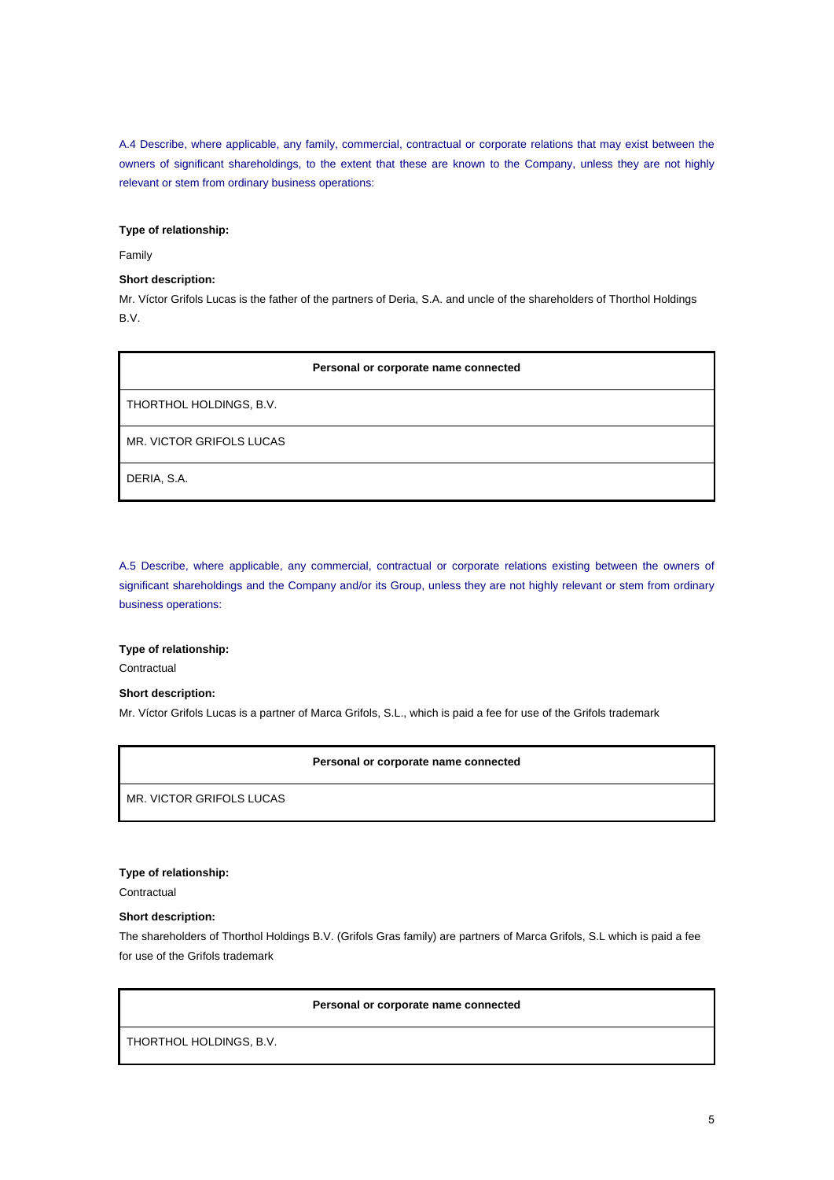A.4 Describe, where applicable, any family, commercial, contractual or corporate relations that may exist between the owners of significant shareholdings, to the extent that these are known to the Company, unless they are not highly relevant or stem from ordinary business operations:

**Type of relationship:**

Family

**Short description:**

Mr. Víctor Grifols Lucas is the father of the partners of Deria, S.A. and uncle of the shareholders of Thorthol Holdings B.V.

| Personal or corporate name connected |
|---|
| THORTHOL HOLDINGS, B.V. |
| MR. VICTOR GRIFOLS LUCAS |
| DERIA, S.A. |

A.5 Describe, where applicable, any commercial, contractual or corporate relations existing between the owners of significant shareholdings and the Company and/or its Group, unless they are not highly relevant or stem from ordinary business operations:

**Type of relationship:**

Contractual

**Short description:**

Mr. Víctor Grifols Lucas is a partner of Marca Grifols, S.L., which is paid a fee for use of the Grifols trademark

| Personal or corporate name connected |
|---|
| MR. VICTOR GRIFOLS LUCAS |

**Type of relationship:**

Contractual

**Short description:**

The shareholders of Thorthol Holdings B.V. (Grifols Gras family) are partners of Marca Grifols, S.L which is paid a fee for use of the Grifols trademark

| Personal or corporate name connected |
|---|
| THORTHOL HOLDINGS, B.V. |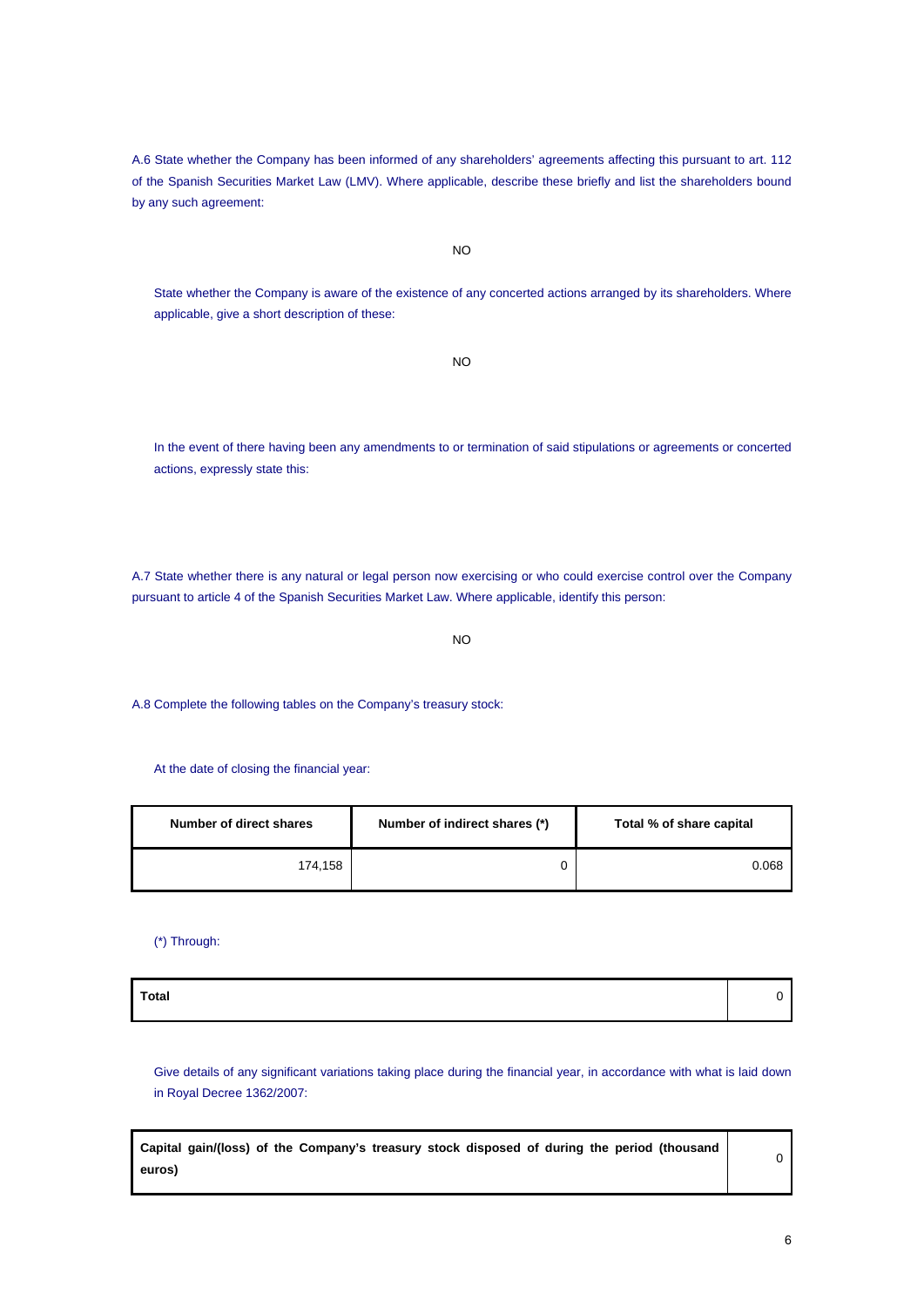A.6 State whether the Company has been informed of any shareholders' agreements affecting this pursuant to art. 112 of the Spanish Securities Market Law (LMV). Where applicable, describe these briefly and list the shareholders bound by any such agreement:

NO

State whether the Company is aware of the existence of any concerted actions arranged by its shareholders. Where applicable, give a short description of these:

NO

In the event of there having been any amendments to or termination of said stipulations or agreements or concerted actions, expressly state this:

A.7 State whether there is any natural or legal person now exercising or who could exercise control over the Company pursuant to article 4 of the Spanish Securities Market Law. Where applicable, identify this person:

NO

A.8 Complete the following tables on the Company's treasury stock:

At the date of closing the financial year:

| Number of direct shares | Number of indirect shares (*) | Total % of share capital |
|---|---|---|
| 174,158 | 0 | 0.068 |

(*) Through:

| | |
|---|---|
| **Total** | 0 |

Give details of any significant variations taking place during the financial year, in accordance with what is laid down in Royal Decree 1362/2007:

| | |
|---|---|
| **Capital gain/(loss) of the Company's treasury stock disposed of during the period (thousand euros)** | 0 |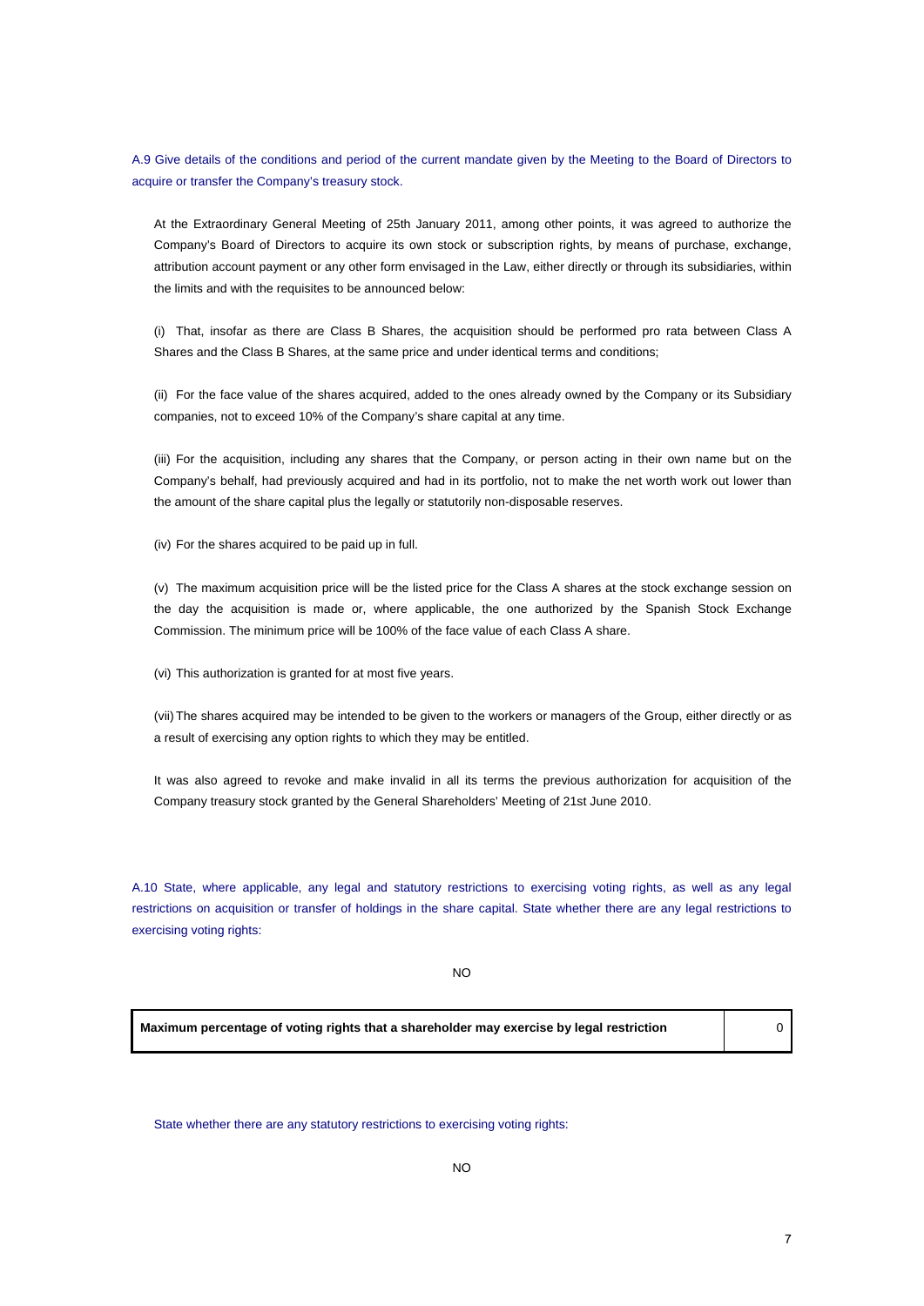A.9 Give details of the conditions and period of the current mandate given by the Meeting to the Board of Directors to acquire or transfer the Company's treasury stock.

At the Extraordinary General Meeting of 25th January 2011, among other points, it was agreed to authorize the Company's Board of Directors to acquire its own stock or subscription rights, by means of purchase, exchange, attribution account payment or any other form envisaged in the Law, either directly or through its subsidiaries, within the limits and with the requisites to be announced below:

(i) That, insofar as there are Class B Shares, the acquisition should be performed pro rata between Class A Shares and the Class B Shares, at the same price and under identical terms and conditions;

(ii) For the face value of the shares acquired, added to the ones already owned by the Company or its Subsidiary companies, not to exceed 10% of the Company's share capital at any time.

(iii) For the acquisition, including any shares that the Company, or person acting in their own name but on the Company's behalf, had previously acquired and had in its portfolio, not to make the net worth work out lower than the amount of the share capital plus the legally or statutorily non-disposable reserves.

(iv) For the shares acquired to be paid up in full.

(v) The maximum acquisition price will be the listed price for the Class A shares at the stock exchange session on the day the acquisition is made or, where applicable, the one authorized by the Spanish Stock Exchange Commission. The minimum price will be 100% of the face value of each Class A share.

(vi) This authorization is granted for at most five years.

(vii) The shares acquired may be intended to be given to the workers or managers of the Group, either directly or as a result of exercising any option rights to which they may be entitled.

It was also agreed to revoke and make invalid in all its terms the previous authorization for acquisition of the Company treasury stock granted by the General Shareholders' Meeting of 21st June 2010.

A.10 State, where applicable, any legal and statutory restrictions to exercising voting rights, as well as any legal restrictions on acquisition or transfer of holdings in the share capital. State whether there are any legal restrictions to exercising voting rights:

NO

| **Maximum percentage of voting rights that a shareholder may exercise by legal restriction** | 0 |
|---|---|

State whether there are any statutory restrictions to exercising voting rights:

NO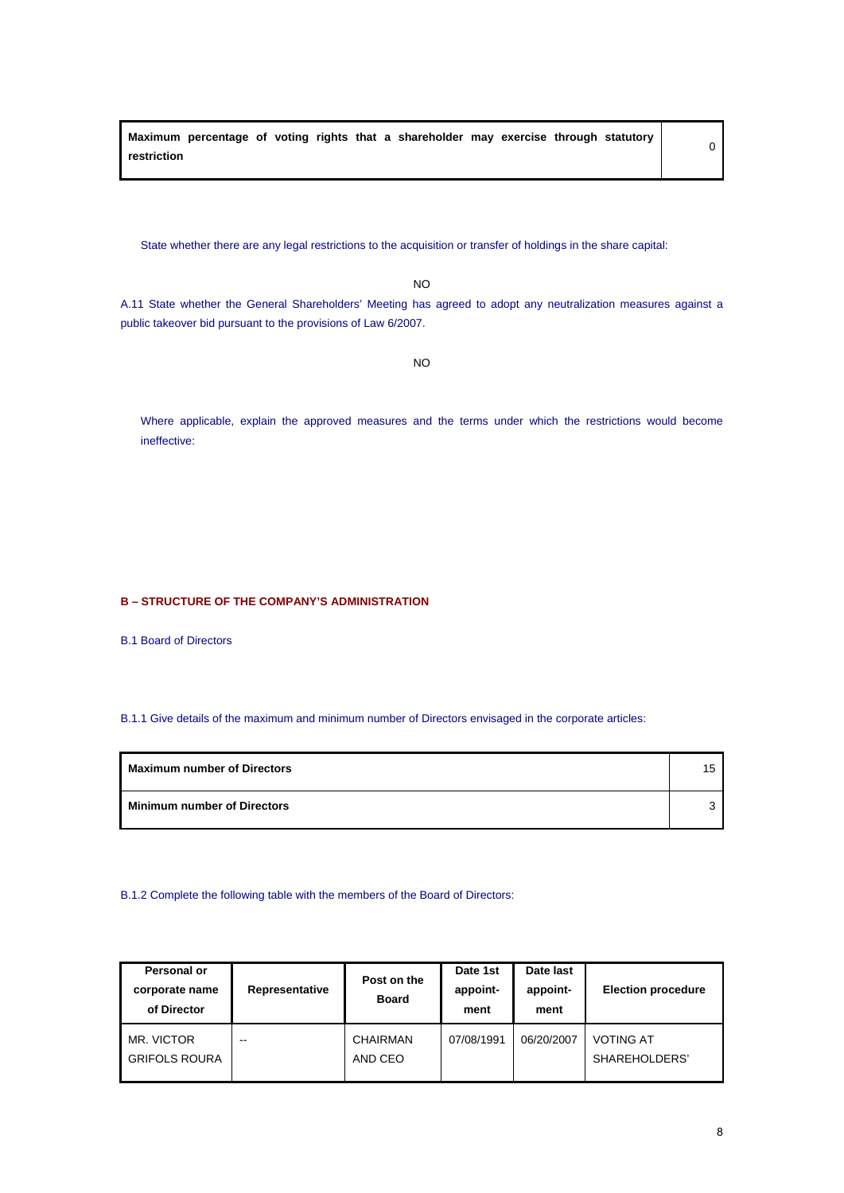| Maximum percentage of voting rights that a shareholder may exercise through statutory restriction | 0 |
|---|---|

State whether there are any legal restrictions to the acquisition or transfer of holdings in the share capital:

NO

A.11 State whether the General Shareholders' Meeting has agreed to adopt any neutralization measures against a public takeover bid pursuant to the provisions of Law 6/2007.

NO

Where applicable, explain the approved measures and the terms under which the restrictions would become ineffective:

## B – STRUCTURE OF THE COMPANY'S ADMINISTRATION

### B.1 Board of Directors

B.1.1 Give details of the maximum and minimum number of Directors envisaged in the corporate articles:

| Maximum number of Directors | 15 |
|---|---|
| Minimum number of Directors | 3 |

B.1.2 Complete the following table with the members of the Board of Directors:

| Personal or corporate name of Director | Representative | Post on the Board | Date 1st appoint-ment | Date last appoint-ment | Election procedure |
|---|---|---|---|---|---|
| MR. VICTOR GRIFOLS ROURA | -- | CHAIRMAN AND CEO | 07/08/1991 | 06/20/2007 | VOTING AT SHAREHOLDERS' |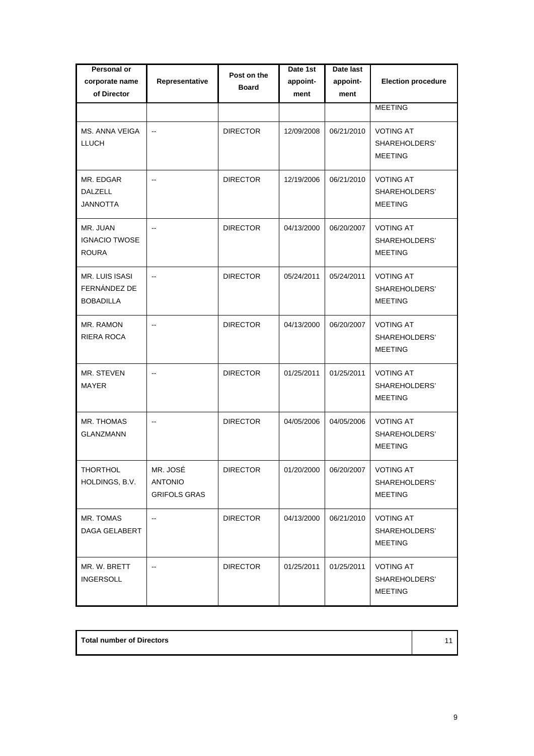| Personal or corporate name of Director | Representative | Post on the Board | Date 1st appoint-ment | Date last appoint-ment | Election procedure |
|---|---|---|---|---|---|
| | | | | | MEETING |
| MS. ANNA VEIGA LLUCH | -- | DIRECTOR | 12/09/2008 | 06/21/2010 | VOTING AT SHAREHOLDERS' MEETING |
| MR. EDGAR DALZELL JANNOTTA | -- | DIRECTOR | 12/19/2006 | 06/21/2010 | VOTING AT SHAREHOLDERS' MEETING |
| MR. JUAN IGNACIO TWOSE ROURA | -- | DIRECTOR | 04/13/2000 | 06/20/2007 | VOTING AT SHAREHOLDERS' MEETING |
| MR. LUIS ISASI FERNÁNDEZ DE BOBADILLA | -- | DIRECTOR | 05/24/2011 | 05/24/2011 | VOTING AT SHAREHOLDERS' MEETING |
| MR. RAMON RIERA ROCA | -- | DIRECTOR | 04/13/2000 | 06/20/2007 | VOTING AT SHAREHOLDERS' MEETING |
| MR. STEVEN MAYER | -- | DIRECTOR | 01/25/2011 | 01/25/2011 | VOTING AT SHAREHOLDERS' MEETING |
| MR. THOMAS GLANZMANN | -- | DIRECTOR | 04/05/2006 | 04/05/2006 | VOTING AT SHAREHOLDERS' MEETING |
| THORTHOL HOLDINGS, B.V. | MR. JOSÉ ANTONIO GRIFOLS GRAS | DIRECTOR | 01/20/2000 | 06/20/2007 | VOTING AT SHAREHOLDERS' MEETING |
| MR. TOMAS DAGA GELABERT | -- | DIRECTOR | 04/13/2000 | 06/21/2010 | VOTING AT SHAREHOLDERS' MEETING |
| MR. W. BRETT INGERSOLL | -- | DIRECTOR | 01/25/2011 | 01/25/2011 | VOTING AT SHAREHOLDERS' MEETING |

| **Total number of Directors** | 11 |
|---|---|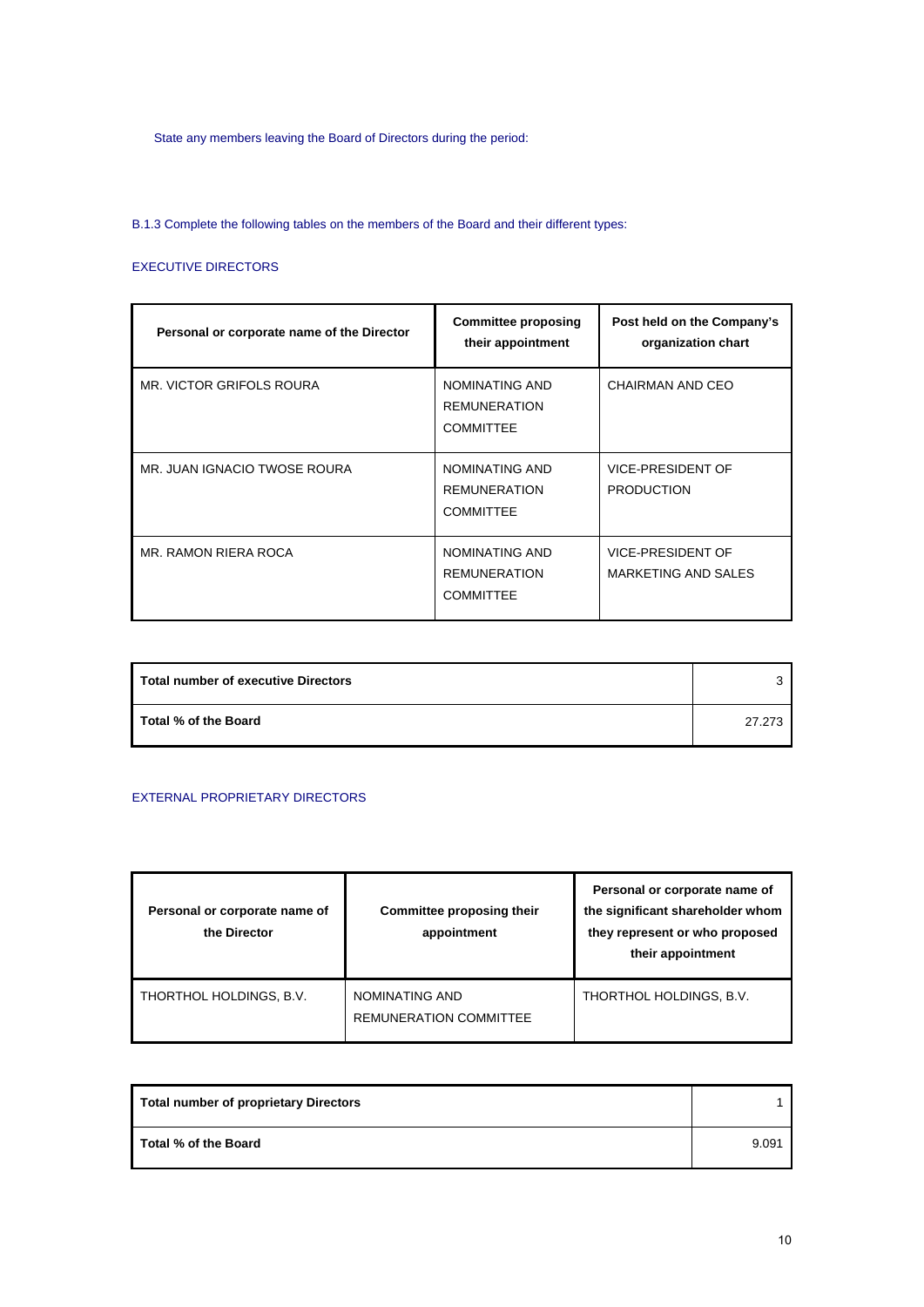State any members leaving the Board of Directors during the period:

B.1.3 Complete the following tables on the members of the Board and their different types:

EXECUTIVE DIRECTORS

| Personal or corporate name of the Director | Committee proposing their appointment | Post held on the Company's organization chart |
|---|---|---|
| MR. VICTOR GRIFOLS ROURA | NOMINATING AND REMUNERATION COMMITTEE | CHAIRMAN AND CEO |
| MR. JUAN IGNACIO TWOSE ROURA | NOMINATING AND REMUNERATION COMMITTEE | VICE-PRESIDENT OF PRODUCTION |
| MR. RAMON RIERA ROCA | NOMINATING AND REMUNERATION COMMITTEE | VICE-PRESIDENT OF MARKETING AND SALES |

| | |
|---|---|
| **Total number of executive Directors** | 3 |
| **Total % of the Board** | 27.273 |

EXTERNAL PROPRIETARY DIRECTORS

| Personal or corporate name of the Director | Committee proposing their appointment | Personal or corporate name of the significant shareholder whom they represent or who proposed their appointment |
|---|---|---|
| THORTHOL HOLDINGS, B.V. | NOMINATING AND REMUNERATION COMMITTEE | THORTHOL HOLDINGS, B.V. |

| | |
|---|---|
| **Total number of proprietary Directors** | 1 |
| **Total % of the Board** | 9.091 |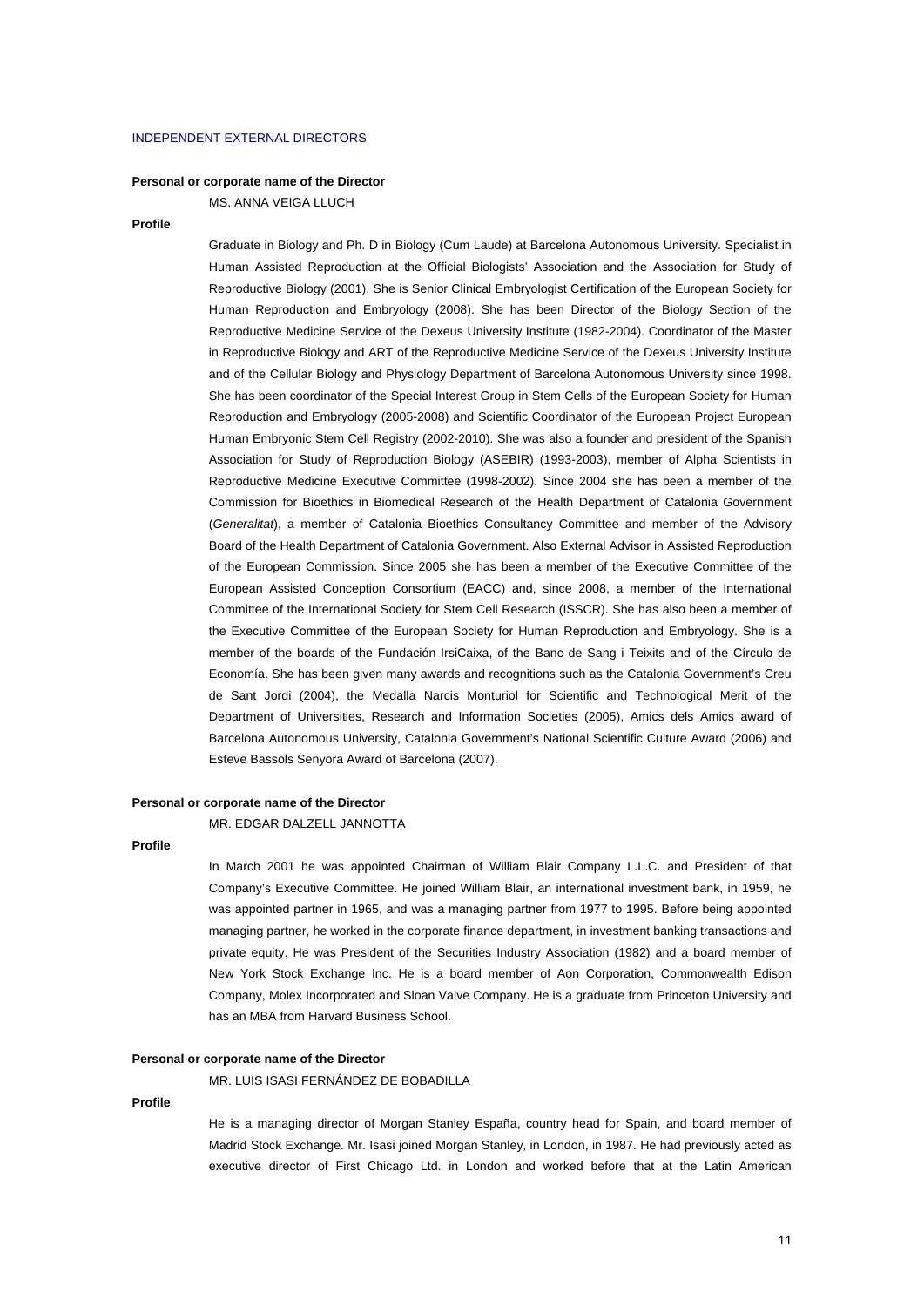INDEPENDENT EXTERNAL DIRECTORS

**Personal or corporate name of the Director**

MS. ANNA VEIGA LLUCH

**Profile**

Graduate in Biology and Ph. D in Biology (Cum Laude) at Barcelona Autonomous University. Specialist in Human Assisted Reproduction at the Official Biologists' Association and the Association for Study of Reproductive Biology (2001). She is Senior Clinical Embryologist Certification of the European Society for Human Reproduction and Embryology (2008). She has been Director of the Biology Section of the Reproductive Medicine Service of the Dexeus University Institute (1982-2004). Coordinator of the Master in Reproductive Biology and ART of the Reproductive Medicine Service of the Dexeus University Institute and of the Cellular Biology and Physiology Department of Barcelona Autonomous University since 1998. She has been coordinator of the Special Interest Group in Stem Cells of the European Society for Human Reproduction and Embryology (2005-2008) and Scientific Coordinator of the European Project European Human Embryonic Stem Cell Registry (2002-2010). She was also a founder and president of the Spanish Association for Study of Reproduction Biology (ASEBIR) (1993-2003), member of Alpha Scientists in Reproductive Medicine Executive Committee (1998-2002). Since 2004 she has been a member of the Commission for Bioethics in Biomedical Research of the Health Department of Catalonia Government (*Generalitat*), a member of Catalonia Bioethics Consultancy Committee and member of the Advisory Board of the Health Department of Catalonia Government. Also External Advisor in Assisted Reproduction of the European Commission. Since 2005 she has been a member of the Executive Committee of the European Assisted Conception Consortium (EACC) and, since 2008, a member of the International Committee of the International Society for Stem Cell Research (ISSCR). She has also been a member of the Executive Committee of the European Society for Human Reproduction and Embryology. She is a member of the boards of the Fundación IrsiCaixa, of the Banc de Sang i Teixits and of the Círculo de Economía. She has been given many awards and recognitions such as the Catalonia Government's Creu de Sant Jordi (2004), the Medalla Narcis Monturiol for Scientific and Technological Merit of the Department of Universities, Research and Information Societies (2005), Amics dels Amics award of Barcelona Autonomous University, Catalonia Government's National Scientific Culture Award (2006) and Esteve Bassols Senyora Award of Barcelona (2007).

**Personal or corporate name of the Director**

MR. EDGAR DALZELL JANNOTTA

**Profile**

In March 2001 he was appointed Chairman of William Blair Company L.L.C. and President of that Company's Executive Committee. He joined William Blair, an international investment bank, in 1959, he was appointed partner in 1965, and was a managing partner from 1977 to 1995. Before being appointed managing partner, he worked in the corporate finance department, in investment banking transactions and private equity. He was President of the Securities Industry Association (1982) and a board member of New York Stock Exchange Inc. He is a board member of Aon Corporation, Commonwealth Edison Company, Molex Incorporated and Sloan Valve Company. He is a graduate from Princeton University and has an MBA from Harvard Business School.

**Personal or corporate name of the Director**

MR. LUIS ISASI FERNÁNDEZ DE BOBADILLA

**Profile**

He is a managing director of Morgan Stanley España, country head for Spain, and board member of Madrid Stock Exchange. Mr. Isasi joined Morgan Stanley, in London, in 1987. He had previously acted as executive director of First Chicago Ltd. in London and worked before that at the Latin American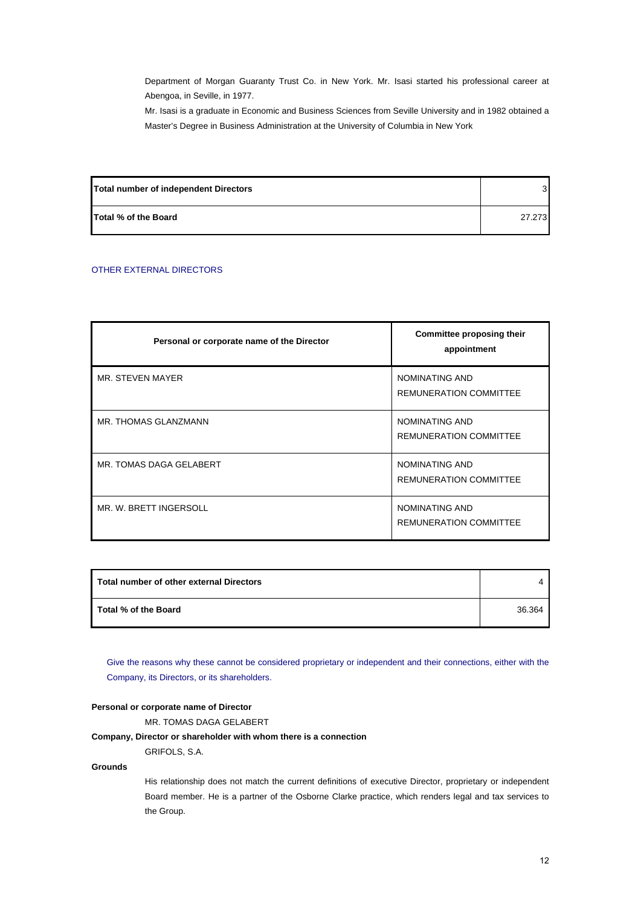Department of Morgan Guaranty Trust Co. in New York. Mr. Isasi started his professional career at Abengoa, in Seville, in 1977.

Mr. Isasi is a graduate in Economic and Business Sciences from Seville University and in 1982 obtained a Master's Degree in Business Administration at the University of Columbia in New York

| **Total number of independent Directors** | 3 |
|---|---|
| **Total % of the Board** | 27.273 |

OTHER EXTERNAL DIRECTORS

| Personal or corporate name of the Director | Committee proposing their appointment |
|---|---|
| MR. STEVEN MAYER | NOMINATING AND REMUNERATION COMMITTEE |
| MR. THOMAS GLANZMANN | NOMINATING AND REMUNERATION COMMITTEE |
| MR. TOMAS DAGA GELABERT | NOMINATING AND REMUNERATION COMMITTEE |
| MR. W. BRETT INGERSOLL | NOMINATING AND REMUNERATION COMMITTEE |

| **Total number of other external Directors** | 4 |
|---|---|
| **Total % of the Board** | 36.364 |

Give the reasons why these cannot be considered proprietary or independent and their connections, either with the Company, its Directors, or its shareholders.

**Personal or corporate name of Director**

MR. TOMAS DAGA GELABERT

**Company, Director or shareholder with whom there is a connection**

GRIFOLS, S.A.

**Grounds**

His relationship does not match the current definitions of executive Director, proprietary or independent Board member. He is a partner of the Osborne Clarke practice, which renders legal and tax services to the Group.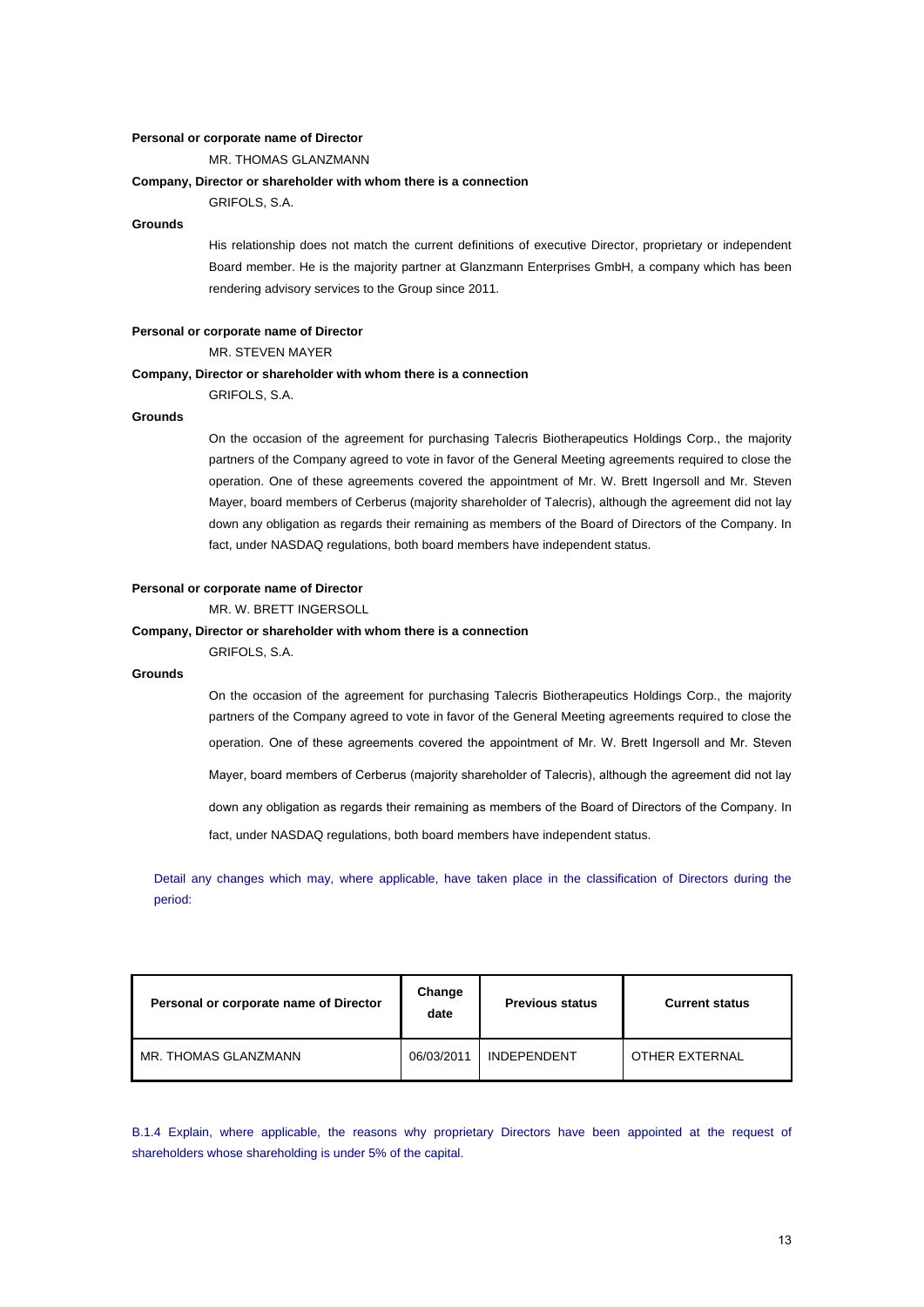**Personal or corporate name of Director**

MR. THOMAS GLANZMANN

**Company, Director or shareholder with whom there is a connection**

GRIFOLS, S.A.

**Grounds**

His relationship does not match the current definitions of executive Director, proprietary or independent Board member. He is the majority partner at Glanzmann Enterprises GmbH, a company which has been rendering advisory services to the Group since 2011.

**Personal or corporate name of Director**

MR. STEVEN MAYER

**Company, Director or shareholder with whom there is a connection**

GRIFOLS, S.A.

**Grounds**

On the occasion of the agreement for purchasing Talecris Biotherapeutics Holdings Corp., the majority partners of the Company agreed to vote in favor of the General Meeting agreements required to close the operation. One of these agreements covered the appointment of Mr. W. Brett Ingersoll and Mr. Steven Mayer, board members of Cerberus (majority shareholder of Talecris), although the agreement did not lay down any obligation as regards their remaining as members of the Board of Directors of the Company. In fact, under NASDAQ regulations, both board members have independent status.

**Personal or corporate name of Director**

MR. W. BRETT INGERSOLL

**Company, Director or shareholder with whom there is a connection**

GRIFOLS, S.A.

**Grounds**

On the occasion of the agreement for purchasing Talecris Biotherapeutics Holdings Corp., the majority partners of the Company agreed to vote in favor of the General Meeting agreements required to close the operation. One of these agreements covered the appointment of Mr. W. Brett Ingersoll and Mr. Steven Mayer, board members of Cerberus (majority shareholder of Talecris), although the agreement did not lay down any obligation as regards their remaining as members of the Board of Directors of the Company. In fact, under NASDAQ regulations, both board members have independent status.

Detail any changes which may, where applicable, have taken place in the classification of Directors during the period:

| Personal or corporate name of Director | Change date | Previous status | Current status |
|---|---|---|---|
| MR. THOMAS GLANZMANN | 06/03/2011 | INDEPENDENT | OTHER EXTERNAL |

B.1.4 Explain, where applicable, the reasons why proprietary Directors have been appointed at the request of shareholders whose shareholding is under 5% of the capital.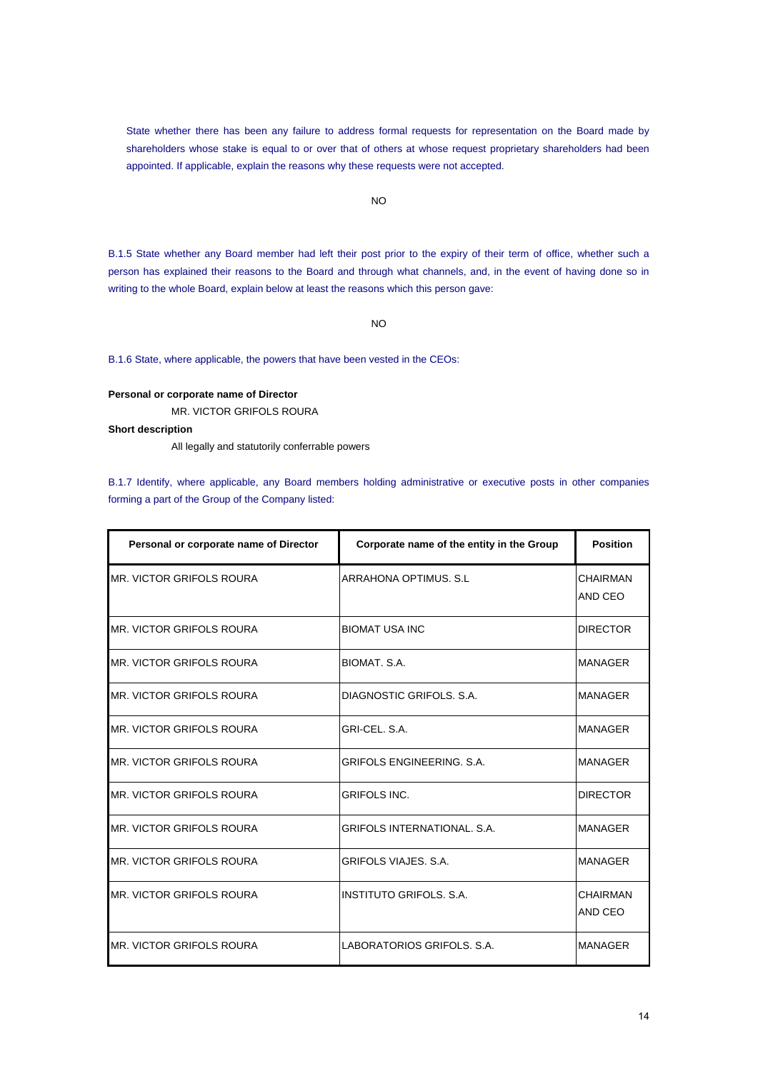State whether there has been any failure to address formal requests for representation on the Board made by shareholders whose stake is equal to or over that of others at whose request proprietary shareholders had been appointed. If applicable, explain the reasons why these requests were not accepted.

NO

B.1.5 State whether any Board member had left their post prior to the expiry of their term of office, whether such a person has explained their reasons to the Board and through what channels, and, in the event of having done so in writing to the whole Board, explain below at least the reasons which this person gave:

NO

B.1.6 State, where applicable, the powers that have been vested in the CEOs:

**Personal or corporate name of Director**

MR. VICTOR GRIFOLS ROURA

**Short description**

All legally and statutorily conferrable powers

B.1.7 Identify, where applicable, any Board members holding administrative or executive posts in other companies forming a part of the Group of the Company listed:

| Personal or corporate name of Director | Corporate name of the entity in the Group | Position |
| --- | --- | --- |
| MR. VICTOR GRIFOLS ROURA | ARRAHONA OPTIMUS. S.L | CHAIRMAN AND CEO |
| MR. VICTOR GRIFOLS ROURA | BIOMAT USA INC | DIRECTOR |
| MR. VICTOR GRIFOLS ROURA | BIOMAT. S.A. | MANAGER |
| MR. VICTOR GRIFOLS ROURA | DIAGNOSTIC GRIFOLS. S.A. | MANAGER |
| MR. VICTOR GRIFOLS ROURA | GRI-CEL. S.A. | MANAGER |
| MR. VICTOR GRIFOLS ROURA | GRIFOLS ENGINEERING. S.A. | MANAGER |
| MR. VICTOR GRIFOLS ROURA | GRIFOLS INC. | DIRECTOR |
| MR. VICTOR GRIFOLS ROURA | GRIFOLS INTERNATIONAL. S.A. | MANAGER |
| MR. VICTOR GRIFOLS ROURA | GRIFOLS VIAJES. S.A. | MANAGER |
| MR. VICTOR GRIFOLS ROURA | INSTITUTO GRIFOLS. S.A. | CHAIRMAN AND CEO |
| MR. VICTOR GRIFOLS ROURA | LABORATORIOS GRIFOLS. S.A. | MANAGER |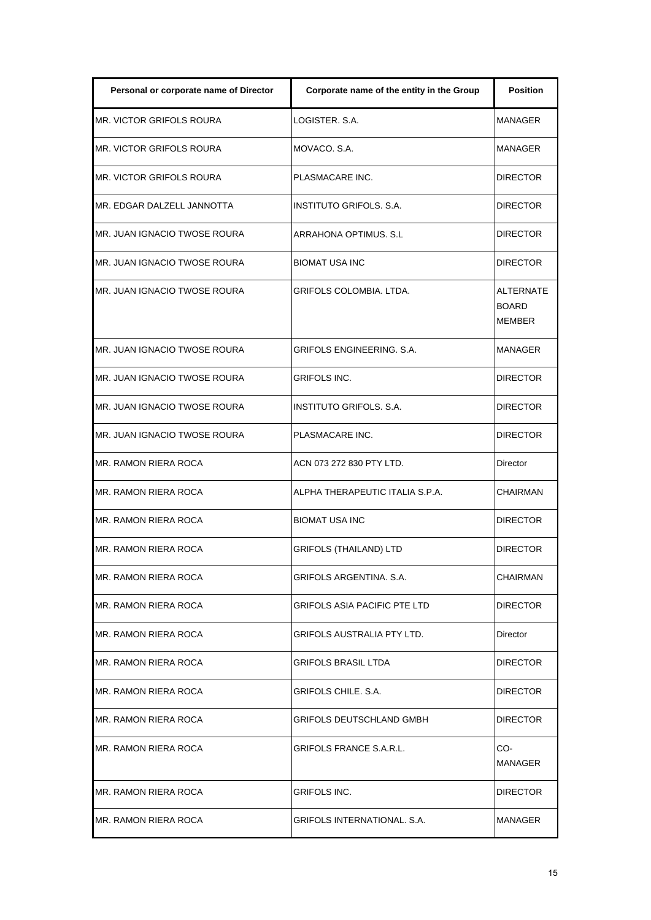| Personal or corporate name of Director | Corporate name of the entity in the Group | Position |
| --- | --- | --- |
| MR. VICTOR GRIFOLS ROURA | LOGISTER. S.A. | MANAGER |
| MR. VICTOR GRIFOLS ROURA | MOVACO. S.A. | MANAGER |
| MR. VICTOR GRIFOLS ROURA | PLASMACARE INC. | DIRECTOR |
| MR. EDGAR DALZELL JANNOTTA | INSTITUTO GRIFOLS. S.A. | DIRECTOR |
| MR. JUAN IGNACIO TWOSE ROURA | ARRAHONA OPTIMUS. S.L | DIRECTOR |
| MR. JUAN IGNACIO TWOSE ROURA | BIOMAT USA INC | DIRECTOR |
| MR. JUAN IGNACIO TWOSE ROURA | GRIFOLS COLOMBIA. LTDA. | ALTERNATE BOARD MEMBER |
| MR. JUAN IGNACIO TWOSE ROURA | GRIFOLS ENGINEERING. S.A. | MANAGER |
| MR. JUAN IGNACIO TWOSE ROURA | GRIFOLS INC. | DIRECTOR |
| MR. JUAN IGNACIO TWOSE ROURA | INSTITUTO GRIFOLS. S.A. | DIRECTOR |
| MR. JUAN IGNACIO TWOSE ROURA | PLASMACARE INC. | DIRECTOR |
| MR. RAMON RIERA ROCA | ACN 073 272 830 PTY LTD. | Director |
| MR. RAMON RIERA ROCA | ALPHA THERAPEUTIC ITALIA S.P.A. | CHAIRMAN |
| MR. RAMON RIERA ROCA | BIOMAT USA INC | DIRECTOR |
| MR. RAMON RIERA ROCA | GRIFOLS (THAILAND) LTD | DIRECTOR |
| MR. RAMON RIERA ROCA | GRIFOLS ARGENTINA. S.A. | CHAIRMAN |
| MR. RAMON RIERA ROCA | GRIFOLS ASIA PACIFIC PTE LTD | DIRECTOR |
| MR. RAMON RIERA ROCA | GRIFOLS AUSTRALIA PTY LTD. | Director |
| MR. RAMON RIERA ROCA | GRIFOLS BRASIL LTDA | DIRECTOR |
| MR. RAMON RIERA ROCA | GRIFOLS CHILE. S.A. | DIRECTOR |
| MR. RAMON RIERA ROCA | GRIFOLS DEUTSCHLAND GMBH | DIRECTOR |
| MR. RAMON RIERA ROCA | GRIFOLS FRANCE S.A.R.L. | CO-MANAGER |
| MR. RAMON RIERA ROCA | GRIFOLS INC. | DIRECTOR |
| MR. RAMON RIERA ROCA | GRIFOLS INTERNATIONAL. S.A. | MANAGER |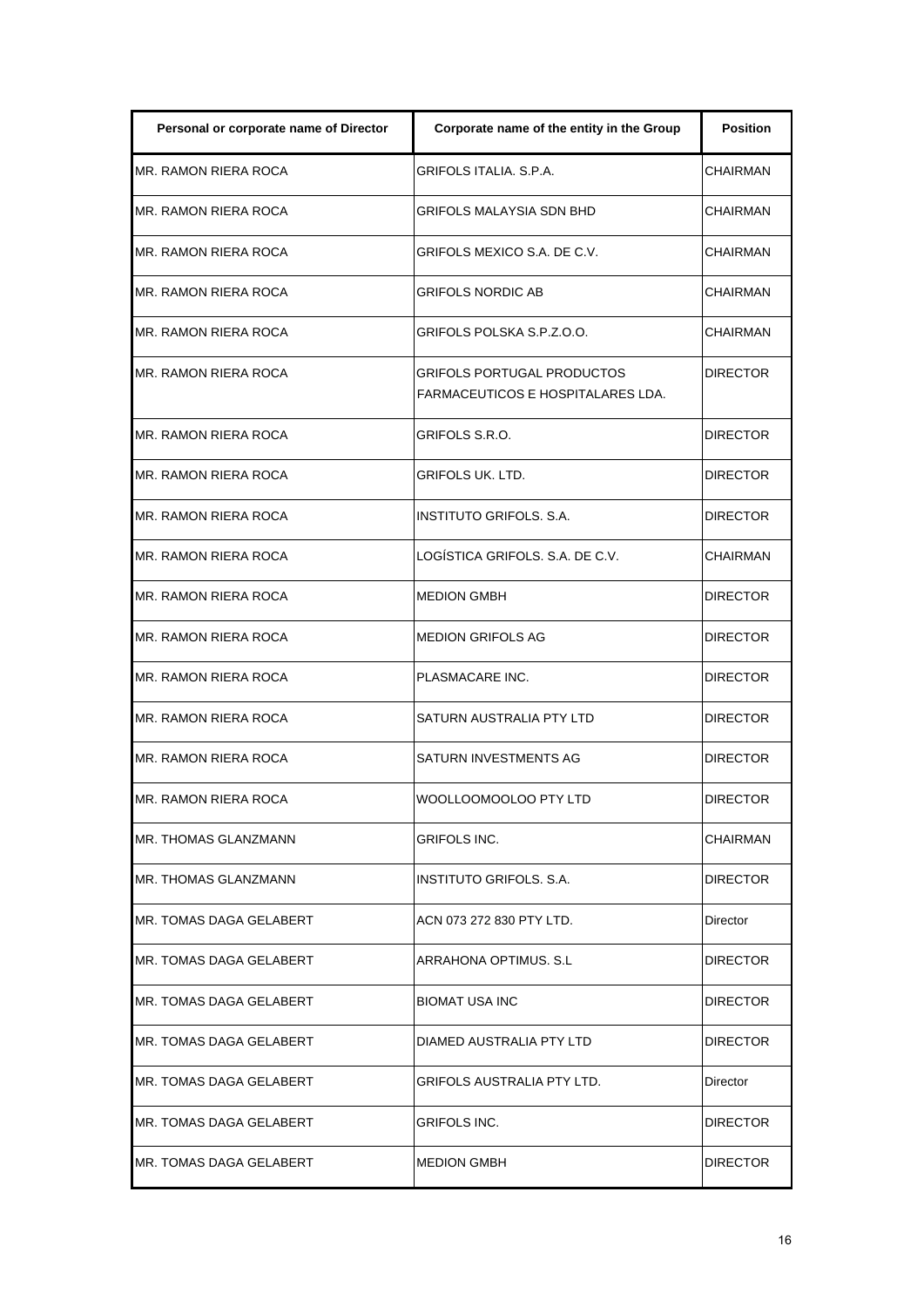| Personal or corporate name of Director | Corporate name of the entity in the Group | Position |
|---|---|---|
| MR. RAMON RIERA ROCA | GRIFOLS ITALIA. S.P.A. | CHAIRMAN |
| MR. RAMON RIERA ROCA | GRIFOLS MALAYSIA SDN BHD | CHAIRMAN |
| MR. RAMON RIERA ROCA | GRIFOLS MEXICO S.A. DE C.V. | CHAIRMAN |
| MR. RAMON RIERA ROCA | GRIFOLS NORDIC AB | CHAIRMAN |
| MR. RAMON RIERA ROCA | GRIFOLS POLSKA S.P.Z.O.O. | CHAIRMAN |
| MR. RAMON RIERA ROCA | GRIFOLS PORTUGAL PRODUCTOS FARMACEUTICOS E HOSPITALARES LDA. | DIRECTOR |
| MR. RAMON RIERA ROCA | GRIFOLS S.R.O. | DIRECTOR |
| MR. RAMON RIERA ROCA | GRIFOLS UK. LTD. | DIRECTOR |
| MR. RAMON RIERA ROCA | INSTITUTO GRIFOLS. S.A. | DIRECTOR |
| MR. RAMON RIERA ROCA | LOGÍSTICA GRIFOLS. S.A. DE C.V. | CHAIRMAN |
| MR. RAMON RIERA ROCA | MEDION GMBH | DIRECTOR |
| MR. RAMON RIERA ROCA | MEDION GRIFOLS AG | DIRECTOR |
| MR. RAMON RIERA ROCA | PLASMACARE INC. | DIRECTOR |
| MR. RAMON RIERA ROCA | SATURN AUSTRALIA PTY LTD | DIRECTOR |
| MR. RAMON RIERA ROCA | SATURN INVESTMENTS AG | DIRECTOR |
| MR. RAMON RIERA ROCA | WOOLLOOMOOLOO PTY LTD | DIRECTOR |
| MR. THOMAS GLANZMANN | GRIFOLS INC. | CHAIRMAN |
| MR. THOMAS GLANZMANN | INSTITUTO GRIFOLS. S.A. | DIRECTOR |
| MR. TOMAS DAGA GELABERT | ACN 073 272 830 PTY LTD. | Director |
| MR. TOMAS DAGA GELABERT | ARRAHONA OPTIMUS. S.L | DIRECTOR |
| MR. TOMAS DAGA GELABERT | BIOMAT USA INC | DIRECTOR |
| MR. TOMAS DAGA GELABERT | DIAMED AUSTRALIA PTY LTD | DIRECTOR |
| MR. TOMAS DAGA GELABERT | GRIFOLS AUSTRALIA PTY LTD. | Director |
| MR. TOMAS DAGA GELABERT | GRIFOLS INC. | DIRECTOR |
| MR. TOMAS DAGA GELABERT | MEDION GMBH | DIRECTOR |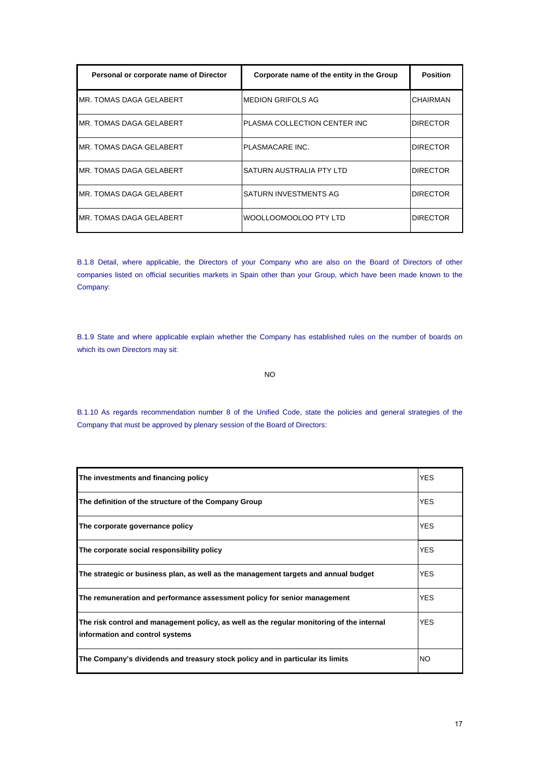| Personal or corporate name of Director | Corporate name of the entity in the Group | Position |
|---|---|---|
| MR. TOMAS DAGA GELABERT | MEDION GRIFOLS AG | CHAIRMAN |
| MR. TOMAS DAGA GELABERT | PLASMA COLLECTION CENTER INC | DIRECTOR |
| MR. TOMAS DAGA GELABERT | PLASMACARE INC. | DIRECTOR |
| MR. TOMAS DAGA GELABERT | SATURN AUSTRALIA PTY LTD | DIRECTOR |
| MR. TOMAS DAGA GELABERT | SATURN INVESTMENTS AG | DIRECTOR |
| MR. TOMAS DAGA GELABERT | WOOLLOOMOOLOO PTY LTD | DIRECTOR |

B.1.8 Detail, where applicable, the Directors of your Company who are also on the Board of Directors of other companies listed on official securities markets in Spain other than your Group, which have been made known to the Company:

B.1.9 State and where applicable explain whether the Company has established rules on the number of boards on which its own Directors may sit:

NO

B.1.10 As regards recommendation number 8 of the Unified Code, state the policies and general strategies of the Company that must be approved by plenary session of the Board of Directors:

| | |
|---|---|
| **The investments and financing policy** | YES |
| **The definition of the structure of the Company Group** | YES |
| **The corporate governance policy** | YES |
| **The corporate social responsibility policy** | YES |
| **The strategic or business plan, as well as the management targets and annual budget** | YES |
| **The remuneration and performance assessment policy for senior management** | YES |
| **The risk control and management policy, as well as the regular monitoring of the internal information and control systems** | YES |
| **The Company's dividends and treasury stock policy and in particular its limits** | NO |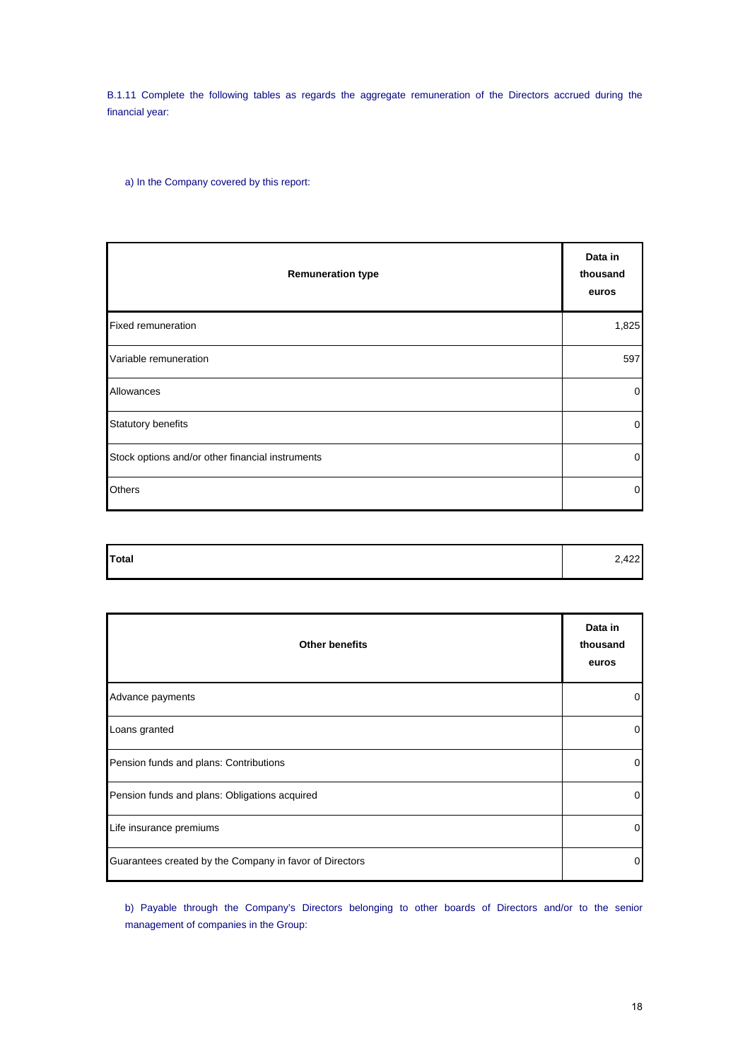B.1.11 Complete the following tables as regards the aggregate remuneration of the Directors accrued during the financial year:

a) In the Company covered by this report:

| Remuneration type | Data in thousand euros |
| --- | --- |
| Fixed remuneration | 1,825 |
| Variable remuneration | 597 |
| Allowances | 0 |
| Statutory benefits | 0 |
| Stock options and/or other financial instruments | 0 |
| Others | 0 |

| Total | 2,422 |
| --- | --- |

| Other benefits | Data in thousand euros |
| --- | --- |
| Advance payments | 0 |
| Loans granted | 0 |
| Pension funds and plans: Contributions | 0 |
| Pension funds and plans: Obligations acquired | 0 |
| Life insurance premiums | 0 |
| Guarantees created by the Company in favor of Directors | 0 |

b) Payable through the Company's Directors belonging to other boards of Directors and/or to the senior management of companies in the Group: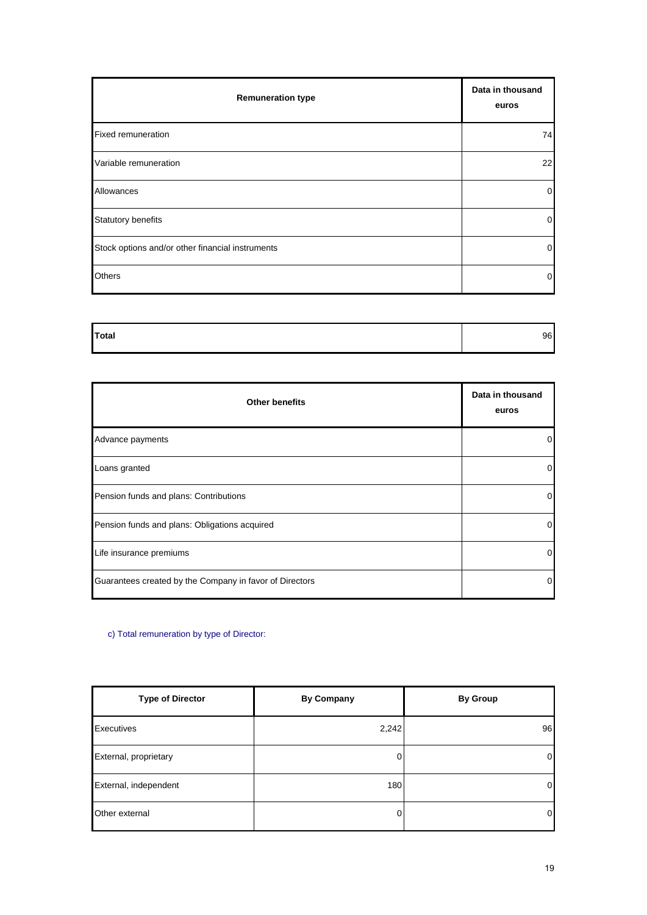| Remuneration type | Data in thousand euros |
| --- | --- |
| Fixed remuneration | 74 |
| Variable remuneration | 22 |
| Allowances | 0 |
| Statutory benefits | 0 |
| Stock options and/or other financial instruments | 0 |
| Others | 0 |

| **Total** | 96 |
| --- | --- |

| Other benefits | Data in thousand euros |
| --- | --- |
| Advance payments | 0 |
| Loans granted | 0 |
| Pension funds and plans: Contributions | 0 |
| Pension funds and plans: Obligations acquired | 0 |
| Life insurance premiums | 0 |
| Guarantees created by the Company in favor of Directors | 0 |

c) Total remuneration by type of Director:

| Type of Director | By Company | By Group |
| --- | --- | --- |
| Executives | 2,242 | 96 |
| External, proprietary | 0 | 0 |
| External, independent | 180 | 0 |
| Other external | 0 | 0 |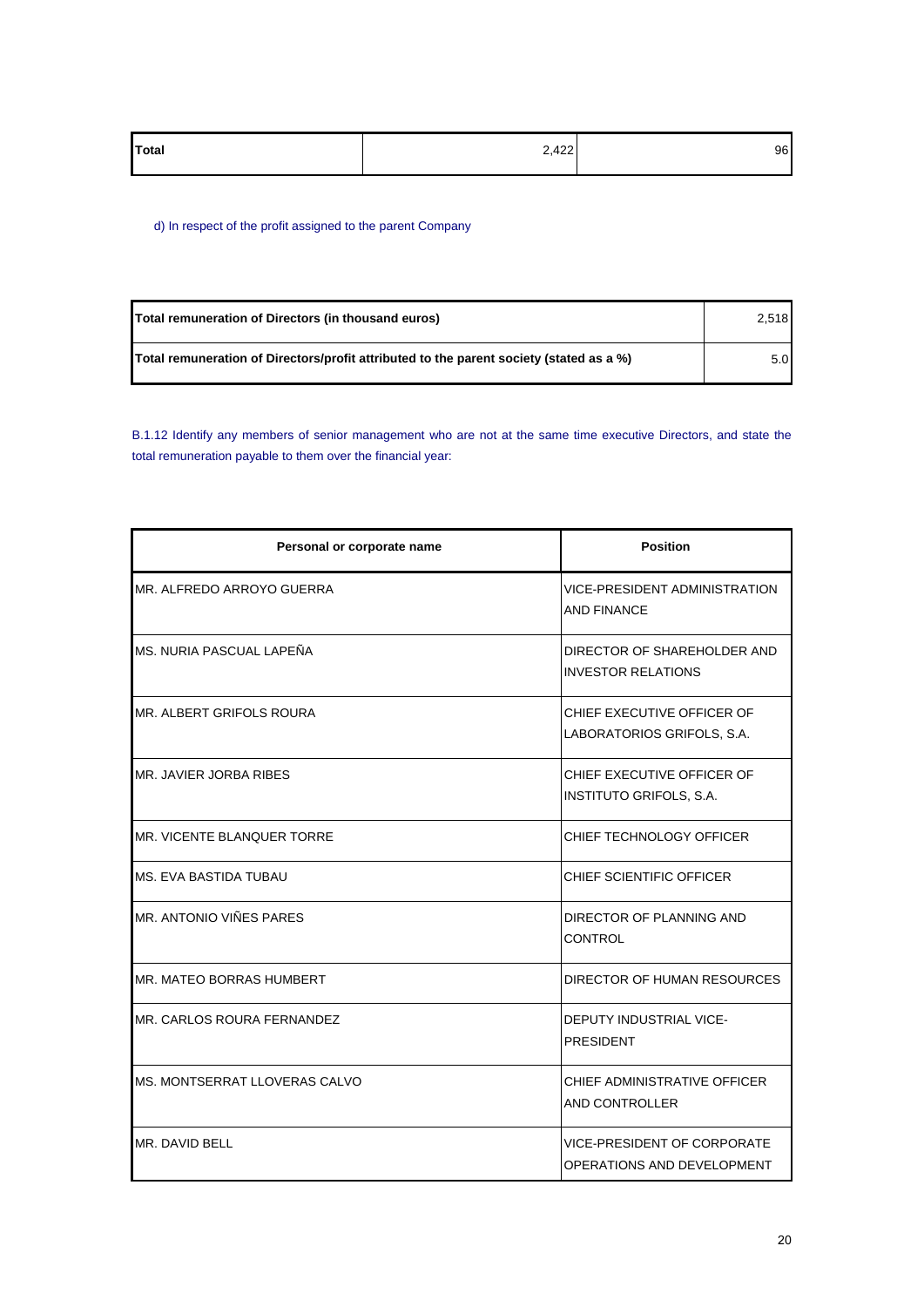| Total | 2,422 | 96 |
|---|---|---|

d) In respect of the profit assigned to the parent Company

| Total remuneration of Directors (in thousand euros) | 2,518 |
|---|---|
| Total remuneration of Directors/profit attributed to the parent society (stated as a %) | 5.0 |

B.1.12 Identify any members of senior management who are not at the same time executive Directors, and state the total remuneration payable to them over the financial year:

| Personal or corporate name | Position |
|---|---|
| MR. ALFREDO ARROYO GUERRA | VICE-PRESIDENT ADMINISTRATION AND FINANCE |
| MS. NURIA PASCUAL LAPEÑA | DIRECTOR OF SHAREHOLDER AND INVESTOR RELATIONS |
| MR. ALBERT GRIFOLS ROURA | CHIEF EXECUTIVE OFFICER OF LABORATORIOS GRIFOLS, S.A. |
| MR. JAVIER JORBA RIBES | CHIEF EXECUTIVE OFFICER OF INSTITUTO GRIFOLS, S.A. |
| MR. VICENTE BLANQUER TORRE | CHIEF TECHNOLOGY OFFICER |
| MS. EVA BASTIDA TUBAU | CHIEF SCIENTIFIC OFFICER |
| MR. ANTONIO VIÑES PARES | DIRECTOR OF PLANNING AND CONTROL |
| MR. MATEO BORRAS HUMBERT | DIRECTOR OF HUMAN RESOURCES |
| MR. CARLOS ROURA FERNANDEZ | DEPUTY INDUSTRIAL VICE-PRESIDENT |
| MS. MONTSERRAT LLOVERAS CALVO | CHIEF ADMINISTRATIVE OFFICER AND CONTROLLER |
| MR. DAVID BELL | VICE-PRESIDENT OF CORPORATE OPERATIONS AND DEVELOPMENT |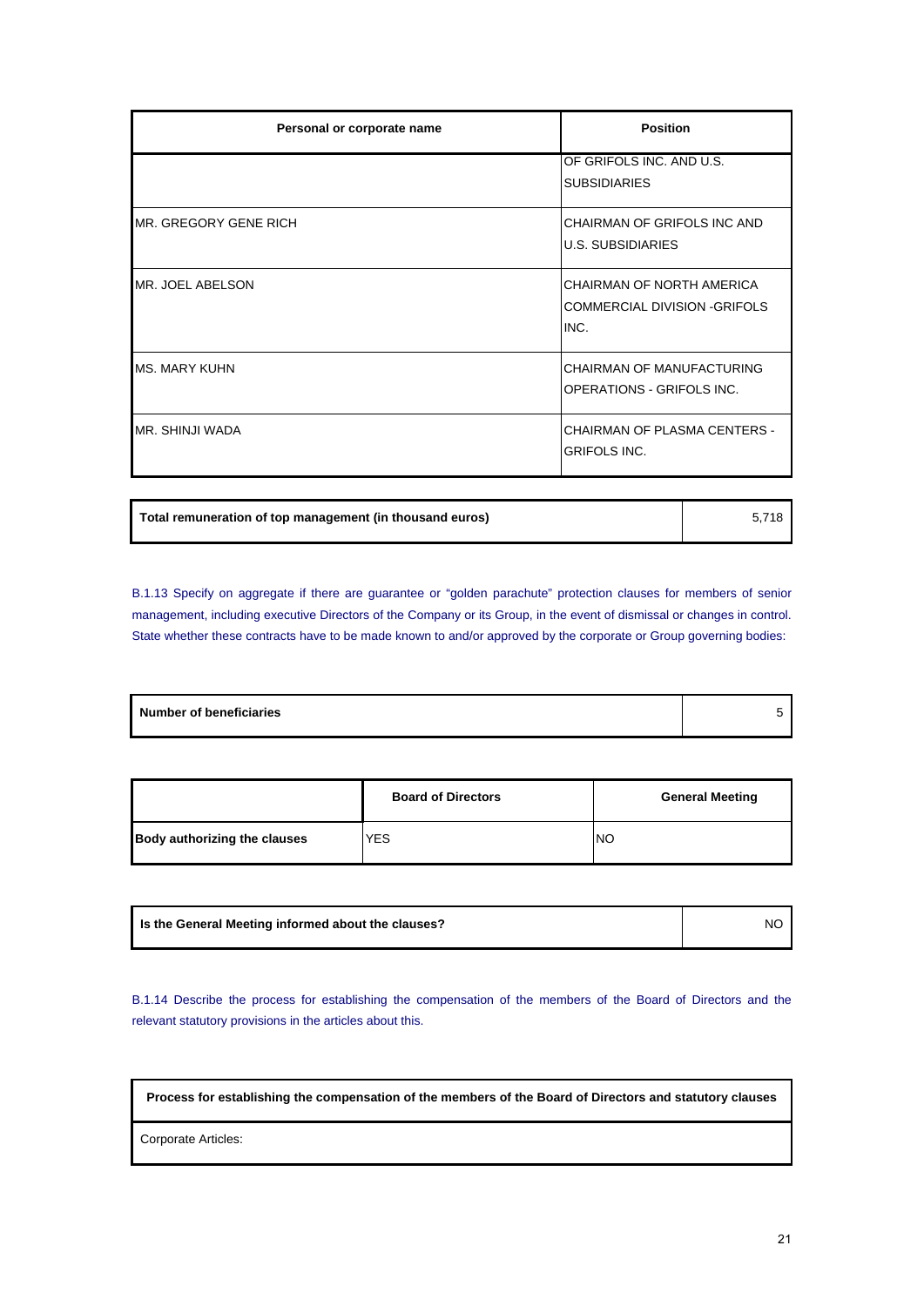| Personal or corporate name | Position |
| --- | --- |
| | OF GRIFOLS INC. AND U.S. SUBSIDIARIES |
| MR. GREGORY GENE RICH | CHAIRMAN OF GRIFOLS INC AND U.S. SUBSIDIARIES |
| MR. JOEL ABELSON | CHAIRMAN OF NORTH AMERICA COMMERCIAL DIVISION -GRIFOLS INC. |
| MS. MARY KUHN | CHAIRMAN OF MANUFACTURING OPERATIONS - GRIFOLS INC. |
| MR. SHINJI WADA | CHAIRMAN OF PLASMA CENTERS - GRIFOLS INC. |

| Total remuneration of top management (in thousand euros) | 5,718 |
| --- | --- |

B.1.13 Specify on aggregate if there are guarantee or “golden parachute” protection clauses for members of senior management, including executive Directors of the Company or its Group, in the event of dismissal or changes in control. State whether these contracts have to be made known to and/or approved by the corporate or Group governing bodies:

| Number of beneficiaries | 5 |
| --- | --- |

| | Board of Directors | General Meeting |
| --- | --- | --- |
| Body authorizing the clauses | YES | NO |

| Is the General Meeting informed about the clauses? | NO |
| --- | --- |

B.1.14 Describe the process for establishing the compensation of the members of the Board of Directors and the relevant statutory provisions in the articles about this.

| Process for establishing the compensation of the members of the Board of Directors and statutory clauses |
| --- |
| Corporate Articles: |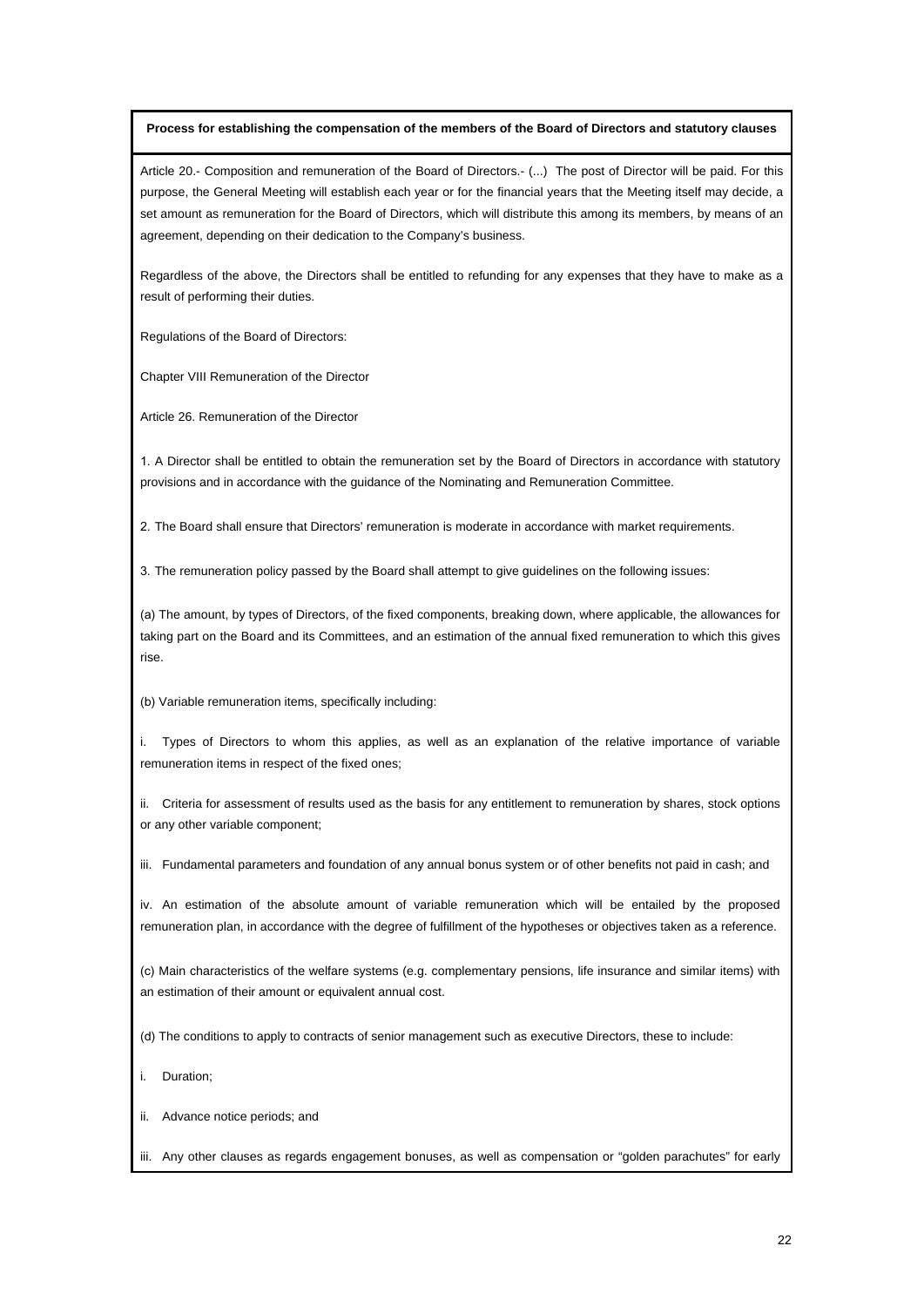**Process for establishing the compensation of the members of the Board of Directors and statutory clauses**

Article 20.- Composition and remuneration of the Board of Directors.- (...) The post of Director will be paid. For this purpose, the General Meeting will establish each year or for the financial years that the Meeting itself may decide, a set amount as remuneration for the Board of Directors, which will distribute this among its members, by means of an agreement, depending on their dedication to the Company's business.

Regardless of the above, the Directors shall be entitled to refunding for any expenses that they have to make as a result of performing their duties.

Regulations of the Board of Directors:

Chapter VIII Remuneration of the Director

Article 26. Remuneration of the Director

1. A Director shall be entitled to obtain the remuneration set by the Board of Directors in accordance with statutory provisions and in accordance with the guidance of the Nominating and Remuneration Committee.

2. The Board shall ensure that Directors' remuneration is moderate in accordance with market requirements.

3. The remuneration policy passed by the Board shall attempt to give guidelines on the following issues:

(a) The amount, by types of Directors, of the fixed components, breaking down, where applicable, the allowances for taking part on the Board and its Committees, and an estimation of the annual fixed remuneration to which this gives rise.

(b) Variable remuneration items, specifically including:

i. Types of Directors to whom this applies, as well as an explanation of the relative importance of variable remuneration items in respect of the fixed ones;

ii. Criteria for assessment of results used as the basis for any entitlement to remuneration by shares, stock options or any other variable component;

iii. Fundamental parameters and foundation of any annual bonus system or of other benefits not paid in cash; and

iv. An estimation of the absolute amount of variable remuneration which will be entailed by the proposed remuneration plan, in accordance with the degree of fulfillment of the hypotheses or objectives taken as a reference.

(c) Main characteristics of the welfare systems (e.g. complementary pensions, life insurance and similar items) with an estimation of their amount or equivalent annual cost.

(d) The conditions to apply to contracts of senior management such as executive Directors, these to include:

i. Duration;

ii. Advance notice periods; and

iii. Any other clauses as regards engagement bonuses, as well as compensation or "golden parachutes" for early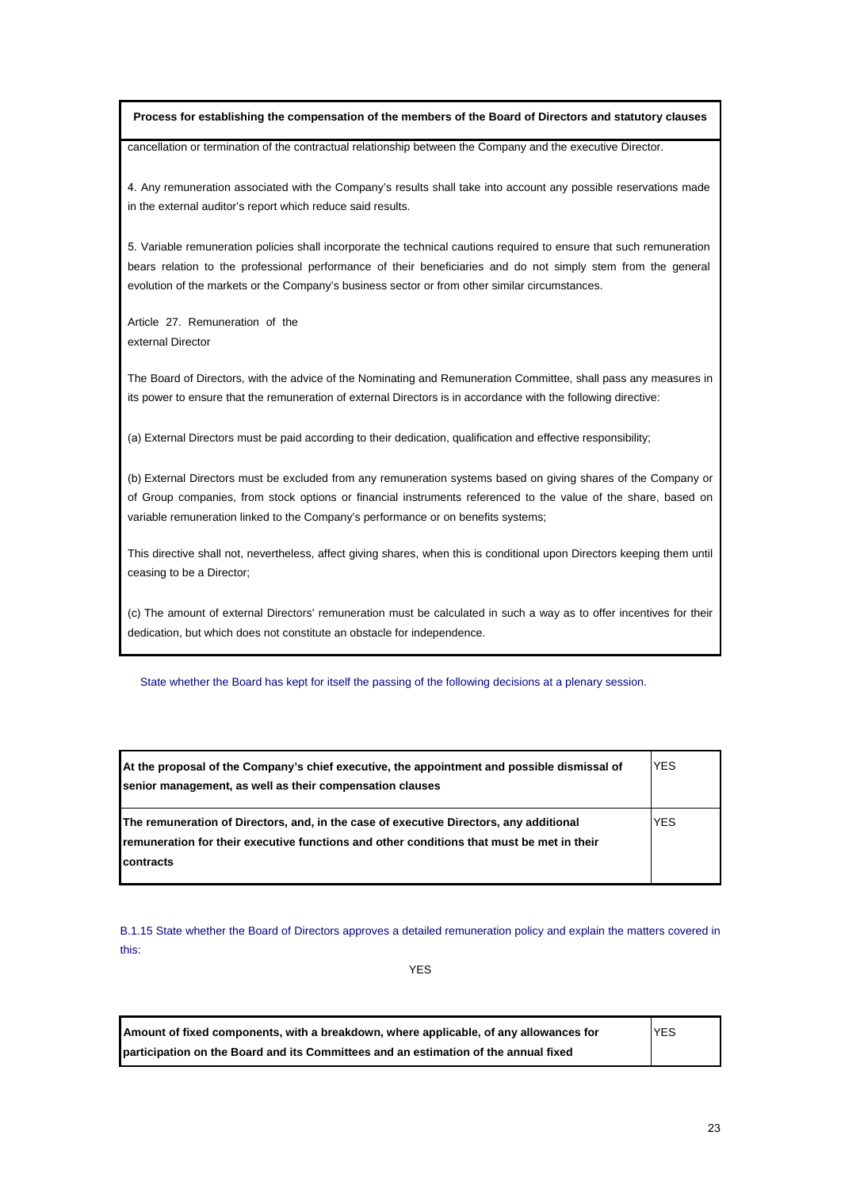| Process for establishing the compensation of the members of the Board of Directors and statutory clauses |
|---|
| cancellation or termination of the contractual relationship between the Company and the executive Director.<br><br>4. Any remuneration associated with the Company's results shall take into account any possible reservations made in the external auditor's report which reduce said results.<br><br>5. Variable remuneration policies shall incorporate the technical cautions required to ensure that such remuneration bears relation to the professional performance of their beneficiaries and do not simply stem from the general evolution of the markets or the Company's business sector or from other similar circumstances.<br><br>Article 27. Remuneration of the external Director<br><br>The Board of Directors, with the advice of the Nominating and Remuneration Committee, shall pass any measures in its power to ensure that the remuneration of external Directors is in accordance with the following directive:<br><br>(a) External Directors must be paid according to their dedication, qualification and effective responsibility;<br><br>(b) External Directors must be excluded from any remuneration systems based on giving shares of the Company or of Group companies, from stock options or financial instruments referenced to the value of the share, based on variable remuneration linked to the Company's performance or on benefits systems;<br><br>This directive shall not, nevertheless, affect giving shares, when this is conditional upon Directors keeping them until ceasing to be a Director;<br><br>(c) The amount of external Directors' remuneration must be calculated in such a way as to offer incentives for their dedication, but which does not constitute an obstacle for independence. |

State whether the Board has kept for itself the passing of the following decisions at a plenary session.

| | |
|---|---|
| **At the proposal of the Company's chief executive, the appointment and possible dismissal of senior management, as well as their compensation clauses** | YES |
| **The remuneration of Directors, and, in the case of executive Directors, any additional remuneration for their executive functions and other conditions that must be met in their contracts** | YES |

B.1.15 State whether the Board of Directors approves a detailed remuneration policy and explain the matters covered in this:

YES

| | |
|---|---|
| **Amount of fixed components, with a breakdown, where applicable, of any allowances for participation on the Board and its Committees and an estimation of the annual fixed** | YES |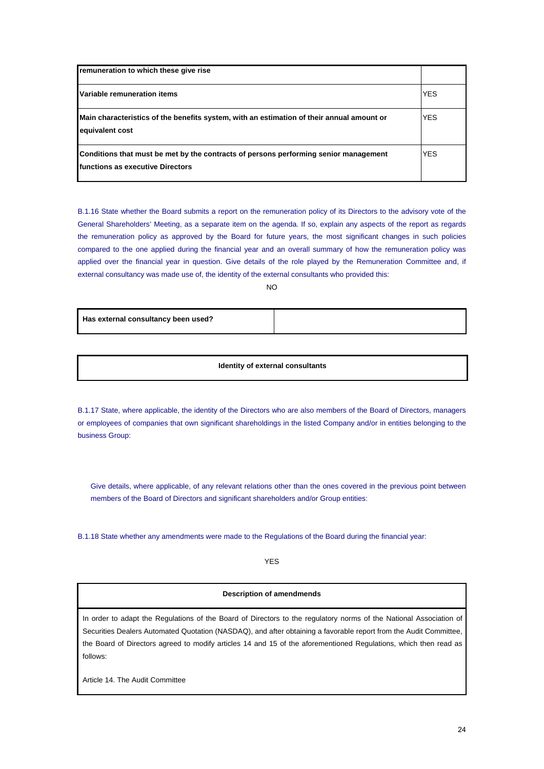| remuneration to which these give rise | |
|---|---|
| **Variable remuneration items** | YES |
| **Main characteristics of the benefits system, with an estimation of their annual amount or equivalent cost** | YES |
| **Conditions that must be met by the contracts of persons performing senior management functions as executive Directors** | YES |

B.1.16 State whether the Board submits a report on the remuneration policy of its Directors to the advisory vote of the General Shareholders' Meeting, as a separate item on the agenda. If so, explain any aspects of the report as regards the remuneration policy as approved by the Board for future years, the most significant changes in such policies compared to the one applied during the financial year and an overall summary of how the remuneration policy was applied over the financial year in question. Give details of the role played by the Remuneration Committee and, if external consultancy was made use of, the identity of the external consultants who provided this:

NO

| Has external consultancy been used? | |
|---|---|

| Identity of external consultants |
|---|

B.1.17 State, where applicable, the identity of the Directors who are also members of the Board of Directors, managers or employees of companies that own significant shareholdings in the listed Company and/or in entities belonging to the business Group:

Give details, where applicable, of any relevant relations other than the ones covered in the previous point between members of the Board of Directors and significant shareholders and/or Group entities:

B.1.18 State whether any amendments were made to the Regulations of the Board during the financial year:

YES

| Description of amendments |
|---|
| In order to adapt the Regulations of the Board of Directors to the regulatory norms of the National Association of Securities Dealers Automated Quotation (NASDAQ), and after obtaining a favorable report from the Audit Committee, the Board of Directors agreed to modify articles 14 and 15 of the aforementioned Regulations, which then read as follows:<br><br>Article 14. The Audit Committee |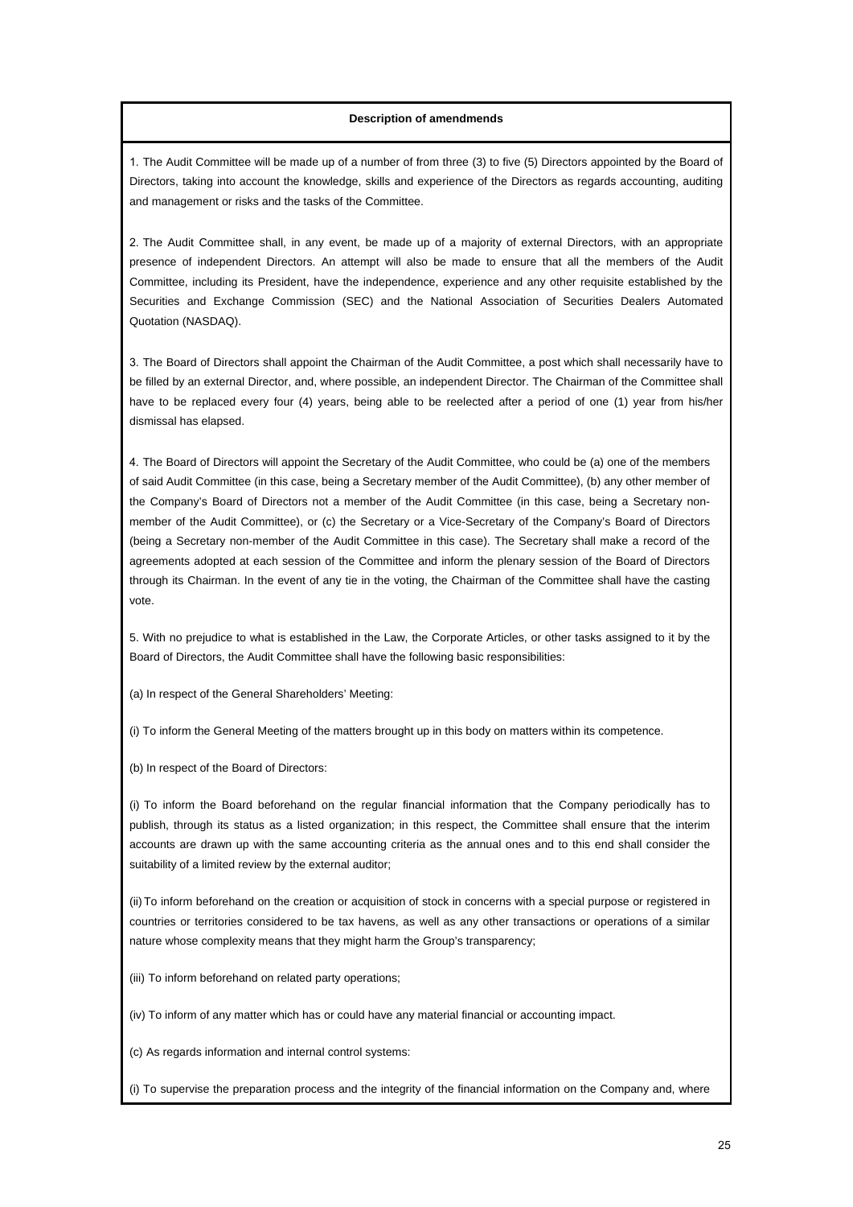**Description of amendmends**

1. The Audit Committee will be made up of a number of from three (3) to five (5) Directors appointed by the Board of Directors, taking into account the knowledge, skills and experience of the Directors as regards accounting, auditing and management or risks and the tasks of the Committee.

2. The Audit Committee shall, in any event, be made up of a majority of external Directors, with an appropriate presence of independent Directors. An attempt will also be made to ensure that all the members of the Audit Committee, including its President, have the independence, experience and any other requisite established by the Securities and Exchange Commission (SEC) and the National Association of Securities Dealers Automated Quotation (NASDAQ).

3. The Board of Directors shall appoint the Chairman of the Audit Committee, a post which shall necessarily have to be filled by an external Director, and, where possible, an independent Director. The Chairman of the Committee shall have to be replaced every four (4) years, being able to be reelected after a period of one (1) year from his/her dismissal has elapsed.

4. The Board of Directors will appoint the Secretary of the Audit Committee, who could be (a) one of the members of said Audit Committee (in this case, being a Secretary member of the Audit Committee), (b) any other member of the Company's Board of Directors not a member of the Audit Committee (in this case, being a Secretary non-member of the Audit Committee), or (c) the Secretary or a Vice-Secretary of the Company's Board of Directors (being a Secretary non-member of the Audit Committee in this case). The Secretary shall make a record of the agreements adopted at each session of the Committee and inform the plenary session of the Board of Directors through its Chairman. In the event of any tie in the voting, the Chairman of the Committee shall have the casting vote.

5. With no prejudice to what is established in the Law, the Corporate Articles, or other tasks assigned to it by the Board of Directors, the Audit Committee shall have the following basic responsibilities:

(a) In respect of the General Shareholders' Meeting:

(i) To inform the General Meeting of the matters brought up in this body on matters within its competence.

(b) In respect of the Board of Directors:

(i) To inform the Board beforehand on the regular financial information that the Company periodically has to publish, through its status as a listed organization; in this respect, the Committee shall ensure that the interim accounts are drawn up with the same accounting criteria as the annual ones and to this end shall consider the suitability of a limited review by the external auditor;

(ii) To inform beforehand on the creation or acquisition of stock in concerns with a special purpose or registered in countries or territories considered to be tax havens, as well as any other transactions or operations of a similar nature whose complexity means that they might harm the Group's transparency;

(iii) To inform beforehand on related party operations;

(iv) To inform of any matter which has or could have any material financial or accounting impact.

(c) As regards information and internal control systems:

(i) To supervise the preparation process and the integrity of the financial information on the Company and, where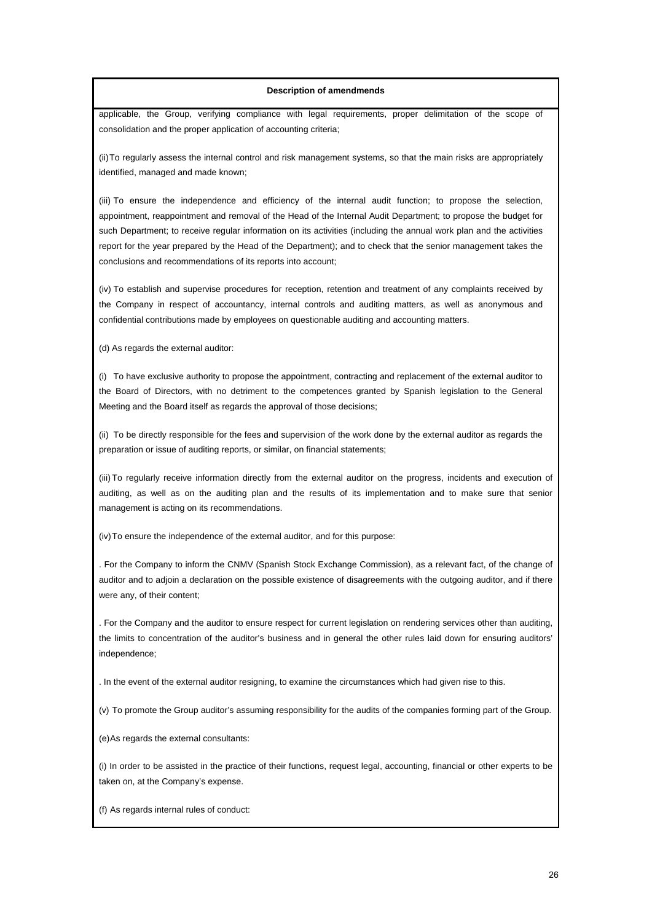**Description of amendmends**

applicable, the Group, verifying compliance with legal requirements, proper delimitation of the scope of consolidation and the proper application of accounting criteria;

(ii) To regularly assess the internal control and risk management systems, so that the main risks are appropriately identified, managed and made known;

(iii) To ensure the independence and efficiency of the internal audit function; to propose the selection, appointment, reappointment and removal of the Head of the Internal Audit Department; to propose the budget for such Department; to receive regular information on its activities (including the annual work plan and the activities report for the year prepared by the Head of the Department); and to check that the senior management takes the conclusions and recommendations of its reports into account;

(iv) To establish and supervise procedures for reception, retention and treatment of any complaints received by the Company in respect of accountancy, internal controls and auditing matters, as well as anonymous and confidential contributions made by employees on questionable auditing and accounting matters.

(d) As regards the external auditor:

(i) To have exclusive authority to propose the appointment, contracting and replacement of the external auditor to the Board of Directors, with no detriment to the competences granted by Spanish legislation to the General Meeting and the Board itself as regards the approval of those decisions;

(ii) To be directly responsible for the fees and supervision of the work done by the external auditor as regards the preparation or issue of auditing reports, or similar, on financial statements;

(iii) To regularly receive information directly from the external auditor on the progress, incidents and execution of auditing, as well as on the auditing plan and the results of its implementation and to make sure that senior management is acting on its recommendations.

(iv) To ensure the independence of the external auditor, and for this purpose:

. For the Company to inform the CNMV (Spanish Stock Exchange Commission), as a relevant fact, of the change of auditor and to adjoin a declaration on the possible existence of disagreements with the outgoing auditor, and if there were any, of their content;

. For the Company and the auditor to ensure respect for current legislation on rendering services other than auditing, the limits to concentration of the auditor's business and in general the other rules laid down for ensuring auditors' independence;

. In the event of the external auditor resigning, to examine the circumstances which had given rise to this.

(v) To promote the Group auditor's assuming responsibility for the audits of the companies forming part of the Group.

(e) As regards the external consultants:

(i) In order to be assisted in the practice of their functions, request legal, accounting, financial or other experts to be taken on, at the Company's expense.

(f) As regards internal rules of conduct: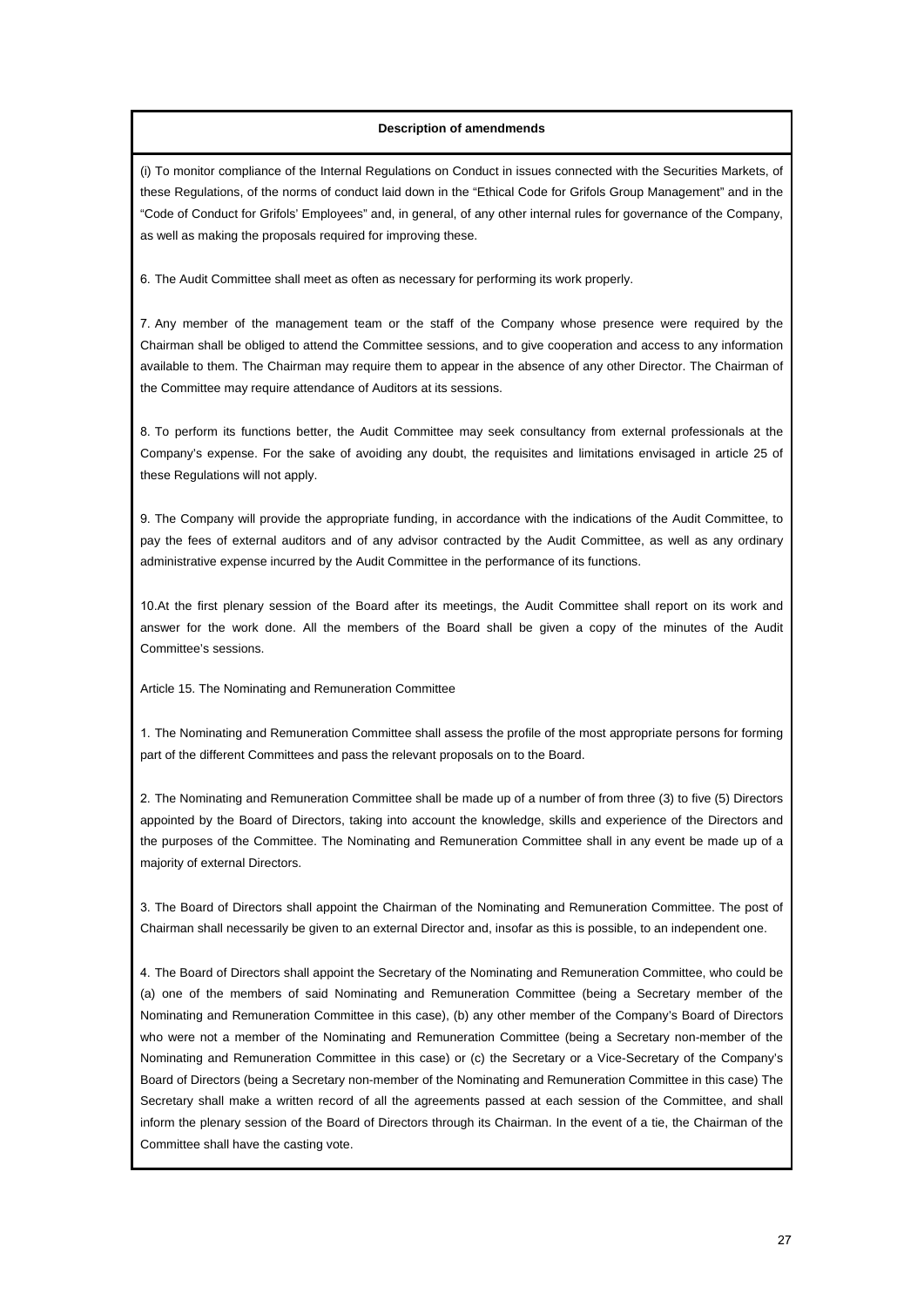**Description of amendmends**

(i) To monitor compliance of the Internal Regulations on Conduct in issues connected with the Securities Markets, of these Regulations, of the norms of conduct laid down in the "Ethical Code for Grifols Group Management" and in the "Code of Conduct for Grifols' Employees" and, in general, of any other internal rules for governance of the Company, as well as making the proposals required for improving these.

6. The Audit Committee shall meet as often as necessary for performing its work properly.

7. Any member of the management team or the staff of the Company whose presence were required by the Chairman shall be obliged to attend the Committee sessions, and to give cooperation and access to any information available to them. The Chairman may require them to appear in the absence of any other Director. The Chairman of the Committee may require attendance of Auditors at its sessions.

8. To perform its functions better, the Audit Committee may seek consultancy from external professionals at the Company's expense. For the sake of avoiding any doubt, the requisites and limitations envisaged in article 25 of these Regulations will not apply.

9. The Company will provide the appropriate funding, in accordance with the indications of the Audit Committee, to pay the fees of external auditors and of any advisor contracted by the Audit Committee, as well as any ordinary administrative expense incurred by the Audit Committee in the performance of its functions.

10.At the first plenary session of the Board after its meetings, the Audit Committee shall report on its work and answer for the work done. All the members of the Board shall be given a copy of the minutes of the Audit Committee's sessions.

Article 15. The Nominating and Remuneration Committee

1. The Nominating and Remuneration Committee shall assess the profile of the most appropriate persons for forming part of the different Committees and pass the relevant proposals on to the Board.

2. The Nominating and Remuneration Committee shall be made up of a number of from three (3) to five (5) Directors appointed by the Board of Directors, taking into account the knowledge, skills and experience of the Directors and the purposes of the Committee. The Nominating and Remuneration Committee shall in any event be made up of a majority of external Directors.

3. The Board of Directors shall appoint the Chairman of the Nominating and Remuneration Committee. The post of Chairman shall necessarily be given to an external Director and, insofar as this is possible, to an independent one.

4. The Board of Directors shall appoint the Secretary of the Nominating and Remuneration Committee, who could be (a) one of the members of said Nominating and Remuneration Committee (being a Secretary member of the Nominating and Remuneration Committee in this case), (b) any other member of the Company's Board of Directors who were not a member of the Nominating and Remuneration Committee (being a Secretary non-member of the Nominating and Remuneration Committee in this case) or (c) the Secretary or a Vice-Secretary of the Company's Board of Directors (being a Secretary non-member of the Nominating and Remuneration Committee in this case) The Secretary shall make a written record of all the agreements passed at each session of the Committee, and shall inform the plenary session of the Board of Directors through its Chairman. In the event of a tie, the Chairman of the Committee shall have the casting vote.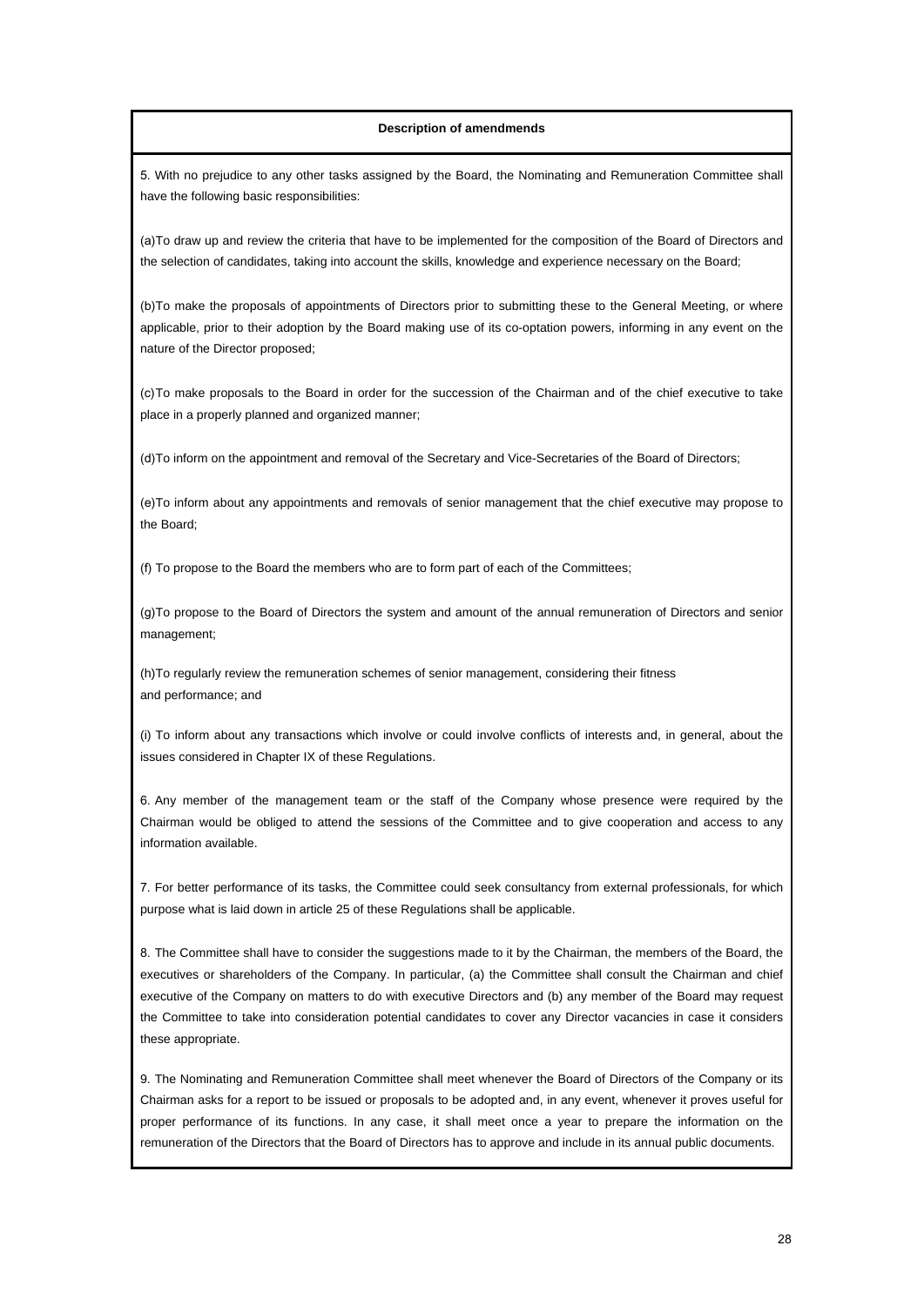**Description of amendmends**

5. With no prejudice to any other tasks assigned by the Board, the Nominating and Remuneration Committee shall have the following basic responsibilities:

(a)To draw up and review the criteria that have to be implemented for the composition of the Board of Directors and the selection of candidates, taking into account the skills, knowledge and experience necessary on the Board;

(b)To make the proposals of appointments of Directors prior to submitting these to the General Meeting, or where applicable, prior to their adoption by the Board making use of its co-optation powers, informing in any event on the nature of the Director proposed;

(c)To make proposals to the Board in order for the succession of the Chairman and of the chief executive to take place in a properly planned and organized manner;

(d)To inform on the appointment and removal of the Secretary and Vice-Secretaries of the Board of Directors;

(e)To inform about any appointments and removals of senior management that the chief executive may propose to the Board;

(f) To propose to the Board the members who are to form part of each of the Committees;

(g)To propose to the Board of Directors the system and amount of the annual remuneration of Directors and senior management;

(h)To regularly review the remuneration schemes of senior management, considering their fitness and performance; and

(i) To inform about any transactions which involve or could involve conflicts of interests and, in general, about the issues considered in Chapter IX of these Regulations.

6. Any member of the management team or the staff of the Company whose presence were required by the Chairman would be obliged to attend the sessions of the Committee and to give cooperation and access to any information available.

7. For better performance of its tasks, the Committee could seek consultancy from external professionals, for which purpose what is laid down in article 25 of these Regulations shall be applicable.

8. The Committee shall have to consider the suggestions made to it by the Chairman, the members of the Board, the executives or shareholders of the Company. In particular, (a) the Committee shall consult the Chairman and chief executive of the Company on matters to do with executive Directors and (b) any member of the Board may request the Committee to take into consideration potential candidates to cover any Director vacancies in case it considers these appropriate.

9. The Nominating and Remuneration Committee shall meet whenever the Board of Directors of the Company or its Chairman asks for a report to be issued or proposals to be adopted and, in any event, whenever it proves useful for proper performance of its functions. In any case, it shall meet once a year to prepare the information on the remuneration of the Directors that the Board of Directors has to approve and include in its annual public documents.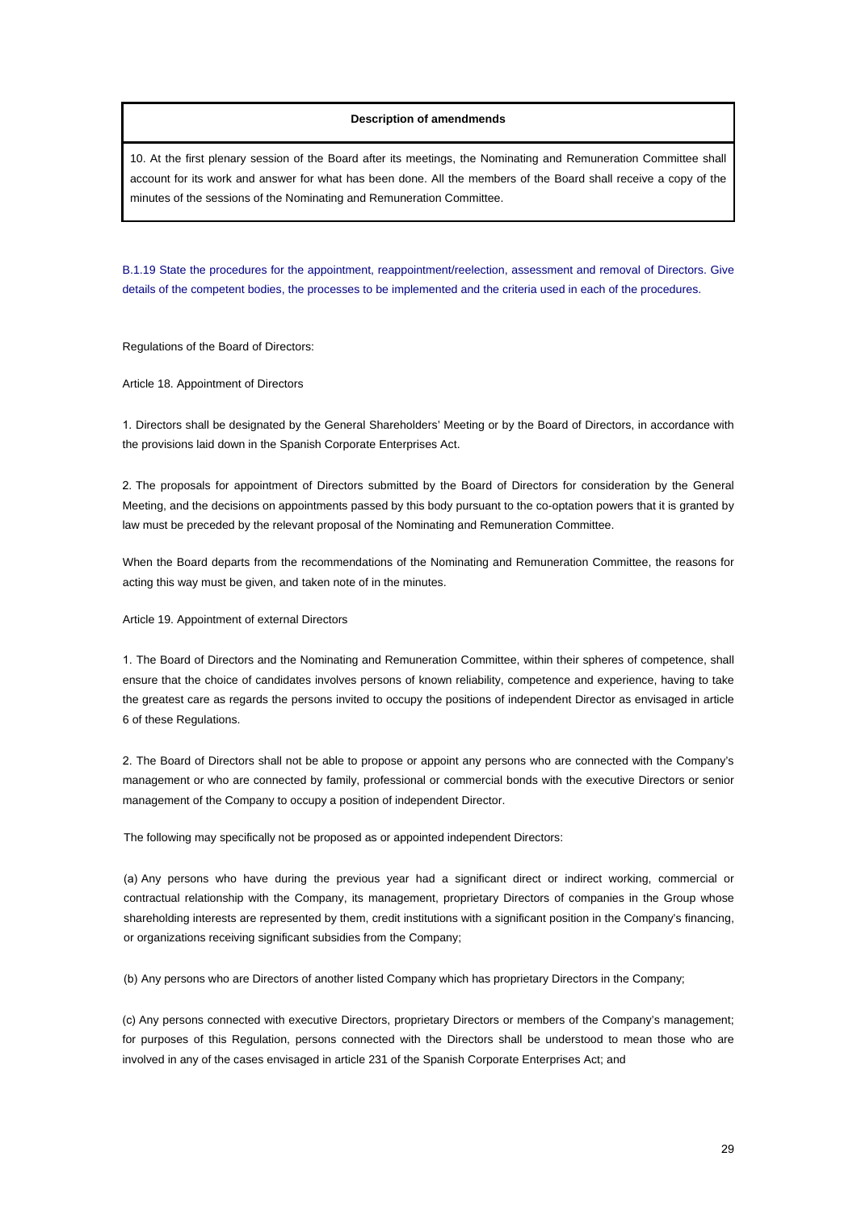| Description of amendmends |
| --- |
| 10. At the first plenary session of the Board after its meetings, the Nominating and Remuneration Committee shall account for its work and answer for what has been done. All the members of the Board shall receive a copy of the minutes of the sessions of the Nominating and Remuneration Committee. |

B.1.19 State the procedures for the appointment, reappointment/reelection, assessment and removal of Directors. Give details of the competent bodies, the processes to be implemented and the criteria used in each of the procedures.

Regulations of the Board of Directors:

Article 18. Appointment of Directors

1. Directors shall be designated by the General Shareholders' Meeting or by the Board of Directors, in accordance with the provisions laid down in the Spanish Corporate Enterprises Act.

2. The proposals for appointment of Directors submitted by the Board of Directors for consideration by the General Meeting, and the decisions on appointments passed by this body pursuant to the co-optation powers that it is granted by law must be preceded by the relevant proposal of the Nominating and Remuneration Committee.

When the Board departs from the recommendations of the Nominating and Remuneration Committee, the reasons for acting this way must be given, and taken note of in the minutes.

Article 19. Appointment of external Directors

1. The Board of Directors and the Nominating and Remuneration Committee, within their spheres of competence, shall ensure that the choice of candidates involves persons of known reliability, competence and experience, having to take the greatest care as regards the persons invited to occupy the positions of independent Director as envisaged in article 6 of these Regulations.

2. The Board of Directors shall not be able to propose or appoint any persons who are connected with the Company's management or who are connected by family, professional or commercial bonds with the executive Directors or senior management of the Company to occupy a position of independent Director.

The following may specifically not be proposed as or appointed independent Directors:

(a) Any persons who have during the previous year had a significant direct or indirect working, commercial or contractual relationship with the Company, its management, proprietary Directors of companies in the Group whose shareholding interests are represented by them, credit institutions with a significant position in the Company's financing, or organizations receiving significant subsidies from the Company;

(b) Any persons who are Directors of another listed Company which has proprietary Directors in the Company;

(c) Any persons connected with executive Directors, proprietary Directors or members of the Company's management; for purposes of this Regulation, persons connected with the Directors shall be understood to mean those who are involved in any of the cases envisaged in article 231 of the Spanish Corporate Enterprises Act; and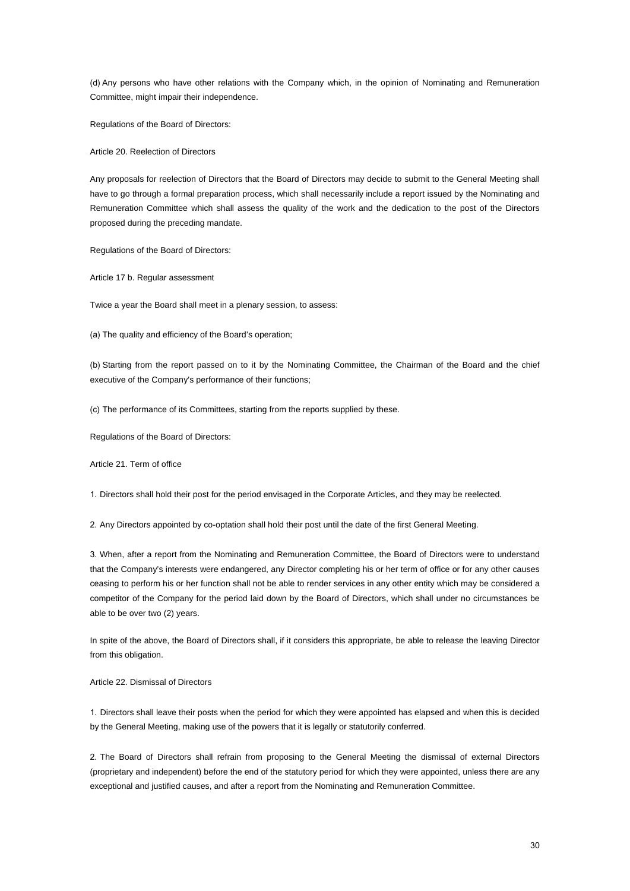(d) Any persons who have other relations with the Company which, in the opinion of Nominating and Remuneration Committee, might impair their independence.

Regulations of the Board of Directors:

Article 20. Reelection of Directors

Any proposals for reelection of Directors that the Board of Directors may decide to submit to the General Meeting shall have to go through a formal preparation process, which shall necessarily include a report issued by the Nominating and Remuneration Committee which shall assess the quality of the work and the dedication to the post of the Directors proposed during the preceding mandate.

Regulations of the Board of Directors:

Article 17 b. Regular assessment

Twice a year the Board shall meet in a plenary session, to assess:

(a) The quality and efficiency of the Board's operation;

(b) Starting from the report passed on to it by the Nominating Committee, the Chairman of the Board and the chief executive of the Company's performance of their functions;

(c) The performance of its Committees, starting from the reports supplied by these.

Regulations of the Board of Directors:

Article 21. Term of office

1. Directors shall hold their post for the period envisaged in the Corporate Articles, and they may be reelected.

2. Any Directors appointed by co-optation shall hold their post until the date of the first General Meeting.

3. When, after a report from the Nominating and Remuneration Committee, the Board of Directors were to understand that the Company's interests were endangered, any Director completing his or her term of office or for any other causes ceasing to perform his or her function shall not be able to render services in any other entity which may be considered a competitor of the Company for the period laid down by the Board of Directors, which shall under no circumstances be able to be over two (2) years.

In spite of the above, the Board of Directors shall, if it considers this appropriate, be able to release the leaving Director from this obligation.

Article 22. Dismissal of Directors

1. Directors shall leave their posts when the period for which they were appointed has elapsed and when this is decided by the General Meeting, making use of the powers that it is legally or statutorily conferred.

2. The Board of Directors shall refrain from proposing to the General Meeting the dismissal of external Directors (proprietary and independent) before the end of the statutory period for which they were appointed, unless there are any exceptional and justified causes, and after a report from the Nominating and Remuneration Committee.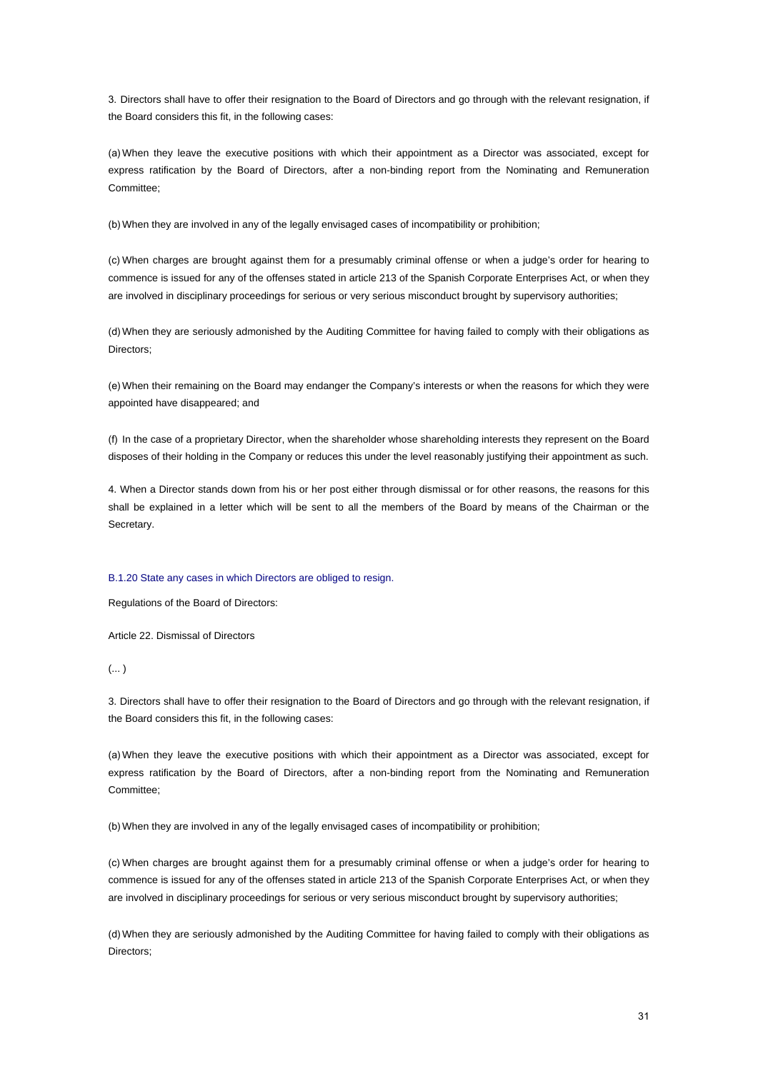3. Directors shall have to offer their resignation to the Board of Directors and go through with the relevant resignation, if the Board considers this fit, in the following cases:

(a) When they leave the executive positions with which their appointment as a Director was associated, except for express ratification by the Board of Directors, after a non-binding report from the Nominating and Remuneration Committee;

(b) When they are involved in any of the legally envisaged cases of incompatibility or prohibition;

(c) When charges are brought against them for a presumably criminal offense or when a judge's order for hearing to commence is issued for any of the offenses stated in article 213 of the Spanish Corporate Enterprises Act, or when they are involved in disciplinary proceedings for serious or very serious misconduct brought by supervisory authorities;

(d) When they are seriously admonished by the Auditing Committee for having failed to comply with their obligations as Directors;

(e) When their remaining on the Board may endanger the Company's interests or when the reasons for which they were appointed have disappeared; and

(f) In the case of a proprietary Director, when the shareholder whose shareholding interests they represent on the Board disposes of their holding in the Company or reduces this under the level reasonably justifying their appointment as such.

4. When a Director stands down from his or her post either through dismissal or for other reasons, the reasons for this shall be explained in a letter which will be sent to all the members of the Board by means of the Chairman or the Secretary.

B.1.20 State any cases in which Directors are obliged to resign.

Regulations of the Board of Directors:

Article 22. Dismissal of Directors

(... )

3. Directors shall have to offer their resignation to the Board of Directors and go through with the relevant resignation, if the Board considers this fit, in the following cases:

(a) When they leave the executive positions with which their appointment as a Director was associated, except for express ratification by the Board of Directors, after a non-binding report from the Nominating and Remuneration Committee;

(b) When they are involved in any of the legally envisaged cases of incompatibility or prohibition;

(c) When charges are brought against them for a presumably criminal offense or when a judge's order for hearing to commence is issued for any of the offenses stated in article 213 of the Spanish Corporate Enterprises Act, or when they are involved in disciplinary proceedings for serious or very serious misconduct brought by supervisory authorities;

(d) When they are seriously admonished by the Auditing Committee for having failed to comply with their obligations as Directors;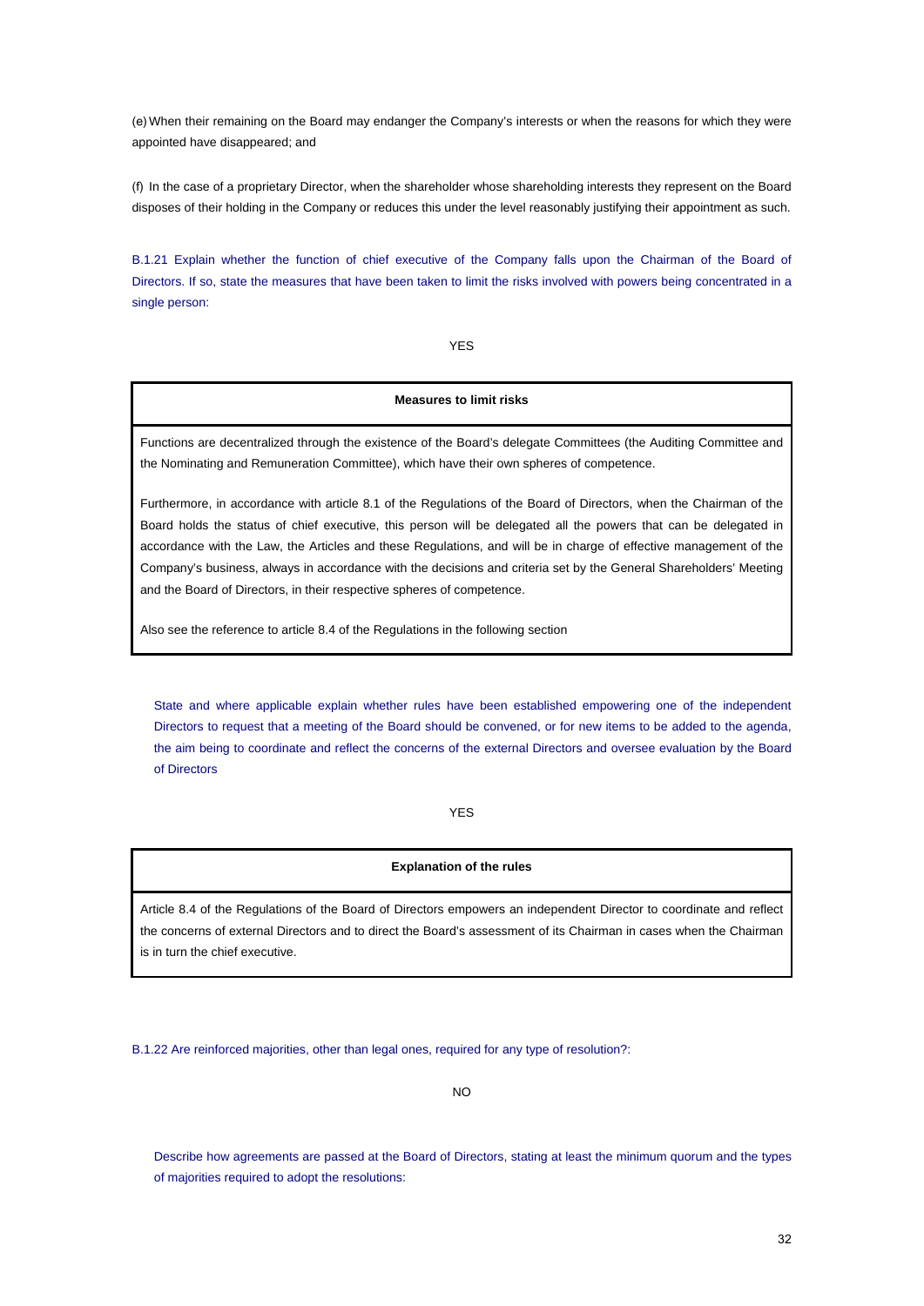(e) When their remaining on the Board may endanger the Company's interests or when the reasons for which they were appointed have disappeared; and

(f) In the case of a proprietary Director, when the shareholder whose shareholding interests they represent on the Board disposes of their holding in the Company or reduces this under the level reasonably justifying their appointment as such.

B.1.21 Explain whether the function of chief executive of the Company falls upon the Chairman of the Board of Directors. If so, state the measures that have been taken to limit the risks involved with powers being concentrated in a single person:

YES

| Measures to limit risks |
| --- |
| Functions are decentralized through the existence of the Board's delegate Committees (the Auditing Committee and the Nominating and Remuneration Committee), which have their own spheres of competence.<br><br>Furthermore, in accordance with article 8.1 of the Regulations of the Board of Directors, when the Chairman of the Board holds the status of chief executive, this person will be delegated all the powers that can be delegated in accordance with the Law, the Articles and these Regulations, and will be in charge of effective management of the Company's business, always in accordance with the decisions and criteria set by the General Shareholders' Meeting and the Board of Directors, in their respective spheres of competence.<br><br>Also see the reference to article 8.4 of the Regulations in the following section |

State and where applicable explain whether rules have been established empowering one of the independent Directors to request that a meeting of the Board should be convened, or for new items to be added to the agenda, the aim being to coordinate and reflect the concerns of the external Directors and oversee evaluation by the Board of Directors

YES

| Explanation of the rules |
| --- |
| Article 8.4 of the Regulations of the Board of Directors empowers an independent Director to coordinate and reflect the concerns of external Directors and to direct the Board's assessment of its Chairman in cases when the Chairman is in turn the chief executive. |

B.1.22 Are reinforced majorities, other than legal ones, required for any type of resolution?:

NO

Describe how agreements are passed at the Board of Directors, stating at least the minimum quorum and the types of majorities required to adopt the resolutions: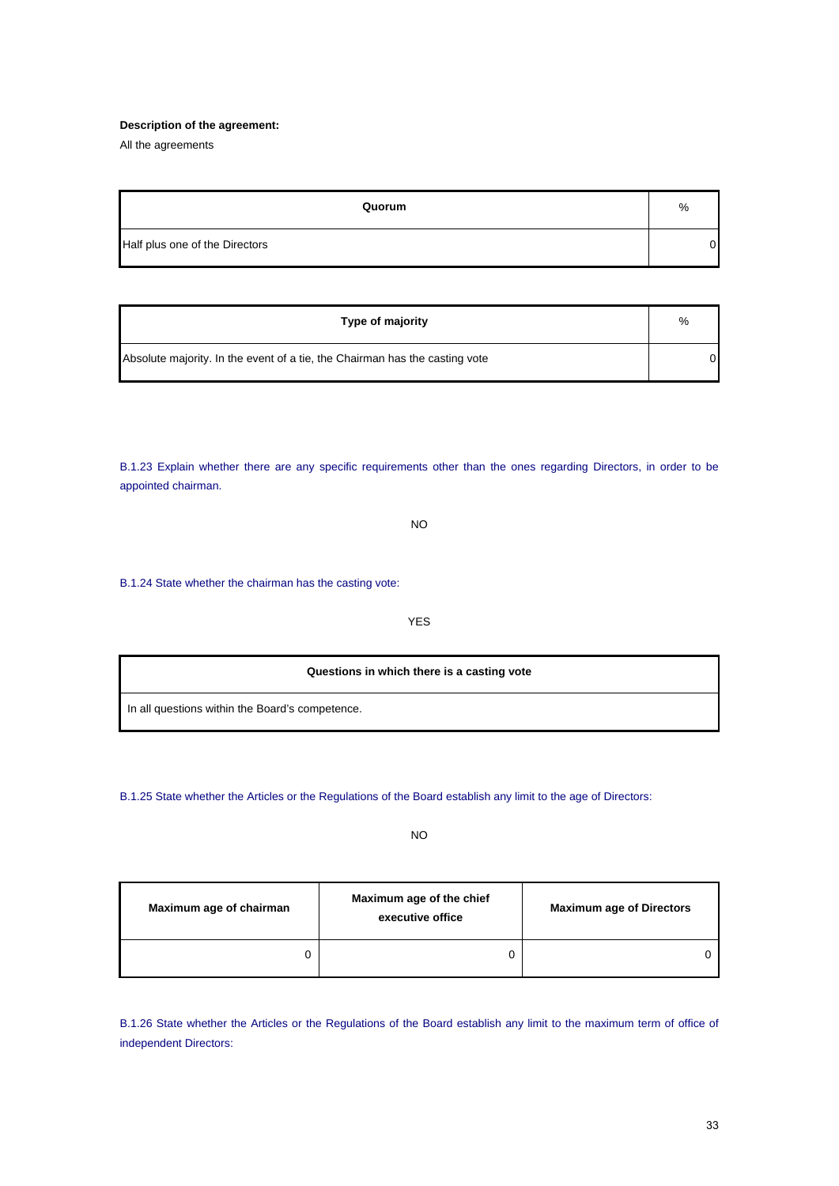**Description of the agreement:**

All the agreements

| Quorum | % |
|---|---|
| Half plus one of the Directors | 0 |

| Type of majority | % |
|---|---|
| Absolute majority. In the event of a tie, the Chairman has the casting vote | 0 |

B.1.23 Explain whether there are any specific requirements other than the ones regarding Directors, in order to be appointed chairman.

NO

B.1.24 State whether the chairman has the casting vote:

YES

| Questions in which there is a casting vote |
|---|
| In all questions within the Board's competence. |

B.1.25 State whether the Articles or the Regulations of the Board establish any limit to the age of Directors:

NO

| Maximum age of chairman | Maximum age of the chief executive office | Maximum age of Directors |
|---|---|---|
| 0 | 0 | 0 |

B.1.26 State whether the Articles or the Regulations of the Board establish any limit to the maximum term of office of independent Directors: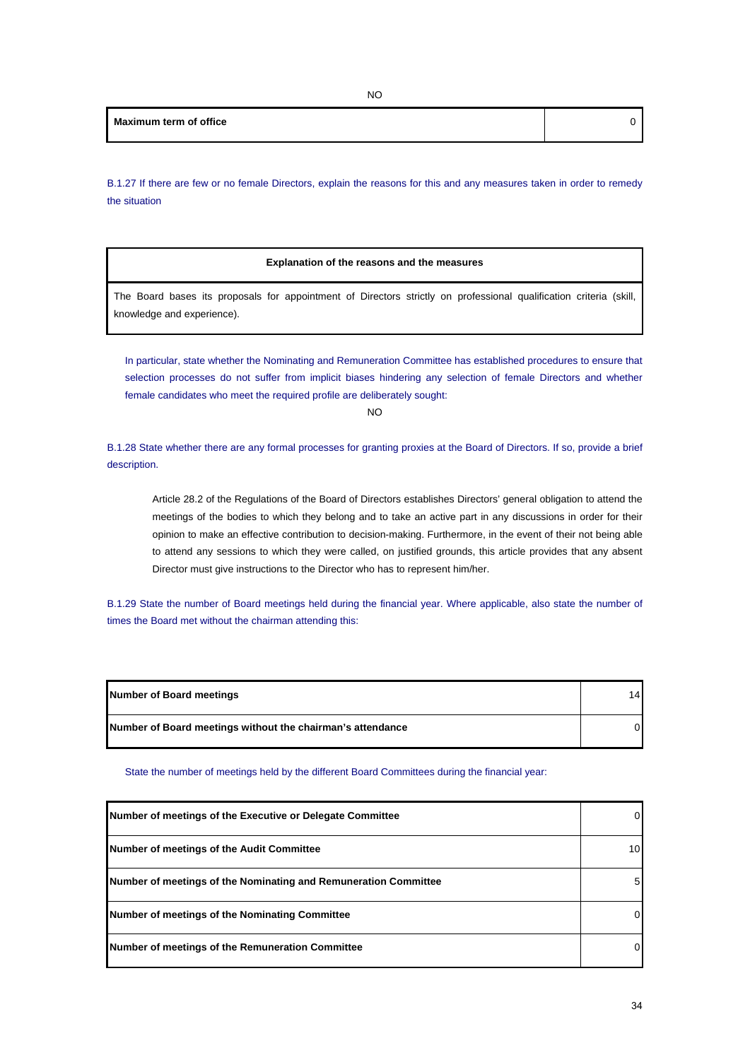NO

| Maximum term of office | 0 |
| --- | --- |

B.1.27 If there are few or no female Directors, explain the reasons for this and any measures taken in order to remedy the situation

| Explanation of the reasons and the measures |
| --- |
| The Board bases its proposals for appointment of Directors strictly on professional qualification criteria (skill, knowledge and experience). |

In particular, state whether the Nominating and Remuneration Committee has established procedures to ensure that selection processes do not suffer from implicit biases hindering any selection of female Directors and whether female candidates who meet the required profile are deliberately sought:

NO

B.1.28 State whether there are any formal processes for granting proxies at the Board of Directors. If so, provide a brief description.

Article 28.2 of the Regulations of the Board of Directors establishes Directors' general obligation to attend the meetings of the bodies to which they belong and to take an active part in any discussions in order for their opinion to make an effective contribution to decision-making. Furthermore, in the event of their not being able to attend any sessions to which they were called, on justified grounds, this article provides that any absent Director must give instructions to the Director who has to represent him/her.

B.1.29 State the number of Board meetings held during the financial year. Where applicable, also state the number of times the Board met without the chairman attending this:

| Number of Board meetings | 14 |
| --- | --- |
| Number of Board meetings without the chairman's attendance | 0 |

State the number of meetings held by the different Board Committees during the financial year:

| Number of meetings of the Executive or Delegate Committee | 0 |
| --- | --- |
| Number of meetings of the Audit Committee | 10 |
| Number of meetings of the Nominating and Remuneration Committee | 5 |
| Number of meetings of the Nominating Committee | 0 |
| Number of meetings of the Remuneration Committee | 0 |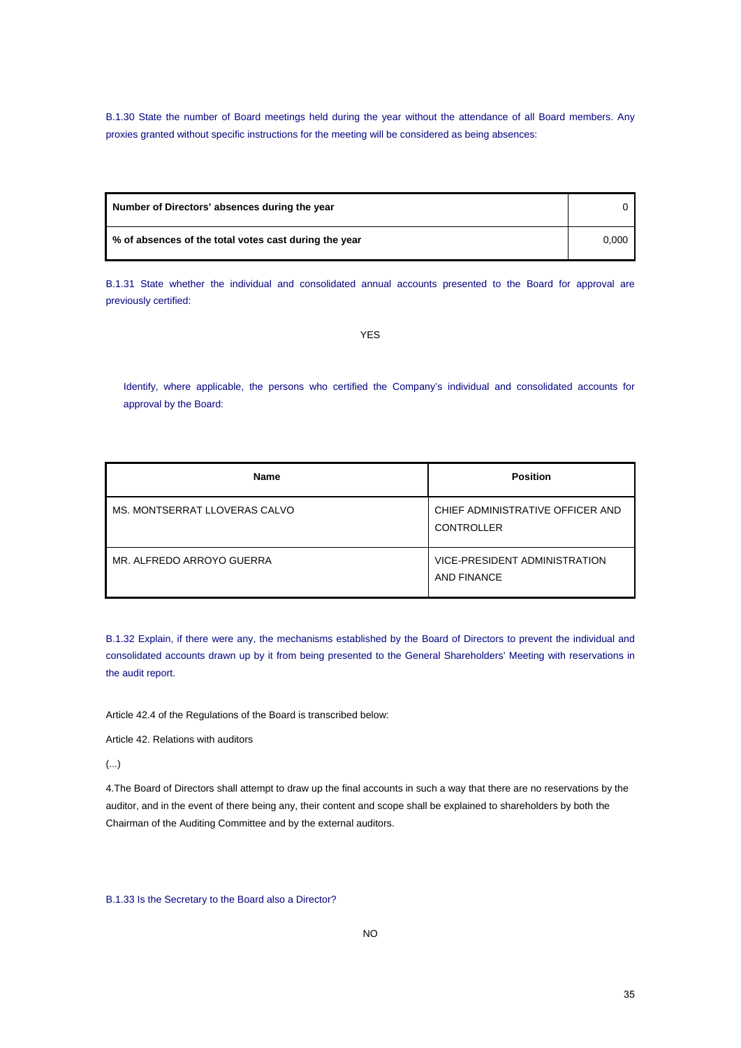B.1.30 State the number of Board meetings held during the year without the attendance of all Board members. Any proxies granted without specific instructions for the meeting will be considered as being absences:

| | |
|---|---|
| **Number of Directors' absences during the year** | 0 |
| **% of absences of the total votes cast during the year** | 0,000 |

B.1.31 State whether the individual and consolidated annual accounts presented to the Board for approval are previously certified:

YES

Identify, where applicable, the persons who certified the Company's individual and consolidated accounts for approval by the Board:

| Name | Position |
|---|---|
| MS. MONTSERRAT LLOVERAS CALVO | CHIEF ADMINISTRATIVE OFFICER AND CONTROLLER |
| MR. ALFREDO ARROYO GUERRA | VICE-PRESIDENT ADMINISTRATION AND FINANCE |

B.1.32 Explain, if there were any, the mechanisms established by the Board of Directors to prevent the individual and consolidated accounts drawn up by it from being presented to the General Shareholders' Meeting with reservations in the audit report.

Article 42.4 of the Regulations of the Board is transcribed below:

Article 42. Relations with auditors

(...)

4.The Board of Directors shall attempt to draw up the final accounts in such a way that there are no reservations by the auditor, and in the event of there being any, their content and scope shall be explained to shareholders by both the Chairman of the Auditing Committee and by the external auditors.

B.1.33 Is the Secretary to the Board also a Director?

NO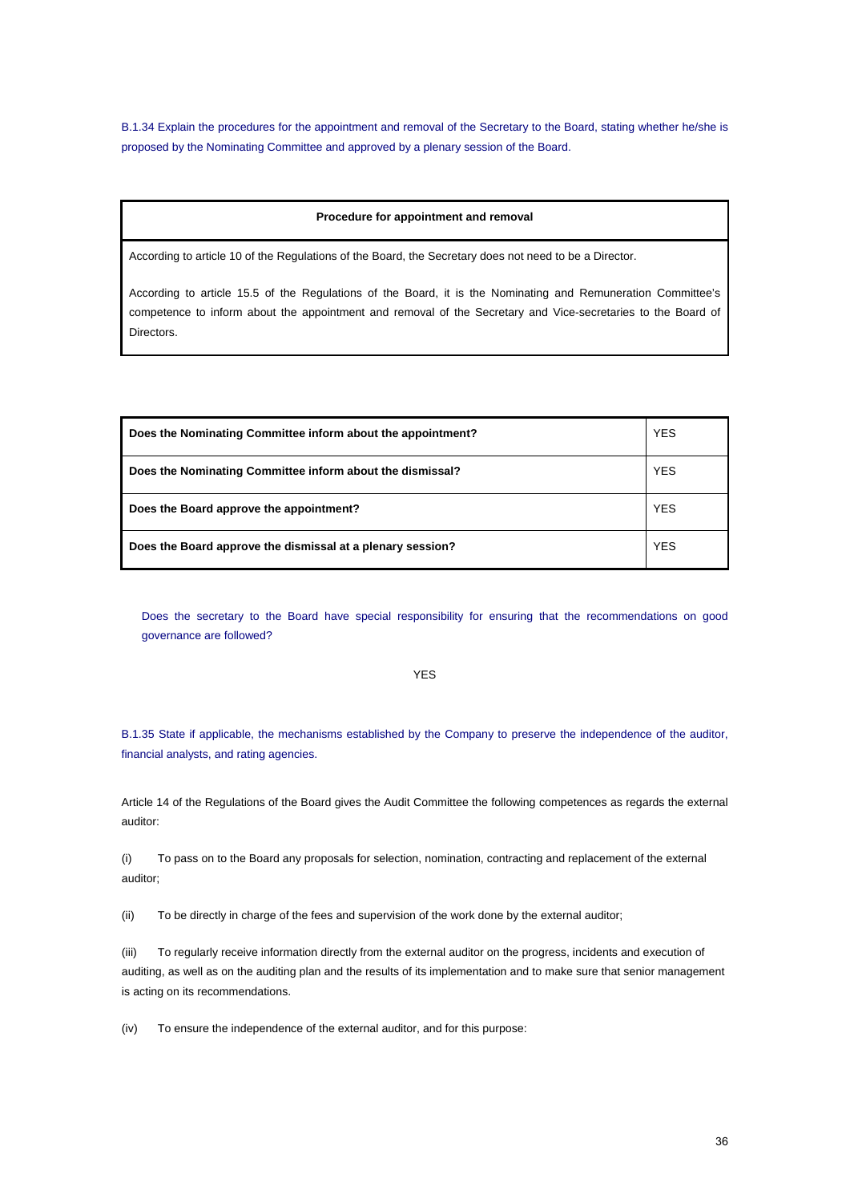B.1.34 Explain the procedures for the appointment and removal of the Secretary to the Board, stating whether he/she is proposed by the Nominating Committee and approved by a plenary session of the Board.

| Procedure for appointment and removal |
|---|
| According to article 10 of the Regulations of the Board, the Secretary does not need to be a Director.<br><br>According to article 15.5 of the Regulations of the Board, it is the Nominating and Remuneration Committee's competence to inform about the appointment and removal of the Secretary and Vice-secretaries to the Board of Directors. |

| | |
|---|---|
| **Does the Nominating Committee inform about the appointment?** | YES |
| **Does the Nominating Committee inform about the dismissal?** | YES |
| **Does the Board approve the appointment?** | YES |
| **Does the Board approve the dismissal at a plenary session?** | YES |

Does the secretary to the Board have special responsibility for ensuring that the recommendations on good governance are followed?

YES

B.1.35 State if applicable, the mechanisms established by the Company to preserve the independence of the auditor, financial analysts, and rating agencies.

Article 14 of the Regulations of the Board gives the Audit Committee the following competences as regards the external auditor:

(i) To pass on to the Board any proposals for selection, nomination, contracting and replacement of the external auditor;

(ii) To be directly in charge of the fees and supervision of the work done by the external auditor;

(iii) To regularly receive information directly from the external auditor on the progress, incidents and execution of auditing, as well as on the auditing plan and the results of its implementation and to make sure that senior management is acting on its recommendations.

(iv) To ensure the independence of the external auditor, and for this purpose: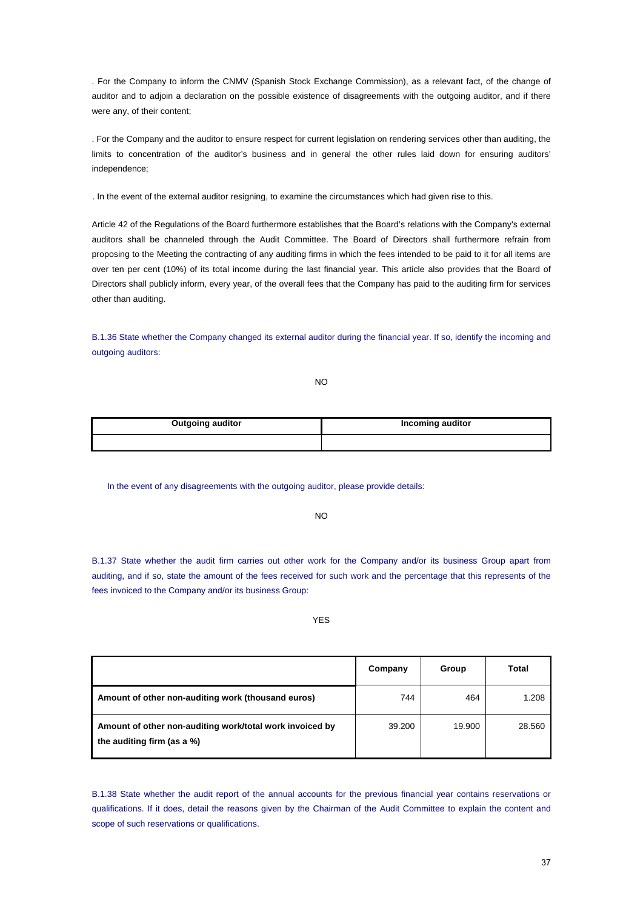. For the Company to inform the CNMV (Spanish Stock Exchange Commission), as a relevant fact, of the change of auditor and to adjoin a declaration on the possible existence of disagreements with the outgoing auditor, and if there were any, of their content;

. For the Company and the auditor to ensure respect for current legislation on rendering services other than auditing, the limits to concentration of the auditor's business and in general the other rules laid down for ensuring auditors' independence;

. In the event of the external auditor resigning, to examine the circumstances which had given rise to this.

Article 42 of the Regulations of the Board furthermore establishes that the Board's relations with the Company's external auditors shall be channeled through the Audit Committee. The Board of Directors shall furthermore refrain from proposing to the Meeting the contracting of any auditing firms in which the fees intended to be paid to it for all items are over ten per cent (10%) of its total income during the last financial year. This article also provides that the Board of Directors shall publicly inform, every year, of the overall fees that the Company has paid to the auditing firm for services other than auditing.

B.1.36 State whether the Company changed its external auditor during the financial year. If so, identify the incoming and outgoing auditors:

NO

| Outgoing auditor | Incoming auditor |
|---|---|
| | |

In the event of any disagreements with the outgoing auditor, please provide details:

NO

B.1.37 State whether the audit firm carries out other work for the Company and/or its business Group apart from auditing, and if so, state the amount of the fees received for such work and the percentage that this represents of the fees invoiced to the Company and/or its business Group:

YES

| | Company | Group | Total |
|---|---|---|---|
| **Amount of other non-auditing work (thousand euros)** | 744 | 464 | 1.208 |
| **Amount of other non-auditing work/total work invoiced by the auditing firm (as a %)** | 39.200 | 19.900 | 28.560 |

B.1.38 State whether the audit report of the annual accounts for the previous financial year contains reservations or qualifications. If it does, detail the reasons given by the Chairman of the Audit Committee to explain the content and scope of such reservations or qualifications.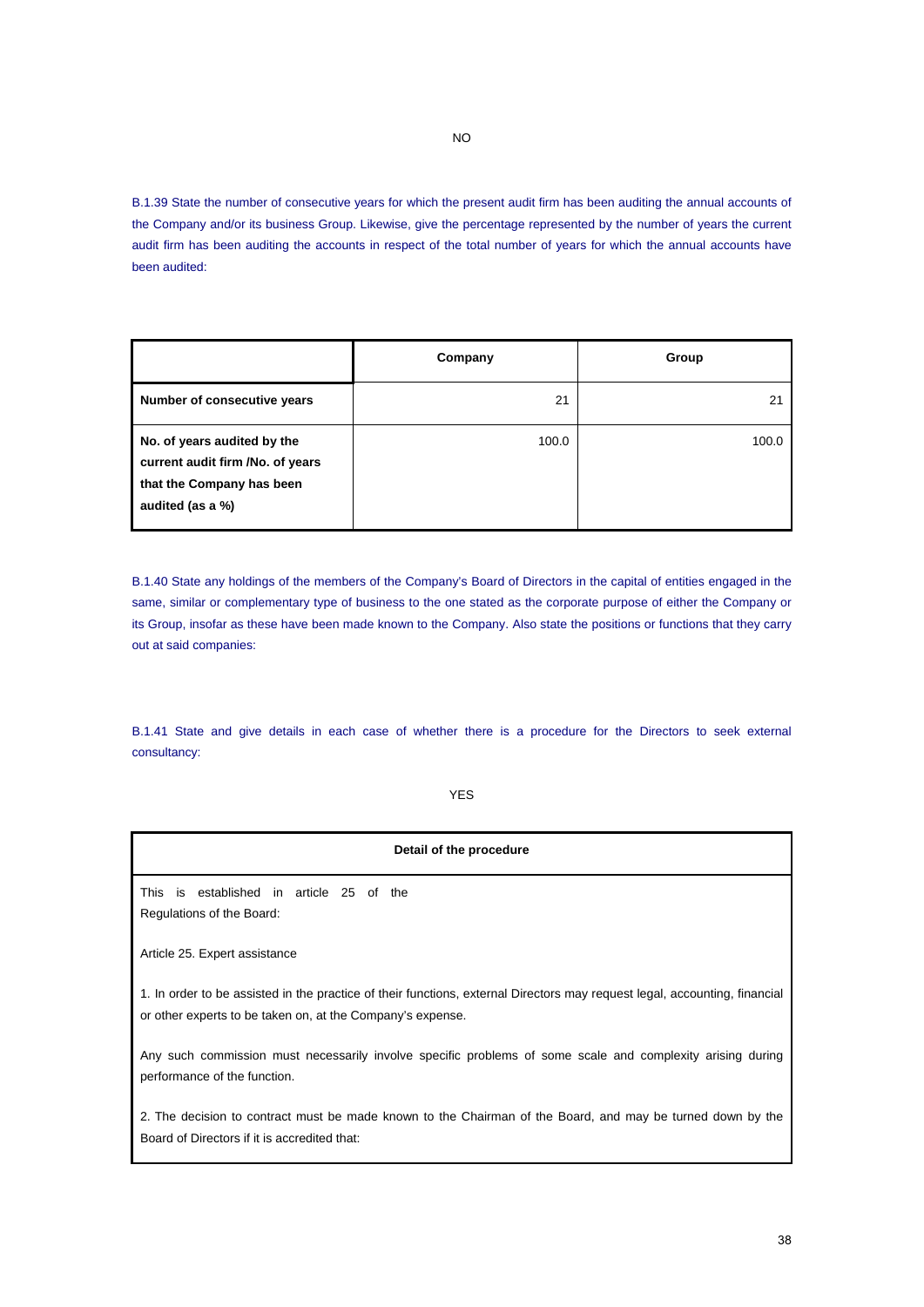NO

B.1.39 State the number of consecutive years for which the present audit firm has been auditing the annual accounts of the Company and/or its business Group. Likewise, give the percentage represented by the number of years the current audit firm has been auditing the accounts in respect of the total number of years for which the annual accounts have been audited:

| | Company | Group |
|---|---|---|
| **Number of consecutive years** | 21 | 21 |
| **No. of years audited by the current audit firm /No. of years that the Company has been audited (as a %)** | 100.0 | 100.0 |

B.1.40 State any holdings of the members of the Company's Board of Directors in the capital of entities engaged in the same, similar or complementary type of business to the one stated as the corporate purpose of either the Company or its Group, insofar as these have been made known to the Company. Also state the positions or functions that they carry out at said companies:

B.1.41 State and give details in each case of whether there is a procedure for the Directors to seek external consultancy:

YES

| Detail of the procedure |
|---|
| This is established in article 25 of the Regulations of the Board:<br><br>Article 25. Expert assistance<br><br>1. In order to be assisted in the practice of their functions, external Directors may request legal, accounting, financial or other experts to be taken on, at the Company's expense.<br><br>Any such commission must necessarily involve specific problems of some scale and complexity arising during performance of the function.<br><br>2. The decision to contract must be made known to the Chairman of the Board, and may be turned down by the Board of Directors if it is accredited that: |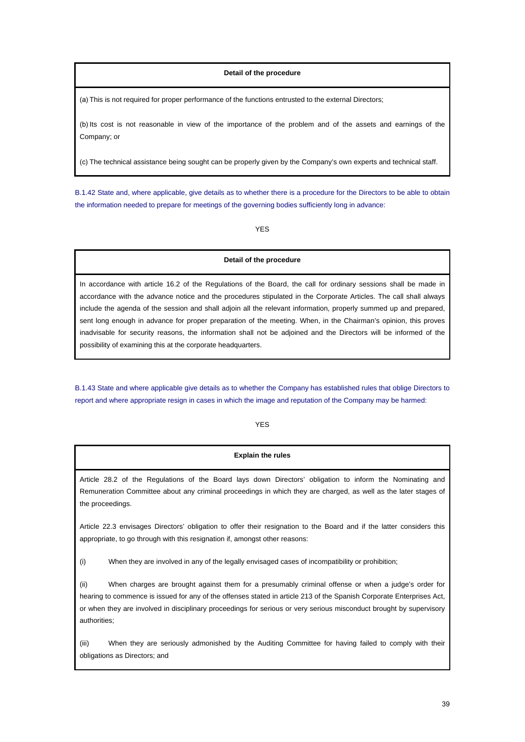| Detail of the procedure |
| --- |
| (a) This is not required for proper performance of the functions entrusted to the external Directors;<br><br>(b) Its cost is not reasonable in view of the importance of the problem and of the assets and earnings of the Company; or<br><br>(c) The technical assistance being sought can be properly given by the Company's own experts and technical staff. |

B.1.42 State and, where applicable, give details as to whether there is a procedure for the Directors to be able to obtain the information needed to prepare for meetings of the governing bodies sufficiently long in advance:

YES

| Detail of the procedure |
| --- |
| In accordance with article 16.2 of the Regulations of the Board, the call for ordinary sessions shall be made in accordance with the advance notice and the procedures stipulated in the Corporate Articles. The call shall always include the agenda of the session and shall adjoin all the relevant information, properly summed up and prepared, sent long enough in advance for proper preparation of the meeting. When, in the Chairman's opinion, this proves inadvisable for security reasons, the information shall not be adjoined and the Directors will be informed of the possibility of examining this at the corporate headquarters. |

B.1.43 State and where applicable give details as to whether the Company has established rules that oblige Directors to report and where appropriate resign in cases in which the image and reputation of the Company may be harmed:

YES

| Explain the rules |
| --- |
| Article 28.2 of the Regulations of the Board lays down Directors' obligation to inform the Nominating and Remuneration Committee about any criminal proceedings in which they are charged, as well as the later stages of the proceedings.<br><br>Article 22.3 envisages Directors' obligation to offer their resignation to the Board and if the latter considers this appropriate, to go through with this resignation if, amongst other reasons:<br><br>(i) When they are involved in any of the legally envisaged cases of incompatibility or prohibition;<br><br>(ii) When charges are brought against them for a presumably criminal offense or when a judge's order for hearing to commence is issued for any of the offenses stated in article 213 of the Spanish Corporate Enterprises Act, or when they are involved in disciplinary proceedings for serious or very serious misconduct brought by supervisory authorities;<br><br>(iii) When they are seriously admonished by the Auditing Committee for having failed to comply with their obligations as Directors; and |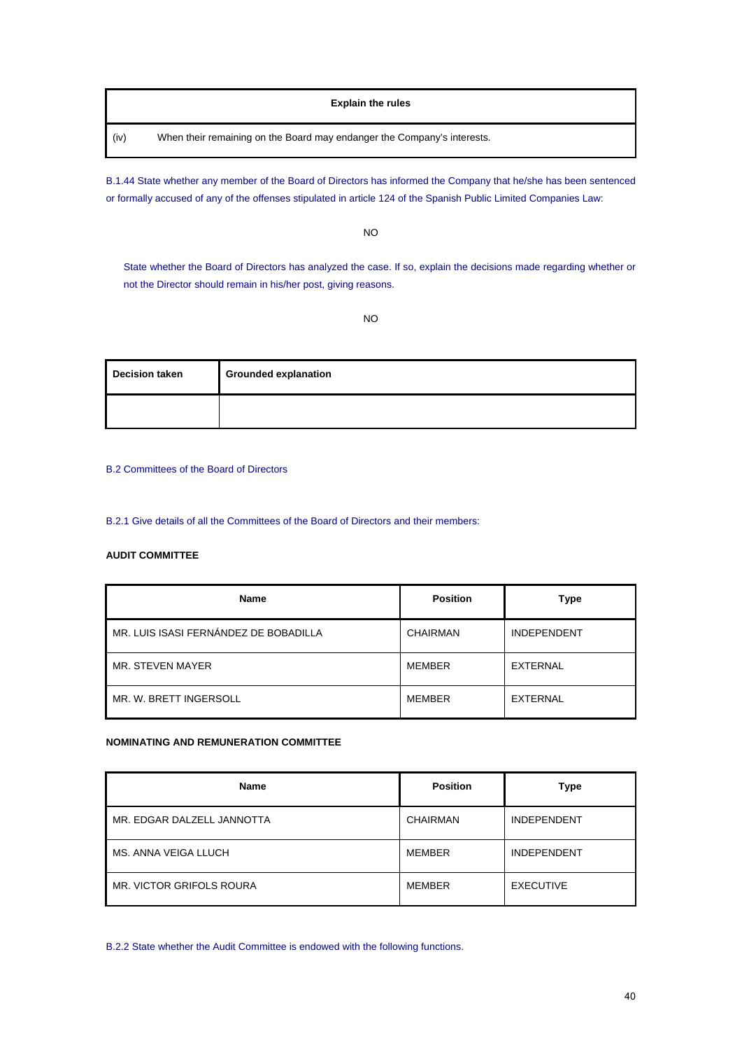| Explain the rules | |
|---|---|
| (iv) | When their remaining on the Board may endanger the Company's interests. |

B.1.44 State whether any member of the Board of Directors has informed the Company that he/she has been sentenced or formally accused of any of the offenses stipulated in article 124 of the Spanish Public Limited Companies Law:

NO

State whether the Board of Directors has analyzed the case. If so, explain the decisions made regarding whether or not the Director should remain in his/her post, giving reasons.

NO

| Decision taken | Grounded explanation |
|---|---|
| | |

B.2 Committees of the Board of Directors

B.2.1 Give details of all the Committees of the Board of Directors and their members:

**AUDIT COMMITTEE**

| Name | Position | Type |
|---|---|---|
| MR. LUIS ISASI FERNÁNDEZ DE BOBADILLA | CHAIRMAN | INDEPENDENT |
| MR. STEVEN MAYER | MEMBER | EXTERNAL |
| MR. W. BRETT INGERSOLL | MEMBER | EXTERNAL |

**NOMINATING AND REMUNERATION COMMITTEE**

| Name | Position | Type |
|---|---|---|
| MR. EDGAR DALZELL JANNOTTA | CHAIRMAN | INDEPENDENT |
| MS. ANNA VEIGA LLUCH | MEMBER | INDEPENDENT |
| MR. VICTOR GRIFOLS ROURA | MEMBER | EXECUTIVE |

B.2.2 State whether the Audit Committee is endowed with the following functions.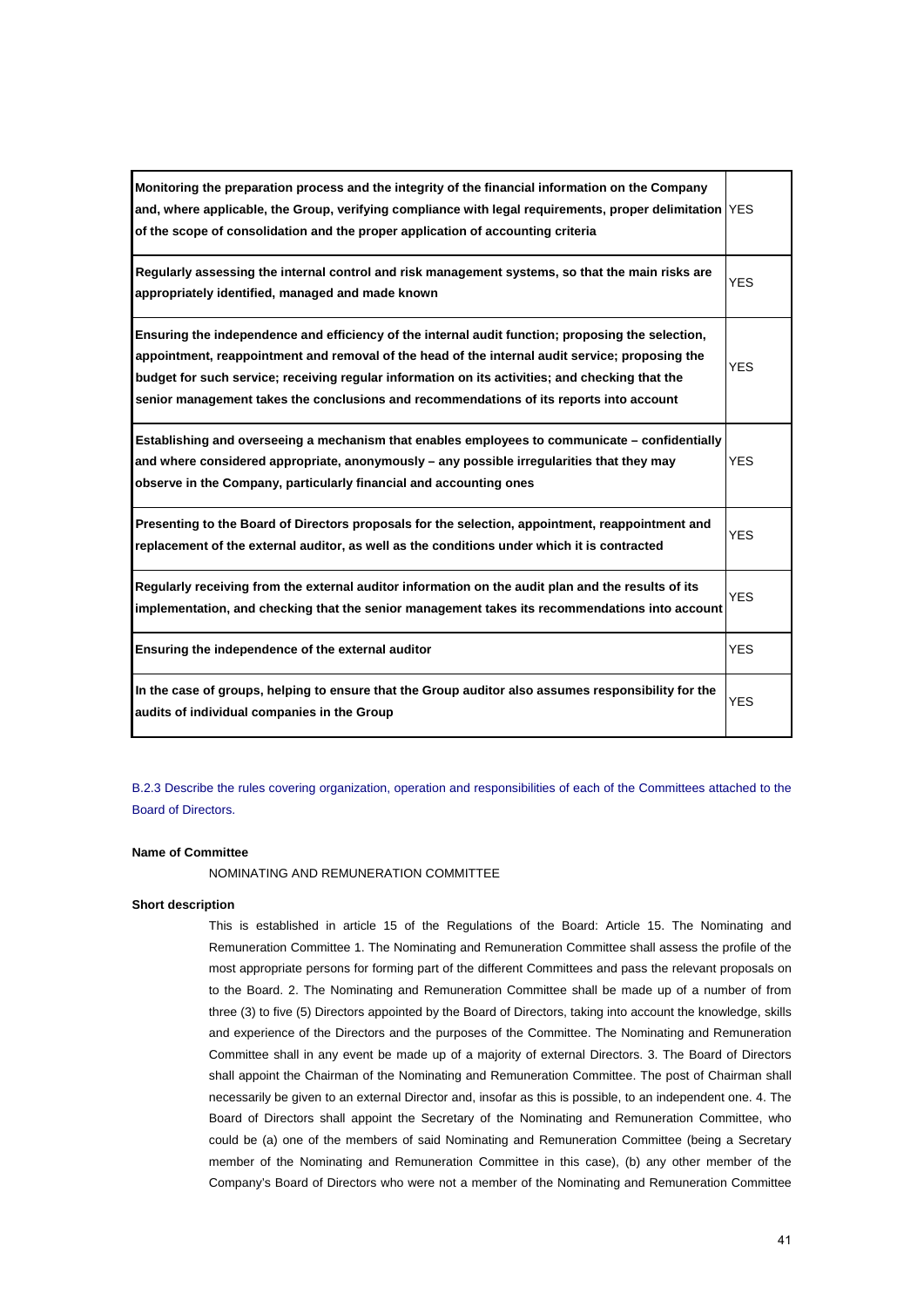| | |
|---|---|
| **Monitoring the preparation process and the integrity of the financial information on the Company and, where applicable, the Group, verifying compliance with legal requirements, proper delimitation of the scope of consolidation and the proper application of accounting criteria** | YES |
| **Regularly assessing the internal control and risk management systems, so that the main risks are appropriately identified, managed and made known** | YES |
| **Ensuring the independence and efficiency of the internal audit function; proposing the selection, appointment, reappointment and removal of the head of the internal audit service; proposing the budget for such service; receiving regular information on its activities; and checking that the senior management takes the conclusions and recommendations of its reports into account** | YES |
| **Establishing and overseeing a mechanism that enables employees to communicate – confidentially and where considered appropriate, anonymously – any possible irregularities that they may observe in the Company, particularly financial and accounting ones** | YES |
| **Presenting to the Board of Directors proposals for the selection, appointment, reappointment and replacement of the external auditor, as well as the conditions under which it is contracted** | YES |
| **Regularly receiving from the external auditor information on the audit plan and the results of its implementation, and checking that the senior management takes its recommendations into account** | YES |
| **Ensuring the independence of the external auditor** | YES |
| **In the case of groups, helping to ensure that the Group auditor also assumes responsibility for the audits of individual companies in the Group** | YES |

B.2.3 Describe the rules covering organization, operation and responsibilities of each of the Committees attached to the Board of Directors.

**Name of Committee**

NOMINATING AND REMUNERATION COMMITTEE

**Short description**

This is established in article 15 of the Regulations of the Board: Article 15. The Nominating and Remuneration Committee 1. The Nominating and Remuneration Committee shall assess the profile of the most appropriate persons for forming part of the different Committees and pass the relevant proposals on to the Board. 2. The Nominating and Remuneration Committee shall be made up of a number of from three (3) to five (5) Directors appointed by the Board of Directors, taking into account the knowledge, skills and experience of the Directors and the purposes of the Committee. The Nominating and Remuneration Committee shall in any event be made up of a majority of external Directors. 3. The Board of Directors shall appoint the Chairman of the Nominating and Remuneration Committee. The post of Chairman shall necessarily be given to an external Director and, insofar as this is possible, to an independent one. 4. The Board of Directors shall appoint the Secretary of the Nominating and Remuneration Committee, who could be (a) one of the members of said Nominating and Remuneration Committee (being a Secretary member of the Nominating and Remuneration Committee in this case), (b) any other member of the Company's Board of Directors who were not a member of the Nominating and Remuneration Committee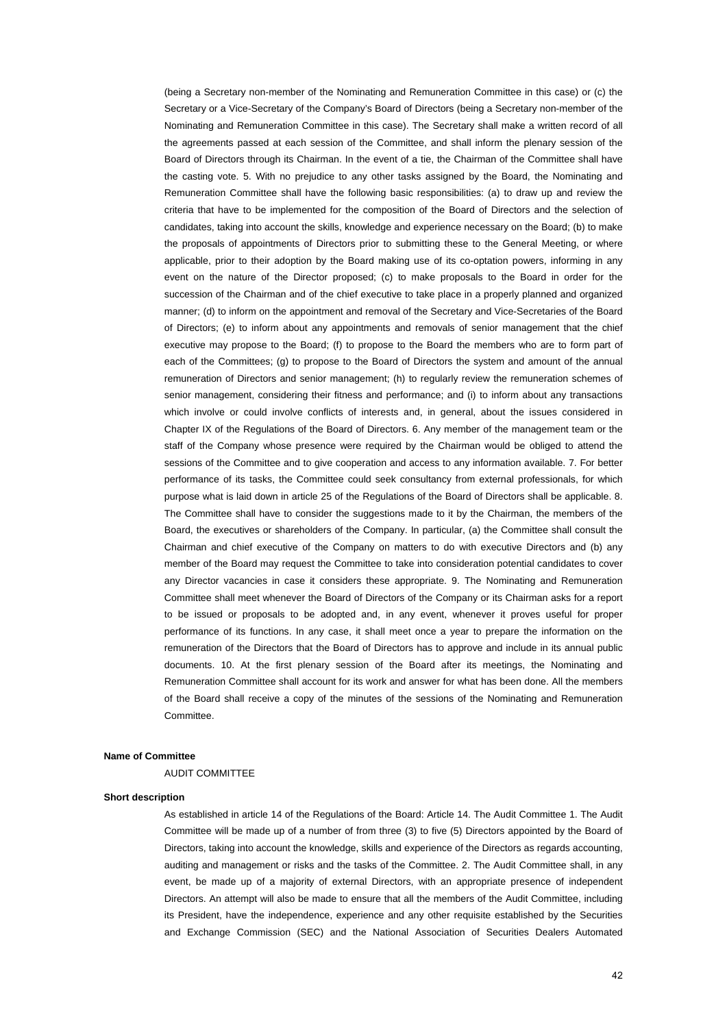(being a Secretary non-member of the Nominating and Remuneration Committee in this case) or (c) the Secretary or a Vice-Secretary of the Company's Board of Directors (being a Secretary non-member of the Nominating and Remuneration Committee in this case). The Secretary shall make a written record of all the agreements passed at each session of the Committee, and shall inform the plenary session of the Board of Directors through its Chairman. In the event of a tie, the Chairman of the Committee shall have the casting vote. 5. With no prejudice to any other tasks assigned by the Board, the Nominating and Remuneration Committee shall have the following basic responsibilities: (a) to draw up and review the criteria that have to be implemented for the composition of the Board of Directors and the selection of candidates, taking into account the skills, knowledge and experience necessary on the Board; (b) to make the proposals of appointments of Directors prior to submitting these to the General Meeting, or where applicable, prior to their adoption by the Board making use of its co-optation powers, informing in any event on the nature of the Director proposed; (c) to make proposals to the Board in order for the succession of the Chairman and of the chief executive to take place in a properly planned and organized manner; (d) to inform on the appointment and removal of the Secretary and Vice-Secretaries of the Board of Directors; (e) to inform about any appointments and removals of senior management that the chief executive may propose to the Board; (f) to propose to the Board the members who are to form part of each of the Committees; (g) to propose to the Board of Directors the system and amount of the annual remuneration of Directors and senior management; (h) to regularly review the remuneration schemes of senior management, considering their fitness and performance; and (i) to inform about any transactions which involve or could involve conflicts of interests and, in general, about the issues considered in Chapter IX of the Regulations of the Board of Directors. 6. Any member of the management team or the staff of the Company whose presence were required by the Chairman would be obliged to attend the sessions of the Committee and to give cooperation and access to any information available. 7. For better performance of its tasks, the Committee could seek consultancy from external professionals, for which purpose what is laid down in article 25 of the Regulations of the Board of Directors shall be applicable. 8. The Committee shall have to consider the suggestions made to it by the Chairman, the members of the Board, the executives or shareholders of the Company. In particular, (a) the Committee shall consult the Chairman and chief executive of the Company on matters to do with executive Directors and (b) any member of the Board may request the Committee to take into consideration potential candidates to cover any Director vacancies in case it considers these appropriate. 9. The Nominating and Remuneration Committee shall meet whenever the Board of Directors of the Company or its Chairman asks for a report to be issued or proposals to be adopted and, in any event, whenever it proves useful for proper performance of its functions. In any case, it shall meet once a year to prepare the information on the remuneration of the Directors that the Board of Directors has to approve and include in its annual public documents. 10. At the first plenary session of the Board after its meetings, the Nominating and Remuneration Committee shall account for its work and answer for what has been done. All the members of the Board shall receive a copy of the minutes of the sessions of the Nominating and Remuneration Committee.

**Name of Committee**

AUDIT COMMITTEE

**Short description**

As established in article 14 of the Regulations of the Board: Article 14. The Audit Committee 1. The Audit Committee will be made up of a number of from three (3) to five (5) Directors appointed by the Board of Directors, taking into account the knowledge, skills and experience of the Directors as regards accounting, auditing and management or risks and the tasks of the Committee. 2. The Audit Committee shall, in any event, be made up of a majority of external Directors, with an appropriate presence of independent Directors. An attempt will also be made to ensure that all the members of the Audit Committee, including its President, have the independence, experience and any other requisite established by the Securities and Exchange Commission (SEC) and the National Association of Securities Dealers Automated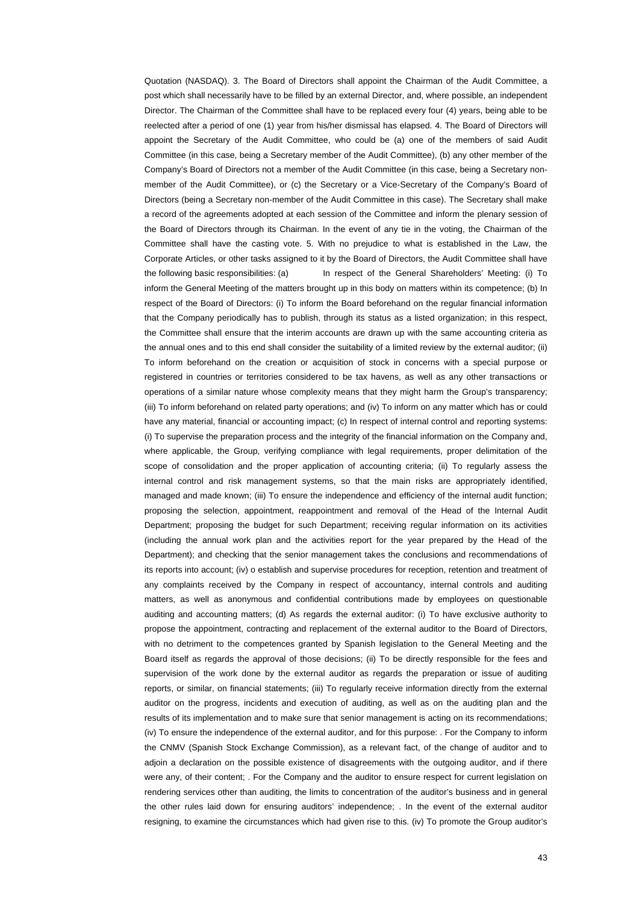Quotation (NASDAQ). 3. The Board of Directors shall appoint the Chairman of the Audit Committee, a post which shall necessarily have to be filled by an external Director, and, where possible, an independent Director. The Chairman of the Committee shall have to be replaced every four (4) years, being able to be reelected after a period of one (1) year from his/her dismissal has elapsed. 4. The Board of Directors will appoint the Secretary of the Audit Committee, who could be (a) one of the members of said Audit Committee (in this case, being a Secretary member of the Audit Committee), (b) any other member of the Company's Board of Directors not a member of the Audit Committee (in this case, being a Secretary non-member of the Audit Committee), or (c) the Secretary or a Vice-Secretary of the Company's Board of Directors (being a Secretary non-member of the Audit Committee in this case). The Secretary shall make a record of the agreements adopted at each session of the Committee and inform the plenary session of the Board of Directors through its Chairman. In the event of any tie in the voting, the Chairman of the Committee shall have the casting vote. 5. With no prejudice to what is established in the Law, the Corporate Articles, or other tasks assigned to it by the Board of Directors, the Audit Committee shall have the following basic responsibilities: (a) In respect of the General Shareholders' Meeting: (i) To inform the General Meeting of the matters brought up in this body on matters within its competence; (b) In respect of the Board of Directors: (i) To inform the Board beforehand on the regular financial information that the Company periodically has to publish, through its status as a listed organization; in this respect, the Committee shall ensure that the interim accounts are drawn up with the same accounting criteria as the annual ones and to this end shall consider the suitability of a limited review by the external auditor; (ii) To inform beforehand on the creation or acquisition of stock in concerns with a special purpose or registered in countries or territories considered to be tax havens, as well as any other transactions or operations of a similar nature whose complexity means that they might harm the Group's transparency; (iii) To inform beforehand on related party operations; and (iv) To inform on any matter which has or could have any material, financial or accounting impact; (c) In respect of internal control and reporting systems: (i) To supervise the preparation process and the integrity of the financial information on the Company and, where applicable, the Group, verifying compliance with legal requirements, proper delimitation of the scope of consolidation and the proper application of accounting criteria; (ii) To regularly assess the internal control and risk management systems, so that the main risks are appropriately identified, managed and made known; (iii) To ensure the independence and efficiency of the internal audit function; proposing the selection, appointment, reappointment and removal of the Head of the Internal Audit Department; proposing the budget for such Department; receiving regular information on its activities (including the annual work plan and the activities report for the year prepared by the Head of the Department); and checking that the senior management takes the conclusions and recommendations of its reports into account; (iv) o establish and supervise procedures for reception, retention and treatment of any complaints received by the Company in respect of accountancy, internal controls and auditing matters, as well as anonymous and confidential contributions made by employees on questionable auditing and accounting matters; (d) As regards the external auditor: (i) To have exclusive authority to propose the appointment, contracting and replacement of the external auditor to the Board of Directors, with no detriment to the competences granted by Spanish legislation to the General Meeting and the Board itself as regards the approval of those decisions; (ii) To be directly responsible for the fees and supervision of the work done by the external auditor as regards the preparation or issue of auditing reports, or similar, on financial statements; (iii) To regularly receive information directly from the external auditor on the progress, incidents and execution of auditing, as well as on the auditing plan and the results of its implementation and to make sure that senior management is acting on its recommendations; (iv) To ensure the independence of the external auditor, and for this purpose: . For the Company to inform the CNMV (Spanish Stock Exchange Commission), as a relevant fact, of the change of auditor and to adjoin a declaration on the possible existence of disagreements with the outgoing auditor, and if there were any, of their content; . For the Company and the auditor to ensure respect for current legislation on rendering services other than auditing, the limits to concentration of the auditor's business and in general the other rules laid down for ensuring auditors' independence; . In the event of the external auditor resigning, to examine the circumstances which had given rise to this. (iv) To promote the Group auditor's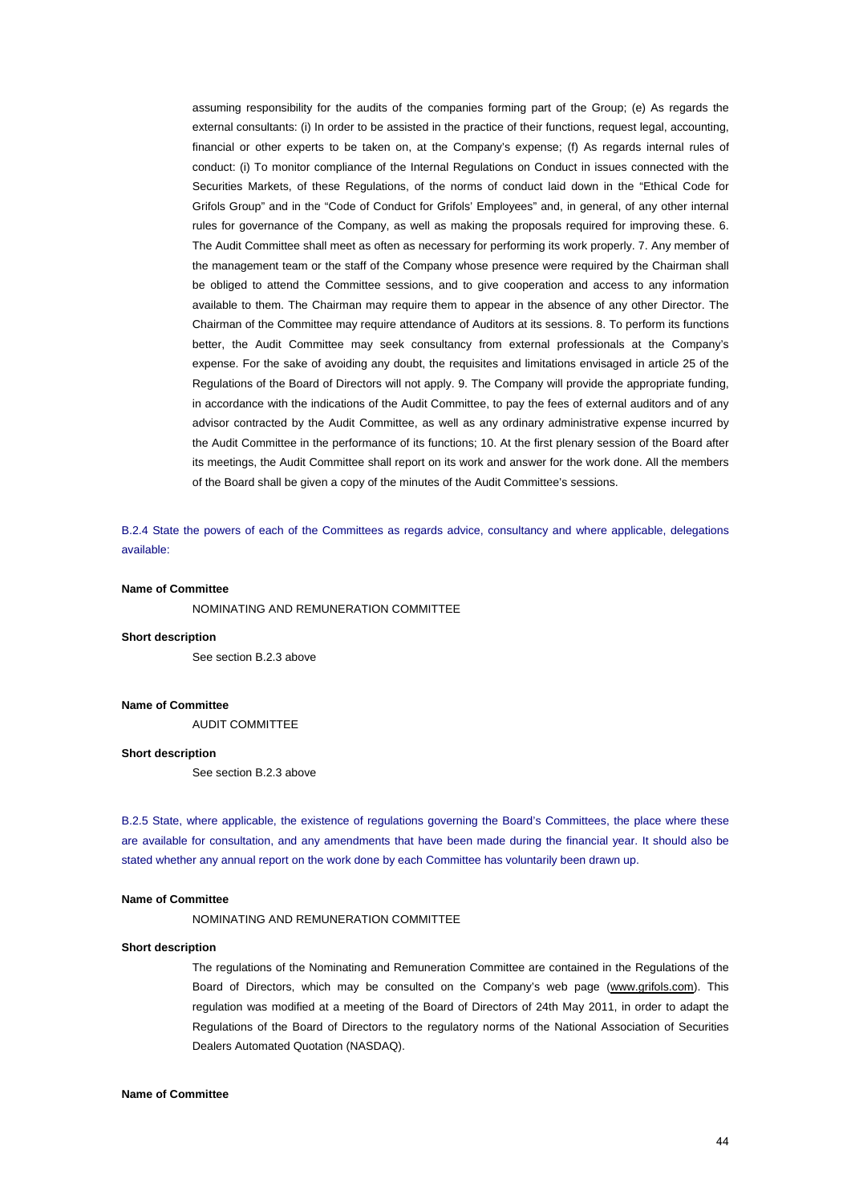assuming responsibility for the audits of the companies forming part of the Group; (e) As regards the external consultants: (i) In order to be assisted in the practice of their functions, request legal, accounting, financial or other experts to be taken on, at the Company's expense; (f) As regards internal rules of conduct: (i) To monitor compliance of the Internal Regulations on Conduct in issues connected with the Securities Markets, of these Regulations, of the norms of conduct laid down in the "Ethical Code for Grifols Group" and in the "Code of Conduct for Grifols' Employees" and, in general, of any other internal rules for governance of the Company, as well as making the proposals required for improving these. 6. The Audit Committee shall meet as often as necessary for performing its work properly. 7. Any member of the management team or the staff of the Company whose presence were required by the Chairman shall be obliged to attend the Committee sessions, and to give cooperation and access to any information available to them. The Chairman may require them to appear in the absence of any other Director. The Chairman of the Committee may require attendance of Auditors at its sessions. 8. To perform its functions better, the Audit Committee may seek consultancy from external professionals at the Company's expense. For the sake of avoiding any doubt, the requisites and limitations envisaged in article 25 of the Regulations of the Board of Directors will not apply. 9. The Company will provide the appropriate funding, in accordance with the indications of the Audit Committee, to pay the fees of external auditors and of any advisor contracted by the Audit Committee, as well as any ordinary administrative expense incurred by the Audit Committee in the performance of its functions; 10. At the first plenary session of the Board after its meetings, the Audit Committee shall report on its work and answer for the work done. All the members of the Board shall be given a copy of the minutes of the Audit Committee's sessions.

B.2.4 State the powers of each of the Committees as regards advice, consultancy and where applicable, delegations available:

**Name of Committee**

NOMINATING AND REMUNERATION COMMITTEE

**Short description**

See section B.2.3 above

**Name of Committee**

AUDIT COMMITTEE

**Short description**

See section B.2.3 above

B.2.5 State, where applicable, the existence of regulations governing the Board's Committees, the place where these are available for consultation, and any amendments that have been made during the financial year. It should also be stated whether any annual report on the work done by each Committee has voluntarily been drawn up.

**Name of Committee**

NOMINATING AND REMUNERATION COMMITTEE

**Short description**

The regulations of the Nominating and Remuneration Committee are contained in the Regulations of the Board of Directors, which may be consulted on the Company's web page (www.grifols.com). This regulation was modified at a meeting of the Board of Directors of 24th May 2011, in order to adapt the Regulations of the Board of Directors to the regulatory norms of the National Association of Securities Dealers Automated Quotation (NASDAQ).

**Name of Committee**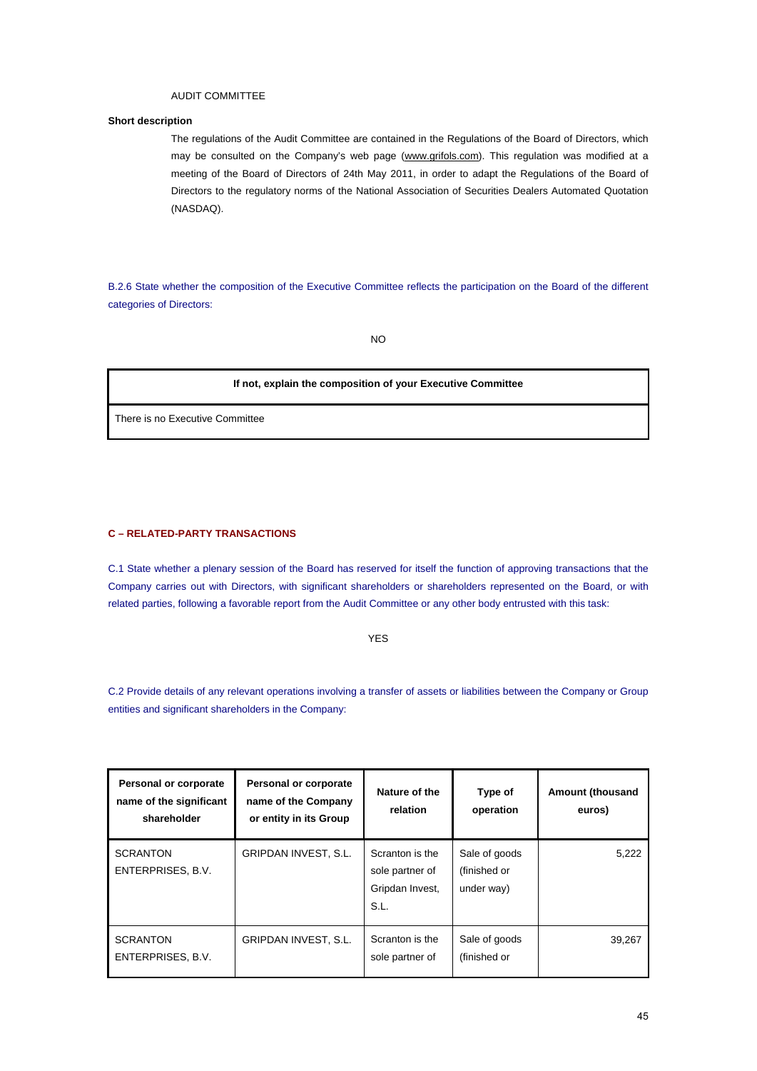AUDIT COMMITTEE

**Short description**

The regulations of the Audit Committee are contained in the Regulations of the Board of Directors, which may be consulted on the Company's web page (www.grifols.com). This regulation was modified at a meeting of the Board of Directors of 24th May 2011, in order to adapt the Regulations of the Board of Directors to the regulatory norms of the National Association of Securities Dealers Automated Quotation (NASDAQ).

B.2.6 State whether the composition of the Executive Committee reflects the participation on the Board of the different categories of Directors:

NO

| **If not, explain the composition of your Executive Committee** |
|---|
| There is no Executive Committee |

## C – RELATED-PARTY TRANSACTIONS

C.1 State whether a plenary session of the Board has reserved for itself the function of approving transactions that the Company carries out with Directors, with significant shareholders or shareholders represented on the Board, or with related parties, following a favorable report from the Audit Committee or any other body entrusted with this task:

YES

C.2 Provide details of any relevant operations involving a transfer of assets or liabilities between the Company or Group entities and significant shareholders in the Company:

| Personal or corporate name of the significant shareholder | Personal or corporate name of the Company or entity in its Group | Nature of the relation | Type of operation | Amount (thousand euros) |
|---|---|---|---|---|
| SCRANTON ENTERPRISES, B.V. | GRIPDAN INVEST, S.L. | Scranton is the sole partner of Gripdan Invest, S.L. | Sale of goods (finished or under way) | 5,222 |
| SCRANTON ENTERPRISES, B.V. | GRIPDAN INVEST, S.L. | Scranton is the sole partner of | Sale of goods (finished or | 39,267 |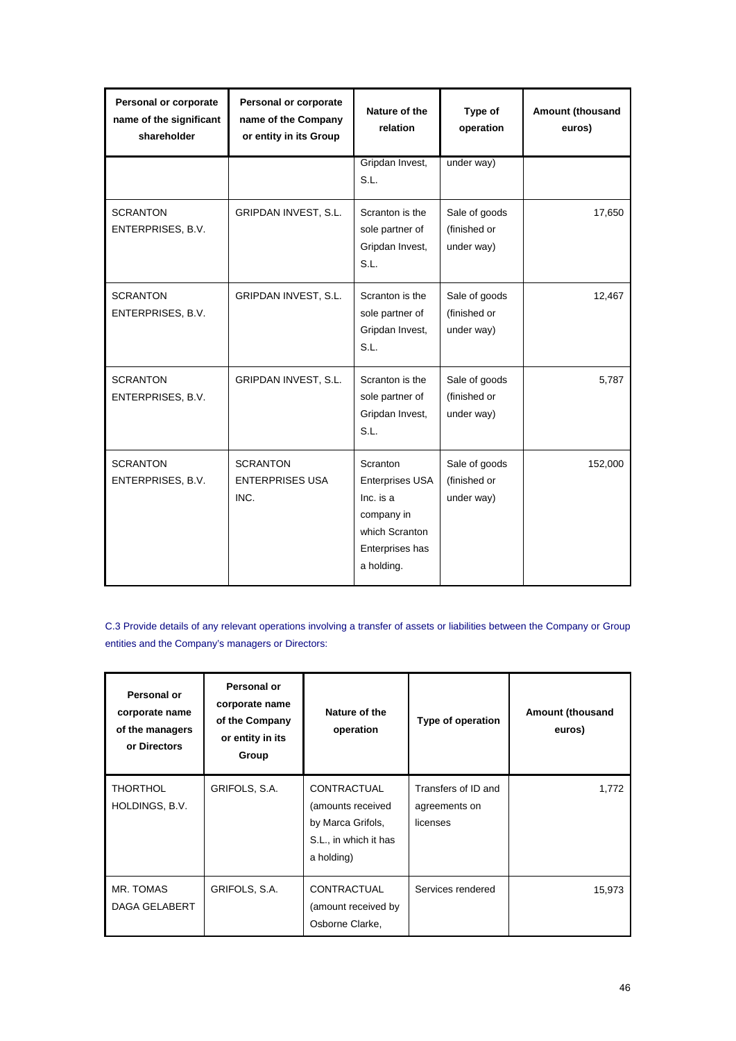| Personal or corporate name of the significant shareholder | Personal or corporate name of the Company or entity in its Group | Nature of the relation | Type of operation | Amount (thousand euros) |
|---|---|---|---|---|
| | | Gripdan Invest, S.L. | under way) | |
| SCRANTON ENTERPRISES, B.V. | GRIPDAN INVEST, S.L. | Scranton is the sole partner of Gripdan Invest, S.L. | Sale of goods (finished or under way) | 17,650 |
| SCRANTON ENTERPRISES, B.V. | GRIPDAN INVEST, S.L. | Scranton is the sole partner of Gripdan Invest, S.L. | Sale of goods (finished or under way) | 12,467 |
| SCRANTON ENTERPRISES, B.V. | GRIPDAN INVEST, S.L. | Scranton is the sole partner of Gripdan Invest, S.L. | Sale of goods (finished or under way) | 5,787 |
| SCRANTON ENTERPRISES, B.V. | SCRANTON ENTERPRISES USA INC. | Scranton Enterprises USA Inc. is a company in which Scranton Enterprises has a holding. | Sale of goods (finished or under way) | 152,000 |

C.3 Provide details of any relevant operations involving a transfer of assets or liabilities between the Company or Group entities and the Company's managers or Directors:

| Personal or corporate name of the managers or Directors | Personal or corporate name of the Company or entity in its Group | Nature of the operation | Type of operation | Amount (thousand euros) |
|---|---|---|---|---|
| THORTHOL HOLDINGS, B.V. | GRIFOLS, S.A. | CONTRACTUAL (amounts received by Marca Grifols, S.L., in which it has a holding) | Transfers of ID and agreements on licenses | 1,772 |
| MR. TOMAS DAGA GELABERT | GRIFOLS, S.A. | CONTRACTUAL (amount received by Osborne Clarke, | Services rendered | 15,973 |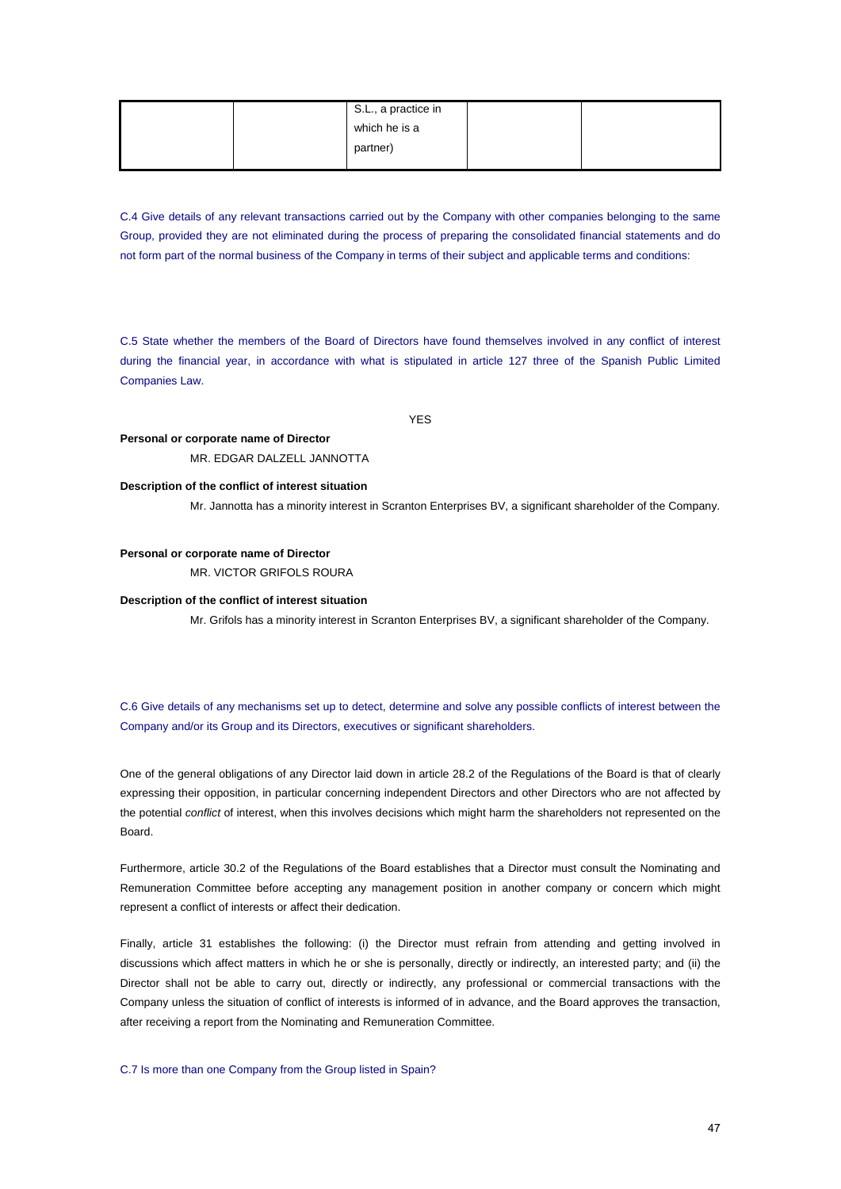|  |  | S.L., a practice in which he is a partner) |  |  |
|---|---|---|---|---|

C.4 Give details of any relevant transactions carried out by the Company with other companies belonging to the same Group, provided they are not eliminated during the process of preparing the consolidated financial statements and do not form part of the normal business of the Company in terms of their subject and applicable terms and conditions:

C.5 State whether the members of the Board of Directors have found themselves involved in any conflict of interest during the financial year, in accordance with what is stipulated in article 127 three of the Spanish Public Limited Companies Law.

YES

**Personal or corporate name of Director**

MR. EDGAR DALZELL JANNOTTA

**Description of the conflict of interest situation**

Mr. Jannotta has a minority interest in Scranton Enterprises BV, a significant shareholder of the Company.

**Personal or corporate name of Director**

MR. VICTOR GRIFOLS ROURA

**Description of the conflict of interest situation**

Mr. Grifols has a minority interest in Scranton Enterprises BV, a significant shareholder of the Company.

C.6 Give details of any mechanisms set up to detect, determine and solve any possible conflicts of interest between the Company and/or its Group and its Directors, executives or significant shareholders.

One of the general obligations of any Director laid down in article 28.2 of the Regulations of the Board is that of clearly expressing their opposition, in particular concerning independent Directors and other Directors who are not affected by the potential *conflict* of interest, when this involves decisions which might harm the shareholders not represented on the Board.

Furthermore, article 30.2 of the Regulations of the Board establishes that a Director must consult the Nominating and Remuneration Committee before accepting any management position in another company or concern which might represent a conflict of interests or affect their dedication.

Finally, article 31 establishes the following: (i) the Director must refrain from attending and getting involved in discussions which affect matters in which he or she is personally, directly or indirectly, an interested party; and (ii) the Director shall not be able to carry out, directly or indirectly, any professional or commercial transactions with the Company unless the situation of conflict of interests is informed of in advance, and the Board approves the transaction, after receiving a report from the Nominating and Remuneration Committee.

C.7 Is more than one Company from the Group listed in Spain?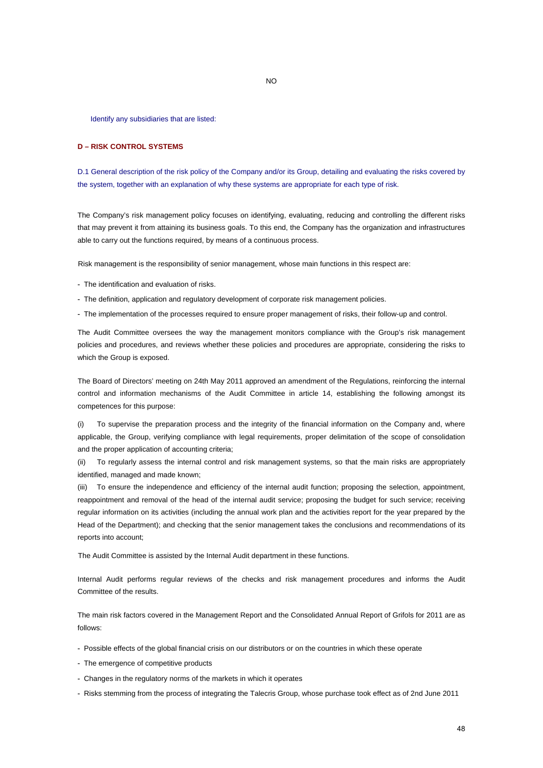NO

Identify any subsidiaries that are listed:

## D – RISK CONTROL SYSTEMS

D.1 General description of the risk policy of the Company and/or its Group, detailing and evaluating the risks covered by the system, together with an explanation of why these systems are appropriate for each type of risk.

The Company's risk management policy focuses on identifying, evaluating, reducing and controlling the different risks that may prevent it from attaining its business goals. To this end, the Company has the organization and infrastructures able to carry out the functions required, by means of a continuous process.

Risk management is the responsibility of senior management, whose main functions in this respect are:

- The identification and evaluation of risks.
- The definition, application and regulatory development of corporate risk management policies.
- The implementation of the processes required to ensure proper management of risks, their follow-up and control.

The Audit Committee oversees the way the management monitors compliance with the Group's risk management policies and procedures, and reviews whether these policies and procedures are appropriate, considering the risks to which the Group is exposed.

The Board of Directors' meeting on 24th May 2011 approved an amendment of the Regulations, reinforcing the internal control and information mechanisms of the Audit Committee in article 14, establishing the following amongst its competences for this purpose:

(i) To supervise the preparation process and the integrity of the financial information on the Company and, where applicable, the Group, verifying compliance with legal requirements, proper delimitation of the scope of consolidation and the proper application of accounting criteria;

(ii) To regularly assess the internal control and risk management systems, so that the main risks are appropriately identified, managed and made known;

(iii) To ensure the independence and efficiency of the internal audit function; proposing the selection, appointment, reappointment and removal of the head of the internal audit service; proposing the budget for such service; receiving regular information on its activities (including the annual work plan and the activities report for the year prepared by the Head of the Department); and checking that the senior management takes the conclusions and recommendations of its reports into account;

The Audit Committee is assisted by the Internal Audit department in these functions.

Internal Audit performs regular reviews of the checks and risk management procedures and informs the Audit Committee of the results.

The main risk factors covered in the Management Report and the Consolidated Annual Report of Grifols for 2011 are as follows:

- Possible effects of the global financial crisis on our distributors or on the countries in which these operate
- The emergence of competitive products
- Changes in the regulatory norms of the markets in which it operates
- Risks stemming from the process of integrating the Talecris Group, whose purchase took effect as of 2nd June 2011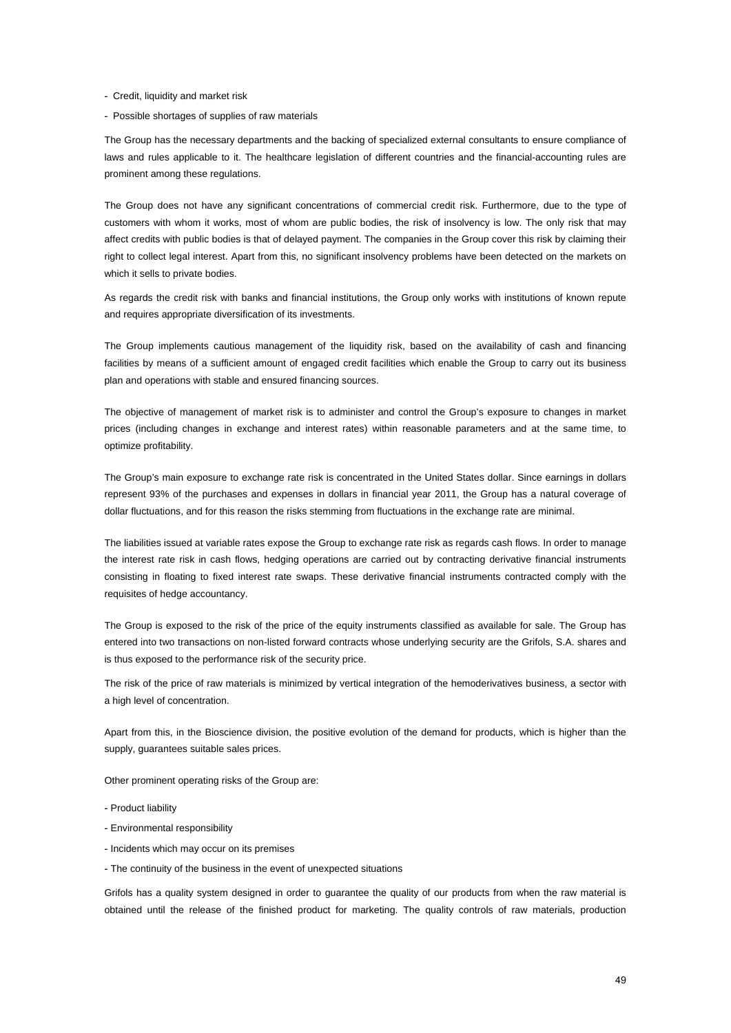- Credit, liquidity and market risk
- Possible shortages of supplies of raw materials

The Group has the necessary departments and the backing of specialized external consultants to ensure compliance of laws and rules applicable to it. The healthcare legislation of different countries and the financial-accounting rules are prominent among these regulations.

The Group does not have any significant concentrations of commercial credit risk. Furthermore, due to the type of customers with whom it works, most of whom are public bodies, the risk of insolvency is low. The only risk that may affect credits with public bodies is that of delayed payment. The companies in the Group cover this risk by claiming their right to collect legal interest. Apart from this, no significant insolvency problems have been detected on the markets on which it sells to private bodies.

As regards the credit risk with banks and financial institutions, the Group only works with institutions of known repute and requires appropriate diversification of its investments.

The Group implements cautious management of the liquidity risk, based on the availability of cash and financing facilities by means of a sufficient amount of engaged credit facilities which enable the Group to carry out its business plan and operations with stable and ensured financing sources.

The objective of management of market risk is to administer and control the Group's exposure to changes in market prices (including changes in exchange and interest rates) within reasonable parameters and at the same time, to optimize profitability.

The Group's main exposure to exchange rate risk is concentrated in the United States dollar. Since earnings in dollars represent 93% of the purchases and expenses in dollars in financial year 2011, the Group has a natural coverage of dollar fluctuations, and for this reason the risks stemming from fluctuations in the exchange rate are minimal.

The liabilities issued at variable rates expose the Group to exchange rate risk as regards cash flows. In order to manage the interest rate risk in cash flows, hedging operations are carried out by contracting derivative financial instruments consisting in floating to fixed interest rate swaps. These derivative financial instruments contracted comply with the requisites of hedge accountancy.

The Group is exposed to the risk of the price of the equity instruments classified as available for sale. The Group has entered into two transactions on non-listed forward contracts whose underlying security are the Grifols, S.A. shares and is thus exposed to the performance risk of the security price.

The risk of the price of raw materials is minimized by vertical integration of the hemoderivatives business, a sector with a high level of concentration.

Apart from this, in the Bioscience division, the positive evolution of the demand for products, which is higher than the supply, guarantees suitable sales prices.

Other prominent operating risks of the Group are:

- Product liability
- Environmental responsibility
- Incidents which may occur on its premises
- The continuity of the business in the event of unexpected situations

Grifols has a quality system designed in order to guarantee the quality of our products from when the raw material is obtained until the release of the finished product for marketing. The quality controls of raw materials, production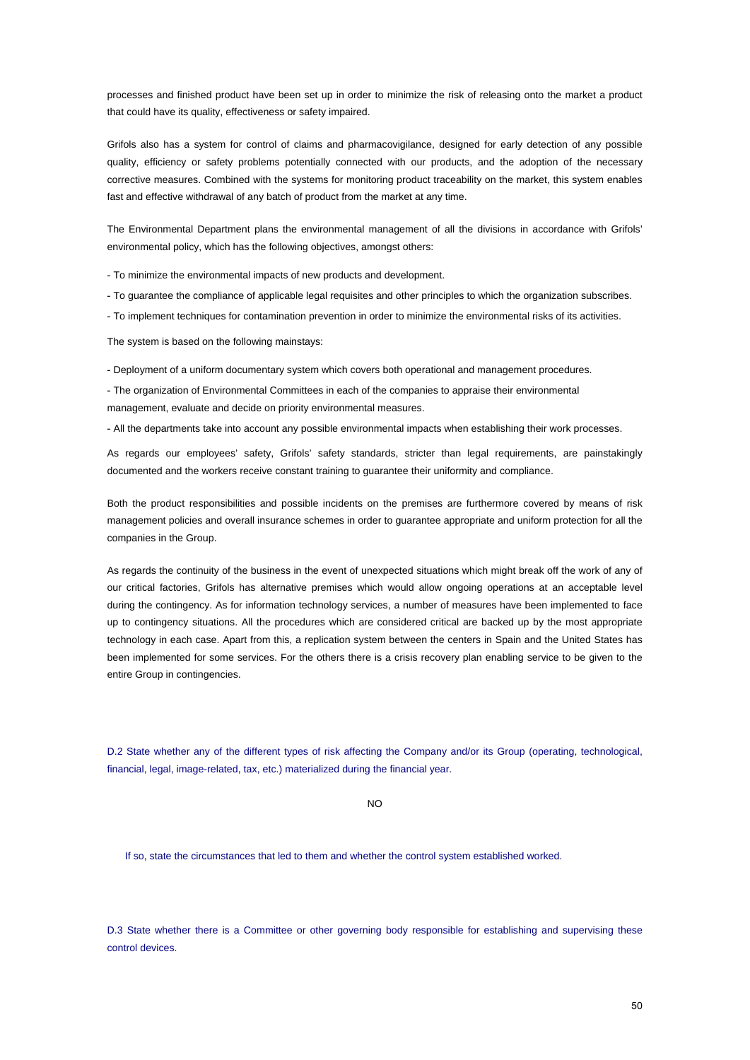processes and finished product have been set up in order to minimize the risk of releasing onto the market a product that could have its quality, effectiveness or safety impaired.

Grifols also has a system for control of claims and pharmacovigilance, designed for early detection of any possible quality, efficiency or safety problems potentially connected with our products, and the adoption of the necessary corrective measures. Combined with the systems for monitoring product traceability on the market, this system enables fast and effective withdrawal of any batch of product from the market at any time.

The Environmental Department plans the environmental management of all the divisions in accordance with Grifols' environmental policy, which has the following objectives, amongst others:

- To minimize the environmental impacts of new products and development.
- To guarantee the compliance of applicable legal requisites and other principles to which the organization subscribes.
- To implement techniques for contamination prevention in order to minimize the environmental risks of its activities.

The system is based on the following mainstays:

- Deployment of a uniform documentary system which covers both operational and management procedures.
- The organization of Environmental Committees in each of the companies to appraise their environmental management, evaluate and decide on priority environmental measures.
- All the departments take into account any possible environmental impacts when establishing their work processes.

As regards our employees' safety, Grifols' safety standards, stricter than legal requirements, are painstakingly documented and the workers receive constant training to guarantee their uniformity and compliance.

Both the product responsibilities and possible incidents on the premises are furthermore covered by means of risk management policies and overall insurance schemes in order to guarantee appropriate and uniform protection for all the companies in the Group.

As regards the continuity of the business in the event of unexpected situations which might break off the work of any of our critical factories, Grifols has alternative premises which would allow ongoing operations at an acceptable level during the contingency. As for information technology services, a number of measures have been implemented to face up to contingency situations. All the procedures which are considered critical are backed up by the most appropriate technology in each case. Apart from this, a replication system between the centers in Spain and the United States has been implemented for some services. For the others there is a crisis recovery plan enabling service to be given to the entire Group in contingencies.

D.2 State whether any of the different types of risk affecting the Company and/or its Group (operating, technological, financial, legal, image-related, tax, etc.) materialized during the financial year.

NO

If so, state the circumstances that led to them and whether the control system established worked.

D.3 State whether there is a Committee or other governing body responsible for establishing and supervising these control devices.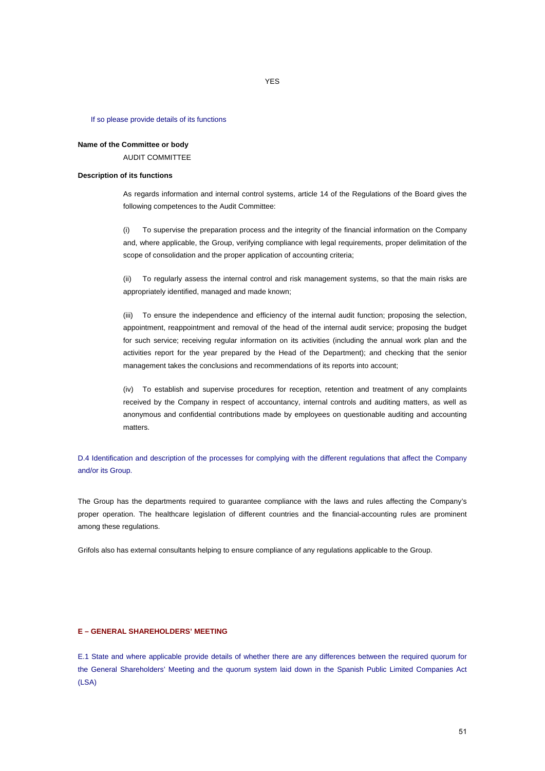YES

If so please provide details of its functions

**Name of the Committee or body**

AUDIT COMMITTEE

**Description of its functions**

As regards information and internal control systems, article 14 of the Regulations of the Board gives the following competences to the Audit Committee:

(i) To supervise the preparation process and the integrity of the financial information on the Company and, where applicable, the Group, verifying compliance with legal requirements, proper delimitation of the scope of consolidation and the proper application of accounting criteria;

(ii) To regularly assess the internal control and risk management systems, so that the main risks are appropriately identified, managed and made known;

(iii) To ensure the independence and efficiency of the internal audit function; proposing the selection, appointment, reappointment and removal of the head of the internal audit service; proposing the budget for such service; receiving regular information on its activities (including the annual work plan and the activities report for the year prepared by the Head of the Department); and checking that the senior management takes the conclusions and recommendations of its reports into account;

(iv) To establish and supervise procedures for reception, retention and treatment of any complaints received by the Company in respect of accountancy, internal controls and auditing matters, as well as anonymous and confidential contributions made by employees on questionable auditing and accounting matters.

D.4 Identification and description of the processes for complying with the different regulations that affect the Company and/or its Group.

The Group has the departments required to guarantee compliance with the laws and rules affecting the Company's proper operation. The healthcare legislation of different countries and the financial-accounting rules are prominent among these regulations.

Grifols also has external consultants helping to ensure compliance of any regulations applicable to the Group.

## E – GENERAL SHAREHOLDERS' MEETING

E.1 State and where applicable provide details of whether there are any differences between the required quorum for the General Shareholders' Meeting and the quorum system laid down in the Spanish Public Limited Companies Act (LSA)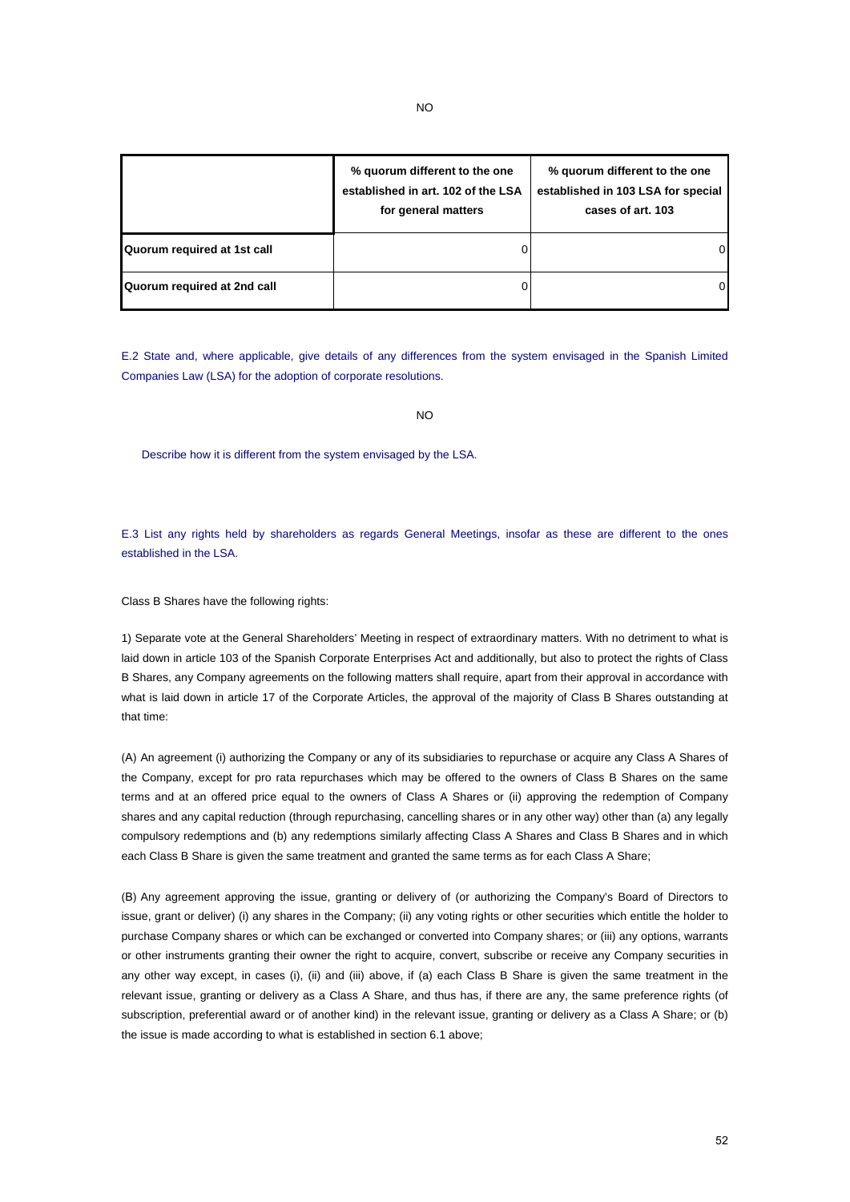NO

| | % quorum different to the one established in art. 102 of the LSA for general matters | % quorum different to the one established in 103 LSA for special cases of art. 103 |
|---|---|---|
| **Quorum required at 1st call** | 0 | 0 |
| **Quorum required at 2nd call** | 0 | 0 |

E.2 State and, where applicable, give details of any differences from the system envisaged in the Spanish Limited Companies Law (LSA) for the adoption of corporate resolutions.

NO

Describe how it is different from the system envisaged by the LSA.

E.3 List any rights held by shareholders as regards General Meetings, insofar as these are different to the ones established in the LSA.

Class B Shares have the following rights:

1) Separate vote at the General Shareholders' Meeting in respect of extraordinary matters. With no detriment to what is laid down in article 103 of the Spanish Corporate Enterprises Act and additionally, but also to protect the rights of Class B Shares, any Company agreements on the following matters shall require, apart from their approval in accordance with what is laid down in article 17 of the Corporate Articles, the approval of the majority of Class B Shares outstanding at that time:

(A) An agreement (i) authorizing the Company or any of its subsidiaries to repurchase or acquire any Class A Shares of the Company, except for pro rata repurchases which may be offered to the owners of Class B Shares on the same terms and at an offered price equal to the owners of Class A Shares or (ii) approving the redemption of Company shares and any capital reduction (through repurchasing, cancelling shares or in any other way) other than (a) any legally compulsory redemptions and (b) any redemptions similarly affecting Class A Shares and Class B Shares and in which each Class B Share is given the same treatment and granted the same terms as for each Class A Share;

(B) Any agreement approving the issue, granting or delivery of (or authorizing the Company's Board of Directors to issue, grant or deliver) (i) any shares in the Company; (ii) any voting rights or other securities which entitle the holder to purchase Company shares or which can be exchanged or converted into Company shares; or (iii) any options, warrants or other instruments granting their owner the right to acquire, convert, subscribe or receive any Company securities in any other way except, in cases (i), (ii) and (iii) above, if (a) each Class B Share is given the same treatment in the relevant issue, granting or delivery as a Class A Share, and thus has, if there are any, the same preference rights (of subscription, preferential award or of another kind) in the relevant issue, granting or delivery as a Class A Share; or (b) the issue is made according to what is established in section 6.1 above;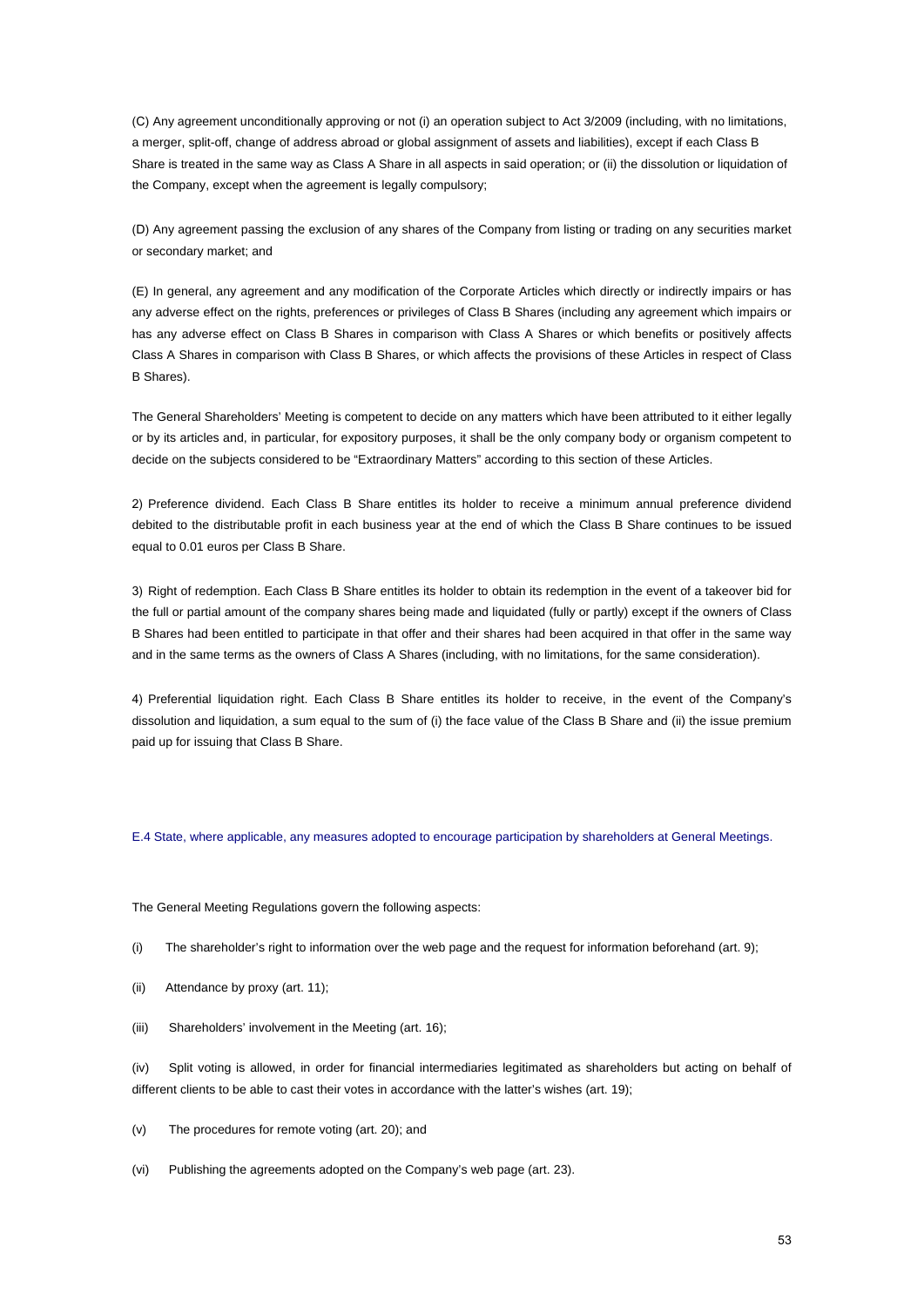(C) Any agreement unconditionally approving or not (i) an operation subject to Act 3/2009 (including, with no limitations, a merger, split-off, change of address abroad or global assignment of assets and liabilities), except if each Class B Share is treated in the same way as Class A Share in all aspects in said operation; or (ii) the dissolution or liquidation of the Company, except when the agreement is legally compulsory;

(D) Any agreement passing the exclusion of any shares of the Company from listing or trading on any securities market or secondary market; and

(E) In general, any agreement and any modification of the Corporate Articles which directly or indirectly impairs or has any adverse effect on the rights, preferences or privileges of Class B Shares (including any agreement which impairs or has any adverse effect on Class B Shares in comparison with Class A Shares or which benefits or positively affects Class A Shares in comparison with Class B Shares, or which affects the provisions of these Articles in respect of Class B Shares).

The General Shareholders' Meeting is competent to decide on any matters which have been attributed to it either legally or by its articles and, in particular, for expository purposes, it shall be the only company body or organism competent to decide on the subjects considered to be "Extraordinary Matters" according to this section of these Articles.

2) Preference dividend. Each Class B Share entitles its holder to receive a minimum annual preference dividend debited to the distributable profit in each business year at the end of which the Class B Share continues to be issued equal to 0.01 euros per Class B Share.

3) Right of redemption. Each Class B Share entitles its holder to obtain its redemption in the event of a takeover bid for the full or partial amount of the company shares being made and liquidated (fully or partly) except if the owners of Class B Shares had been entitled to participate in that offer and their shares had been acquired in that offer in the same way and in the same terms as the owners of Class A Shares (including, with no limitations, for the same consideration).

4) Preferential liquidation right. Each Class B Share entitles its holder to receive, in the event of the Company's dissolution and liquidation, a sum equal to the sum of (i) the face value of the Class B Share and (ii) the issue premium paid up for issuing that Class B Share.

## E.4 State, where applicable, any measures adopted to encourage participation by shareholders at General Meetings.

The General Meeting Regulations govern the following aspects:

(i) The shareholder's right to information over the web page and the request for information beforehand (art. 9);

(ii) Attendance by proxy (art. 11);

(iii) Shareholders' involvement in the Meeting (art. 16);

(iv) Split voting is allowed, in order for financial intermediaries legitimated as shareholders but acting on behalf of different clients to be able to cast their votes in accordance with the latter's wishes (art. 19);

(v) The procedures for remote voting (art. 20); and

(vi) Publishing the agreements adopted on the Company's web page (art. 23).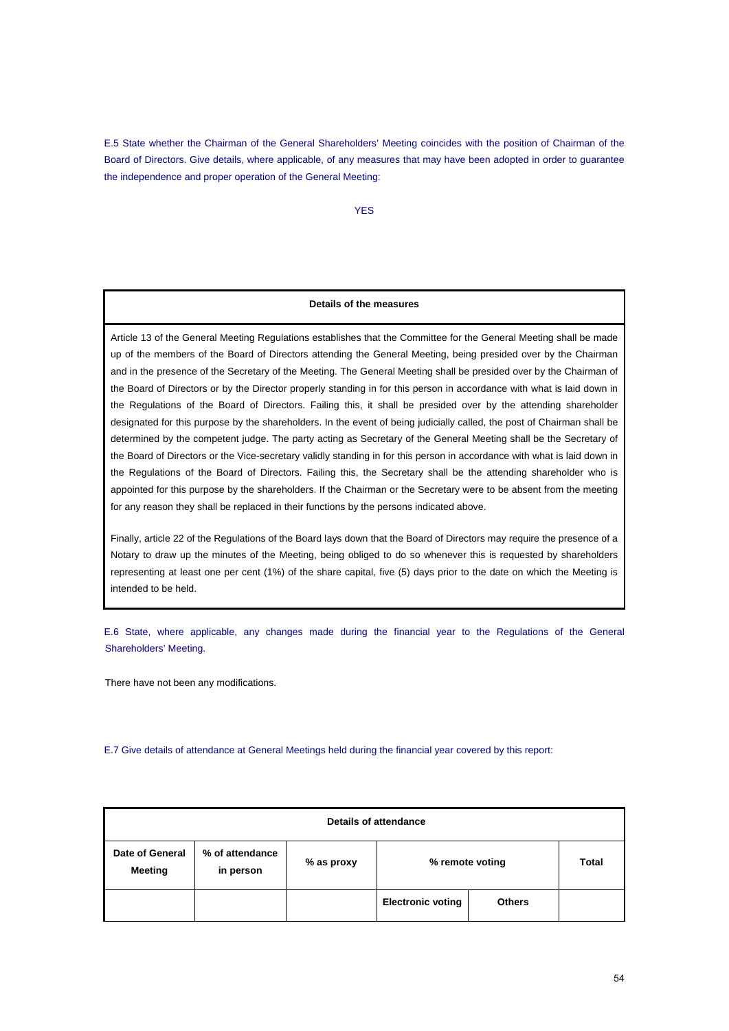E.5 State whether the Chairman of the General Shareholders' Meeting coincides with the position of Chairman of the Board of Directors. Give details, where applicable, of any measures that may have been adopted in order to guarantee the independence and proper operation of the General Meeting:

YES

| Details of the measures |
|---|
| Article 13 of the General Meeting Regulations establishes that the Committee for the General Meeting shall be made up of the members of the Board of Directors attending the General Meeting, being presided over by the Chairman and in the presence of the Secretary of the Meeting. The General Meeting shall be presided over by the Chairman of the Board of Directors or by the Director properly standing in for this person in accordance with what is laid down in the Regulations of the Board of Directors. Failing this, it shall be presided over by the attending shareholder designated for this purpose by the shareholders. In the event of being judicially called, the post of Chairman shall be determined by the competent judge. The party acting as Secretary of the General Meeting shall be the Secretary of the Board of Directors or the Vice-secretary validly standing in for this person in accordance with what is laid down in the Regulations of the Board of Directors. Failing this, the Secretary shall be the attending shareholder who is appointed for this purpose by the shareholders. If the Chairman or the Secretary were to be absent from the meeting for any reason they shall be replaced in their functions by the persons indicated above. <br><br> Finally, article 22 of the Regulations of the Board lays down that the Board of Directors may require the presence of a Notary to draw up the minutes of the Meeting, being obliged to do so whenever this is requested by shareholders representing at least one per cent (1%) of the share capital, five (5) days prior to the date on which the Meeting is intended to be held. |

E.6 State, where applicable, any changes made during the financial year to the Regulations of the General Shareholders' Meeting.

There have not been any modifications.

E.7 Give details of attendance at General Meetings held during the financial year covered by this report:

| Details of attendance | | | | | |
|---|---|---|---|---|---|
| Date of General Meeting | % of attendance in person | % as proxy | % remote voting | | Total |
| | | | Electronic voting | Others | |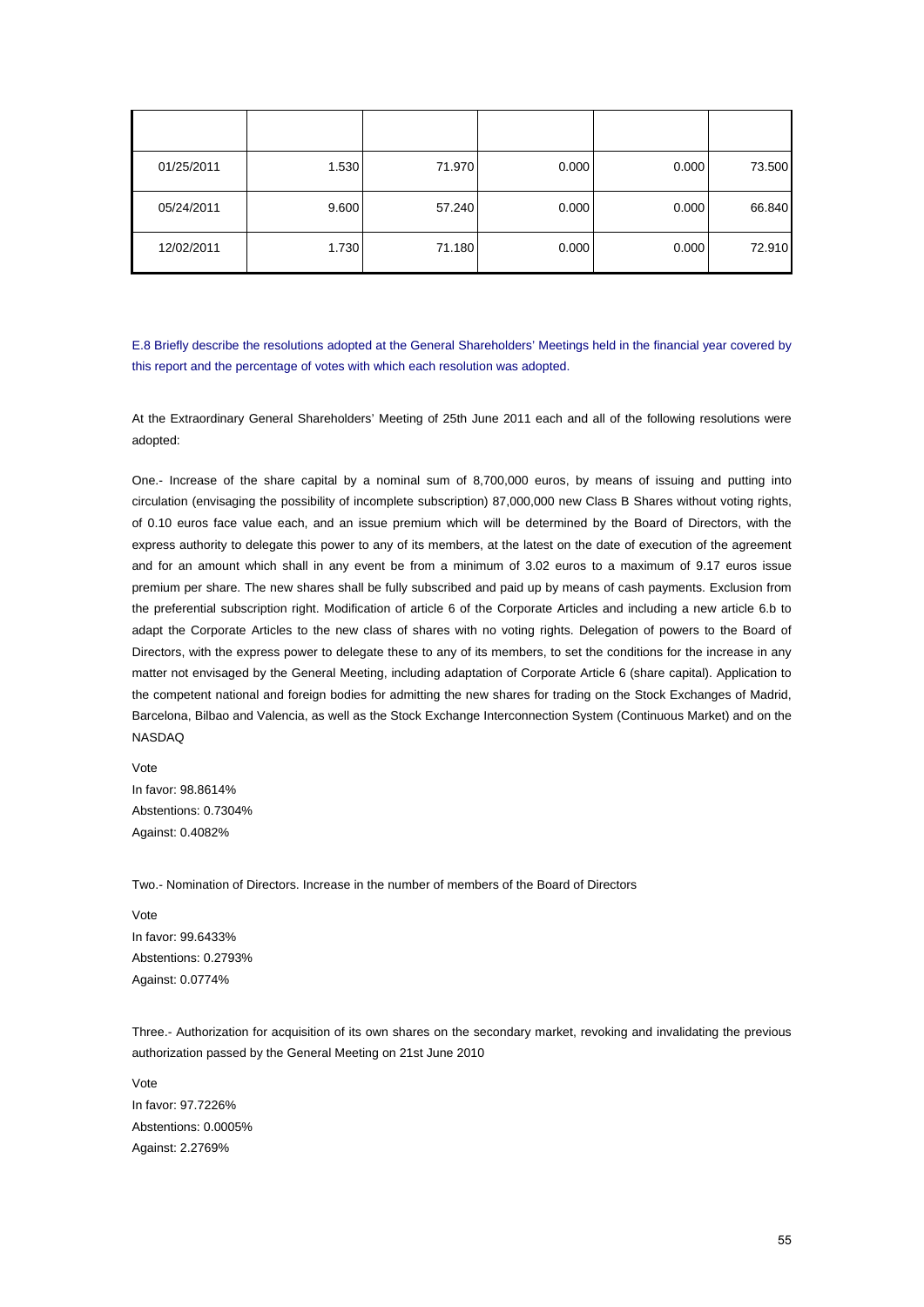| | | | | | |
|---|---|---|---|---|---|
| 01/25/2011 | 1.530 | 71.970 | 0.000 | 0.000 | 73.500 |
| 05/24/2011 | 9.600 | 57.240 | 0.000 | 0.000 | 66.840 |
| 12/02/2011 | 1.730 | 71.180 | 0.000 | 0.000 | 72.910 |

E.8 Briefly describe the resolutions adopted at the General Shareholders' Meetings held in the financial year covered by this report and the percentage of votes with which each resolution was adopted.

At the Extraordinary General Shareholders' Meeting of 25th June 2011 each and all of the following resolutions were adopted:

One.- Increase of the share capital by a nominal sum of 8,700,000 euros, by means of issuing and putting into circulation (envisaging the possibility of incomplete subscription) 87,000,000 new Class B Shares without voting rights, of 0.10 euros face value each, and an issue premium which will be determined by the Board of Directors, with the express authority to delegate this power to any of its members, at the latest on the date of execution of the agreement and for an amount which shall in any event be from a minimum of 3.02 euros to a maximum of 9.17 euros issue premium per share. The new shares shall be fully subscribed and paid up by means of cash payments. Exclusion from the preferential subscription right. Modification of article 6 of the Corporate Articles and including a new article 6.b to adapt the Corporate Articles to the new class of shares with no voting rights. Delegation of powers to the Board of Directors, with the express power to delegate these to any of its members, to set the conditions for the increase in any matter not envisaged by the General Meeting, including adaptation of Corporate Article 6 (share capital). Application to the competent national and foreign bodies for admitting the new shares for trading on the Stock Exchanges of Madrid, Barcelona, Bilbao and Valencia, as well as the Stock Exchange Interconnection System (Continuous Market) and on the NASDAQ

Vote
In favor: 98.8614%
Abstentions: 0.7304%
Against: 0.4082%

Two.- Nomination of Directors. Increase in the number of members of the Board of Directors

Vote
In favor: 99.6433%
Abstentions: 0.2793%
Against: 0.0774%

Three.- Authorization for acquisition of its own shares on the secondary market, revoking and invalidating the previous authorization passed by the General Meeting on 21st June 2010

Vote
In favor: 97.7226%
Abstentions: 0.0005%
Against: 2.2769%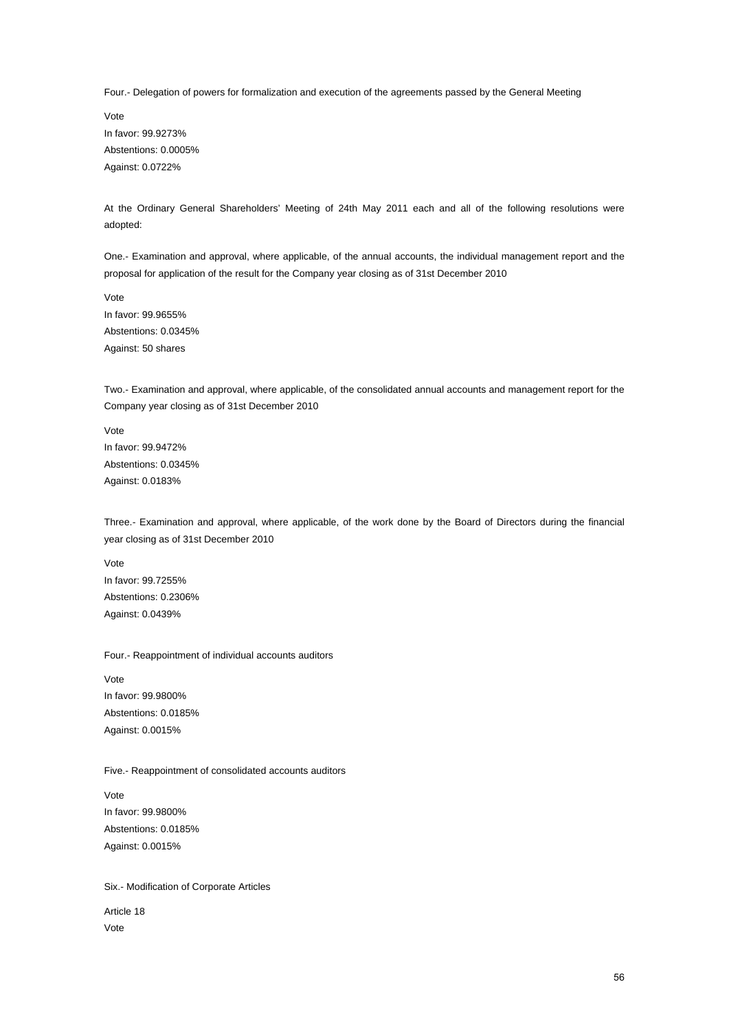Four.- Delegation of powers for formalization and execution of the agreements passed by the General Meeting

Vote
In favor: 99.9273%
Abstentions: 0.0005%
Against: 0.0722%

At the Ordinary General Shareholders' Meeting of 24th May 2011 each and all of the following resolutions were adopted:

One.- Examination and approval, where applicable, of the annual accounts, the individual management report and the proposal for application of the result for the Company year closing as of 31st December 2010

Vote
In favor: 99.9655%
Abstentions: 0.0345%
Against: 50 shares

Two.- Examination and approval, where applicable, of the consolidated annual accounts and management report for the Company year closing as of 31st December 2010

Vote
In favor: 99.9472%
Abstentions: 0.0345%
Against: 0.0183%

Three.- Examination and approval, where applicable, of the work done by the Board of Directors during the financial year closing as of 31st December 2010

Vote
In favor: 99.7255%
Abstentions: 0.2306%
Against: 0.0439%

Four.- Reappointment of individual accounts auditors

Vote
In favor: 99.9800%
Abstentions: 0.0185%
Against: 0.0015%

Five.- Reappointment of consolidated accounts auditors

Vote
In favor: 99.9800%
Abstentions: 0.0185%
Against: 0.0015%

Six.- Modification of Corporate Articles

Article 18
Vote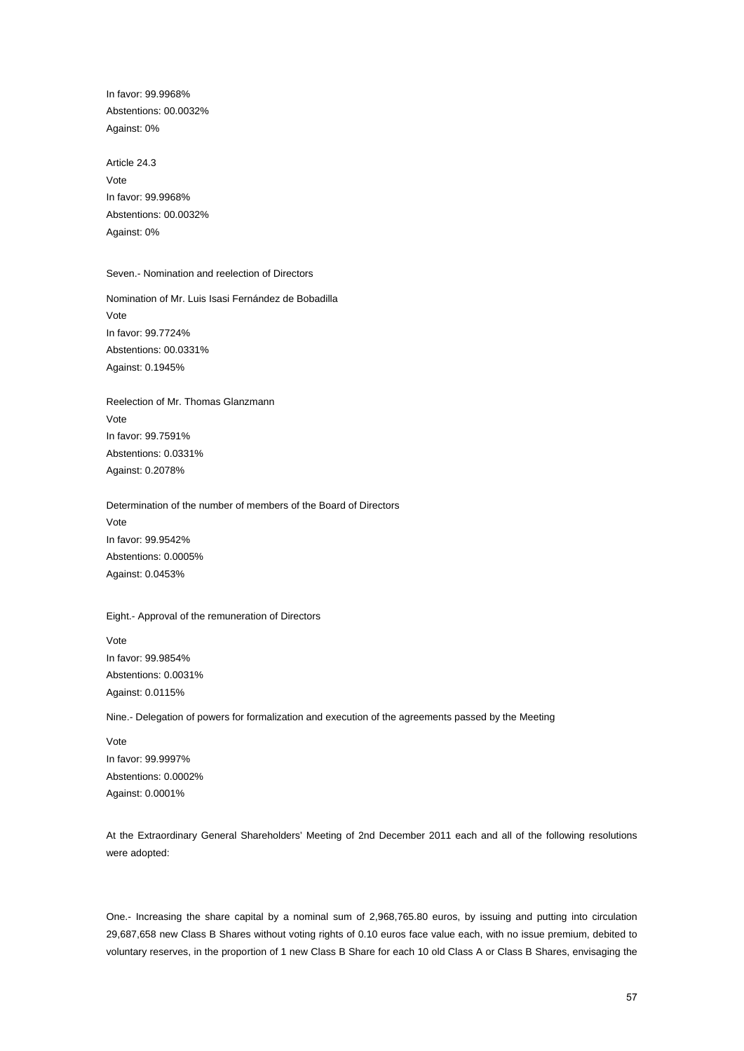In favor: 99.9968%
Abstentions: 00.0032%
Against: 0%

Article 24.3
Vote
In favor: 99.9968%
Abstentions: 00.0032%
Against: 0%

Seven.- Nomination and reelection of Directors

Nomination of Mr. Luis Isasi Fernández de Bobadilla
Vote
In favor: 99.7724%
Abstentions: 00.0331%
Against: 0.1945%

Reelection of Mr. Thomas Glanzmann
Vote
In favor: 99.7591%
Abstentions: 0.0331%
Against: 0.2078%

Determination of the number of members of the Board of Directors
Vote
In favor: 99.9542%
Abstentions: 0.0005%
Against: 0.0453%

Eight.- Approval of the remuneration of Directors

Vote
In favor: 99.9854%
Abstentions: 0.0031%
Against: 0.0115%

Nine.- Delegation of powers for formalization and execution of the agreements passed by the Meeting

Vote
In favor: 99.9997%
Abstentions: 0.0002%
Against: 0.0001%

At the Extraordinary General Shareholders' Meeting of 2nd December 2011 each and all of the following resolutions were adopted:

One.- Increasing the share capital by a nominal sum of 2,968,765.80 euros, by issuing and putting into circulation 29,687,658 new Class B Shares without voting rights of 0.10 euros face value each, with no issue premium, debited to voluntary reserves, in the proportion of 1 new Class B Share for each 10 old Class A or Class B Shares, envisaging the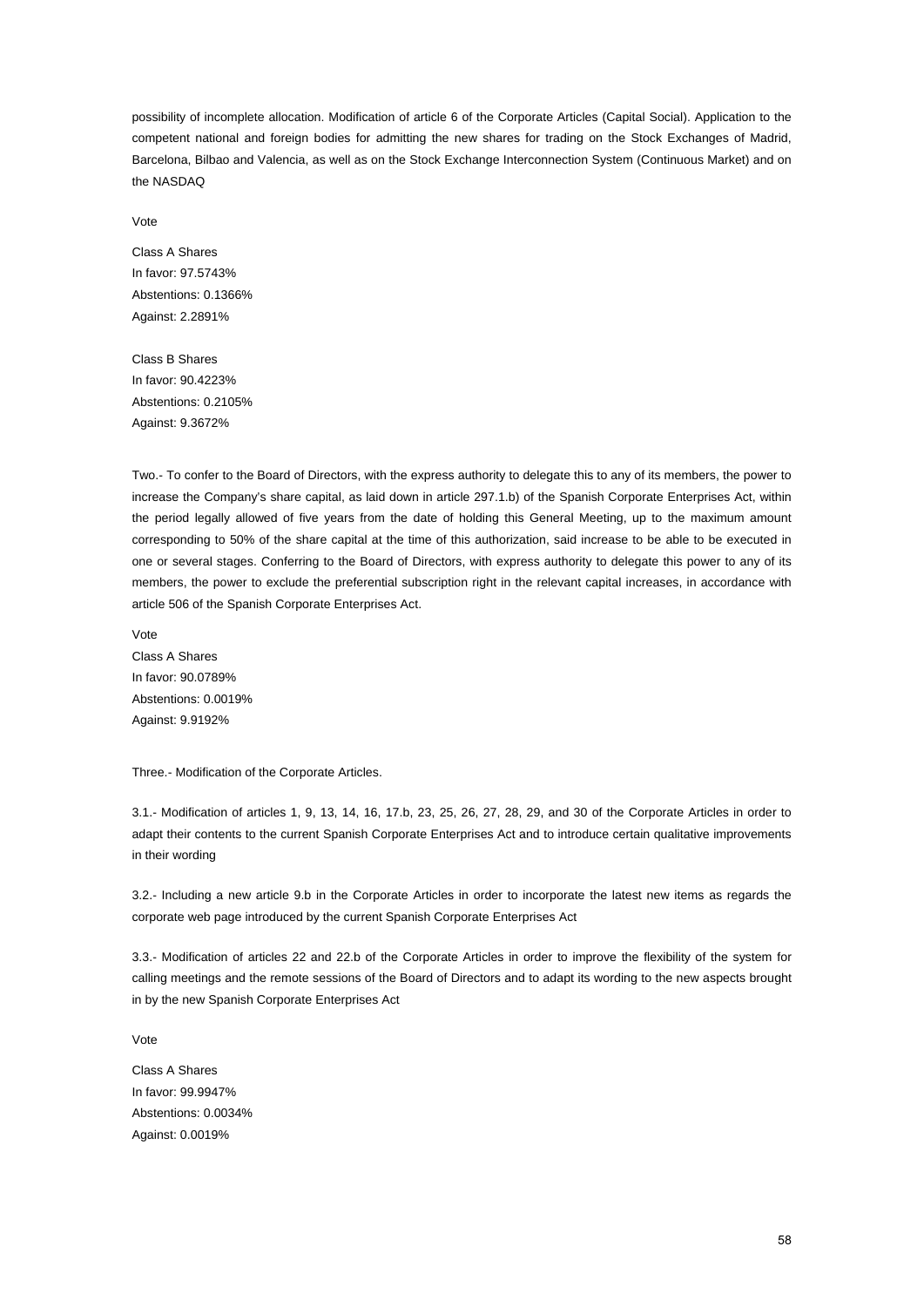possibility of incomplete allocation. Modification of article 6 of the Corporate Articles (Capital Social). Application to the competent national and foreign bodies for admitting the new shares for trading on the Stock Exchanges of Madrid, Barcelona, Bilbao and Valencia, as well as on the Stock Exchange Interconnection System (Continuous Market) and on the NASDAQ

Vote

Class A Shares
In favor: 97.5743%
Abstentions: 0.1366%
Against: 2.2891%

Class B Shares
In favor: 90.4223%
Abstentions: 0.2105%
Against: 9.3672%

Two.- To confer to the Board of Directors, with the express authority to delegate this to any of its members, the power to increase the Company's share capital, as laid down in article 297.1.b) of the Spanish Corporate Enterprises Act, within the period legally allowed of five years from the date of holding this General Meeting, up to the maximum amount corresponding to 50% of the share capital at the time of this authorization, said increase to be able to be executed in one or several stages. Conferring to the Board of Directors, with express authority to delegate this power to any of its members, the power to exclude the preferential subscription right in the relevant capital increases, in accordance with article 506 of the Spanish Corporate Enterprises Act.

Vote
Class A Shares
In favor: 90.0789%
Abstentions: 0.0019%
Against: 9.9192%

Three.- Modification of the Corporate Articles.

3.1.- Modification of articles 1, 9, 13, 14, 16, 17.b, 23, 25, 26, 27, 28, 29, and 30 of the Corporate Articles in order to adapt their contents to the current Spanish Corporate Enterprises Act and to introduce certain qualitative improvements in their wording

3.2.- Including a new article 9.b in the Corporate Articles in order to incorporate the latest new items as regards the corporate web page introduced by the current Spanish Corporate Enterprises Act

3.3.- Modification of articles 22 and 22.b of the Corporate Articles in order to improve the flexibility of the system for calling meetings and the remote sessions of the Board of Directors and to adapt its wording to the new aspects brought in by the new Spanish Corporate Enterprises Act

Vote

Class A Shares
In favor: 99.9947%
Abstentions: 0.0034%
Against: 0.0019%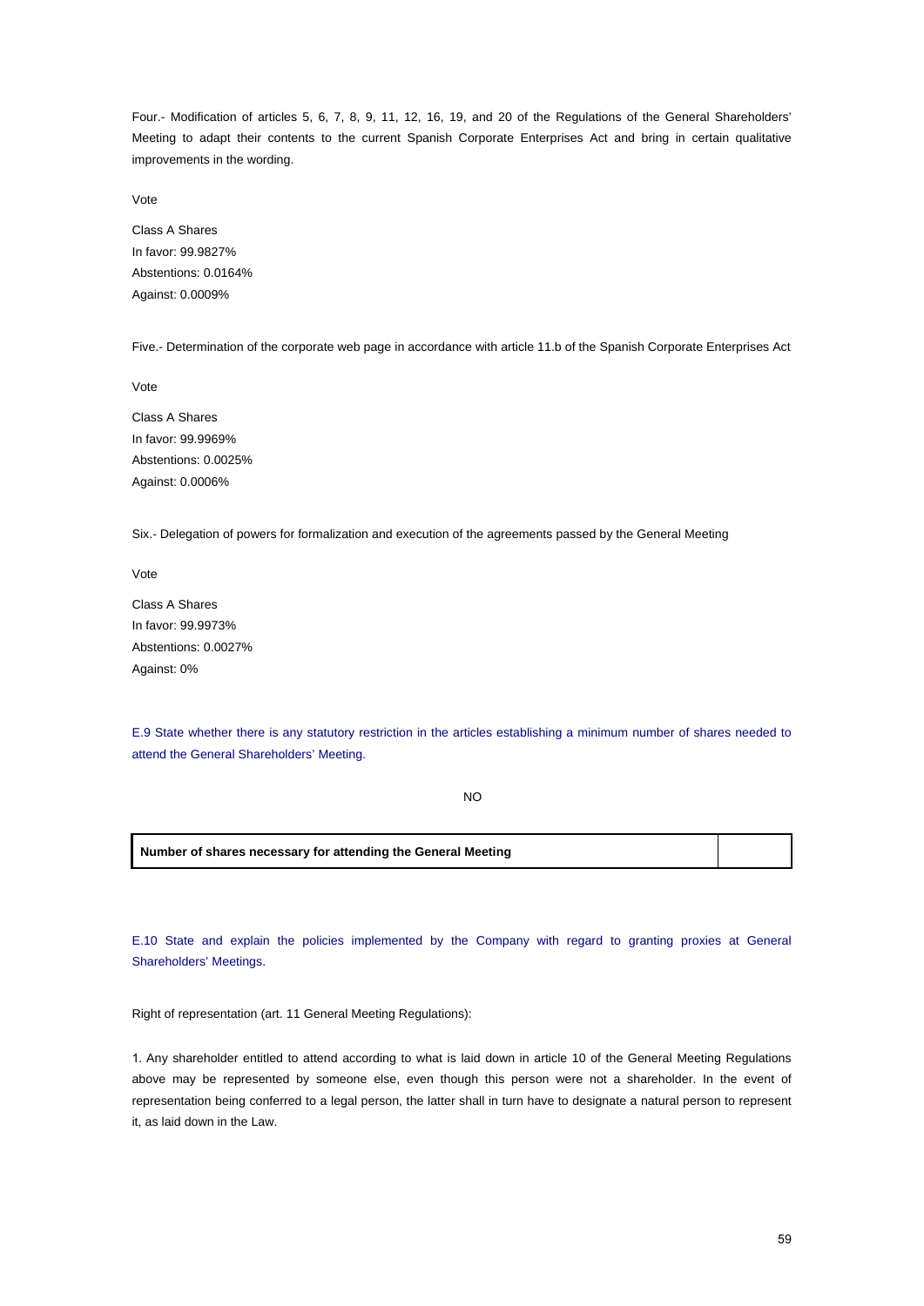Four.- Modification of articles 5, 6, 7, 8, 9, 11, 12, 16, 19, and 20 of the Regulations of the General Shareholders' Meeting to adapt their contents to the current Spanish Corporate Enterprises Act and bring in certain qualitative improvements in the wording.

Vote

Class A Shares
In favor: 99.9827%
Abstentions: 0.0164%
Against: 0.0009%

Five.- Determination of the corporate web page in accordance with article 11.b of the Spanish Corporate Enterprises Act

Vote

Class A Shares
In favor: 99.9969%
Abstentions: 0.0025%
Against: 0.0006%

Six.- Delegation of powers for formalization and execution of the agreements passed by the General Meeting

Vote

Class A Shares
In favor: 99.9973%
Abstentions: 0.0027%
Against: 0%

E.9 State whether there is any statutory restriction in the articles establishing a minimum number of shares needed to attend the General Shareholders' Meeting.

NO

| **Number of shares necessary for attending the General Meeting** | |
|---|---|

E.10 State and explain the policies implemented by the Company with regard to granting proxies at General Shareholders' Meetings.

Right of representation (art. 11 General Meeting Regulations):

1. Any shareholder entitled to attend according to what is laid down in article 10 of the General Meeting Regulations above may be represented by someone else, even though this person were not a shareholder. In the event of representation being conferred to a legal person, the latter shall in turn have to designate a natural person to represent it, as laid down in the Law.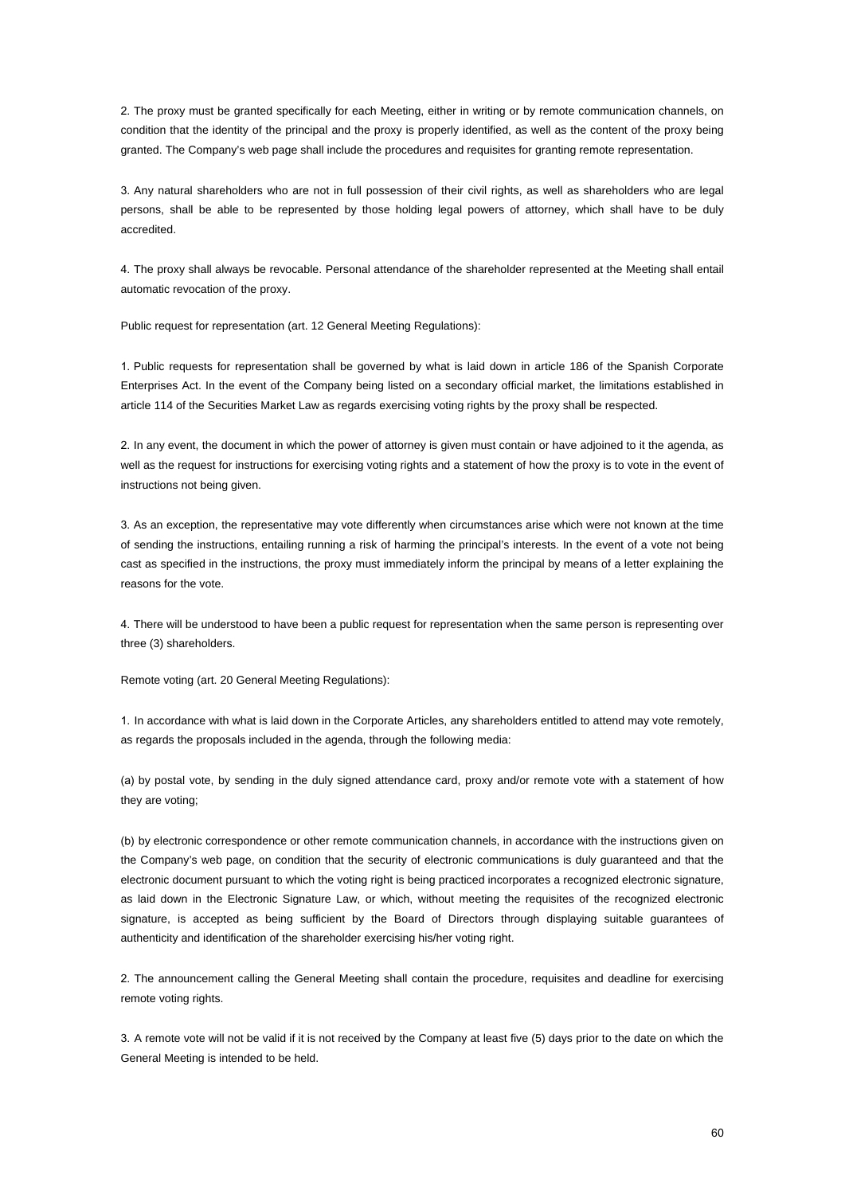2. The proxy must be granted specifically for each Meeting, either in writing or by remote communication channels, on condition that the identity of the principal and the proxy is properly identified, as well as the content of the proxy being granted. The Company's web page shall include the procedures and requisites for granting remote representation.

3. Any natural shareholders who are not in full possession of their civil rights, as well as shareholders who are legal persons, shall be able to be represented by those holding legal powers of attorney, which shall have to be duly accredited.

4. The proxy shall always be revocable. Personal attendance of the shareholder represented at the Meeting shall entail automatic revocation of the proxy.

Public request for representation (art. 12 General Meeting Regulations):

1. Public requests for representation shall be governed by what is laid down in article 186 of the Spanish Corporate Enterprises Act. In the event of the Company being listed on a secondary official market, the limitations established in article 114 of the Securities Market Law as regards exercising voting rights by the proxy shall be respected.

2. In any event, the document in which the power of attorney is given must contain or have adjoined to it the agenda, as well as the request for instructions for exercising voting rights and a statement of how the proxy is to vote in the event of instructions not being given.

3. As an exception, the representative may vote differently when circumstances arise which were not known at the time of sending the instructions, entailing running a risk of harming the principal's interests. In the event of a vote not being cast as specified in the instructions, the proxy must immediately inform the principal by means of a letter explaining the reasons for the vote.

4. There will be understood to have been a public request for representation when the same person is representing over three (3) shareholders.

Remote voting (art. 20 General Meeting Regulations):

1. In accordance with what is laid down in the Corporate Articles, any shareholders entitled to attend may vote remotely, as regards the proposals included in the agenda, through the following media:

(a) by postal vote, by sending in the duly signed attendance card, proxy and/or remote vote with a statement of how they are voting;

(b) by electronic correspondence or other remote communication channels, in accordance with the instructions given on the Company's web page, on condition that the security of electronic communications is duly guaranteed and that the electronic document pursuant to which the voting right is being practiced incorporates a recognized electronic signature, as laid down in the Electronic Signature Law, or which, without meeting the requisites of the recognized electronic signature, is accepted as being sufficient by the Board of Directors through displaying suitable guarantees of authenticity and identification of the shareholder exercising his/her voting right.

2. The announcement calling the General Meeting shall contain the procedure, requisites and deadline for exercising remote voting rights.

3. A remote vote will not be valid if it is not received by the Company at least five (5) days prior to the date on which the General Meeting is intended to be held.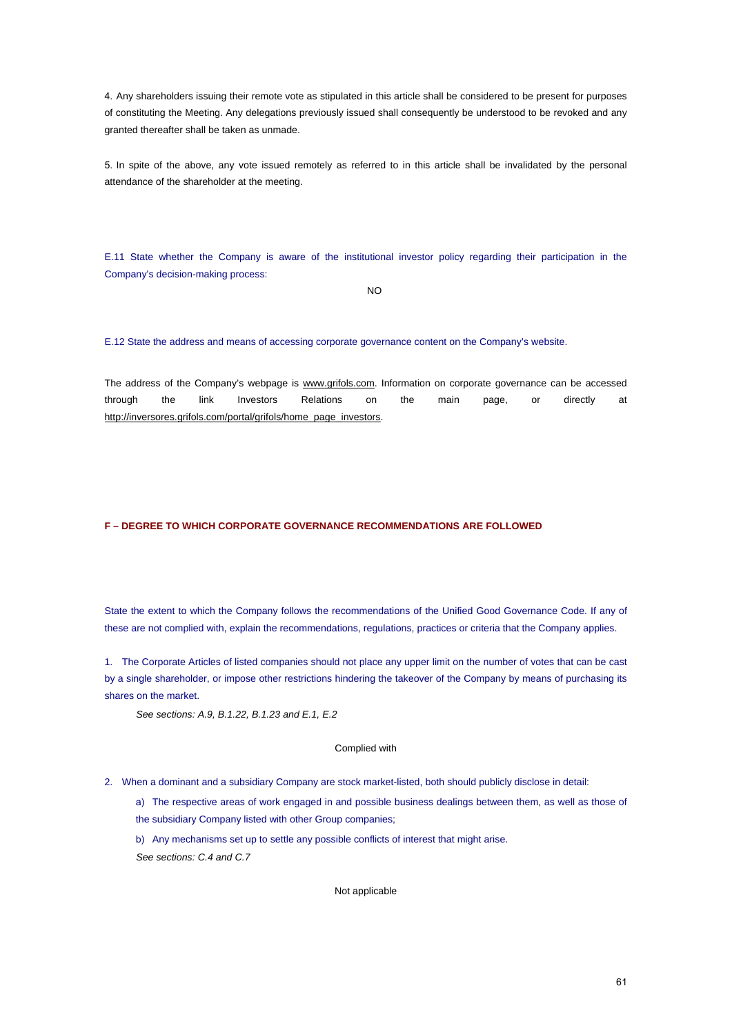4. Any shareholders issuing their remote vote as stipulated in this article shall be considered to be present for purposes of constituting the Meeting. Any delegations previously issued shall consequently be understood to be revoked and any granted thereafter shall be taken as unmade.

5. In spite of the above, any vote issued remotely as referred to in this article shall be invalidated by the personal attendance of the shareholder at the meeting.

E.11 State whether the Company is aware of the institutional investor policy regarding their participation in the Company's decision-making process:

NO

E.12 State the address and means of accessing corporate governance content on the Company's website.

The address of the Company's webpage is www.grifols.com. Information on corporate governance can be accessed through the link Investors Relations on the main page, or directly at http://inversores.grifols.com/portal/grifols/home_page_investors.

## F – DEGREE TO WHICH CORPORATE GOVERNANCE RECOMMENDATIONS ARE FOLLOWED

State the extent to which the Company follows the recommendations of the Unified Good Governance Code. If any of these are not complied with, explain the recommendations, regulations, practices or criteria that the Company applies.

1. The Corporate Articles of listed companies should not place any upper limit on the number of votes that can be cast by a single shareholder, or impose other restrictions hindering the takeover of the Company by means of purchasing its shares on the market.

   *See sections: A.9, B.1.22, B.1.23 and E.1, E.2*

   Complied with

2. When a dominant and a subsidiary Company are stock market-listed, both should publicly disclose in detail:

   a) The respective areas of work engaged in and possible business dealings between them, as well as those of the subsidiary Company listed with other Group companies;

   b) Any mechanisms set up to settle any possible conflicts of interest that might arise.

   *See sections: C.4 and C.7*

   Not applicable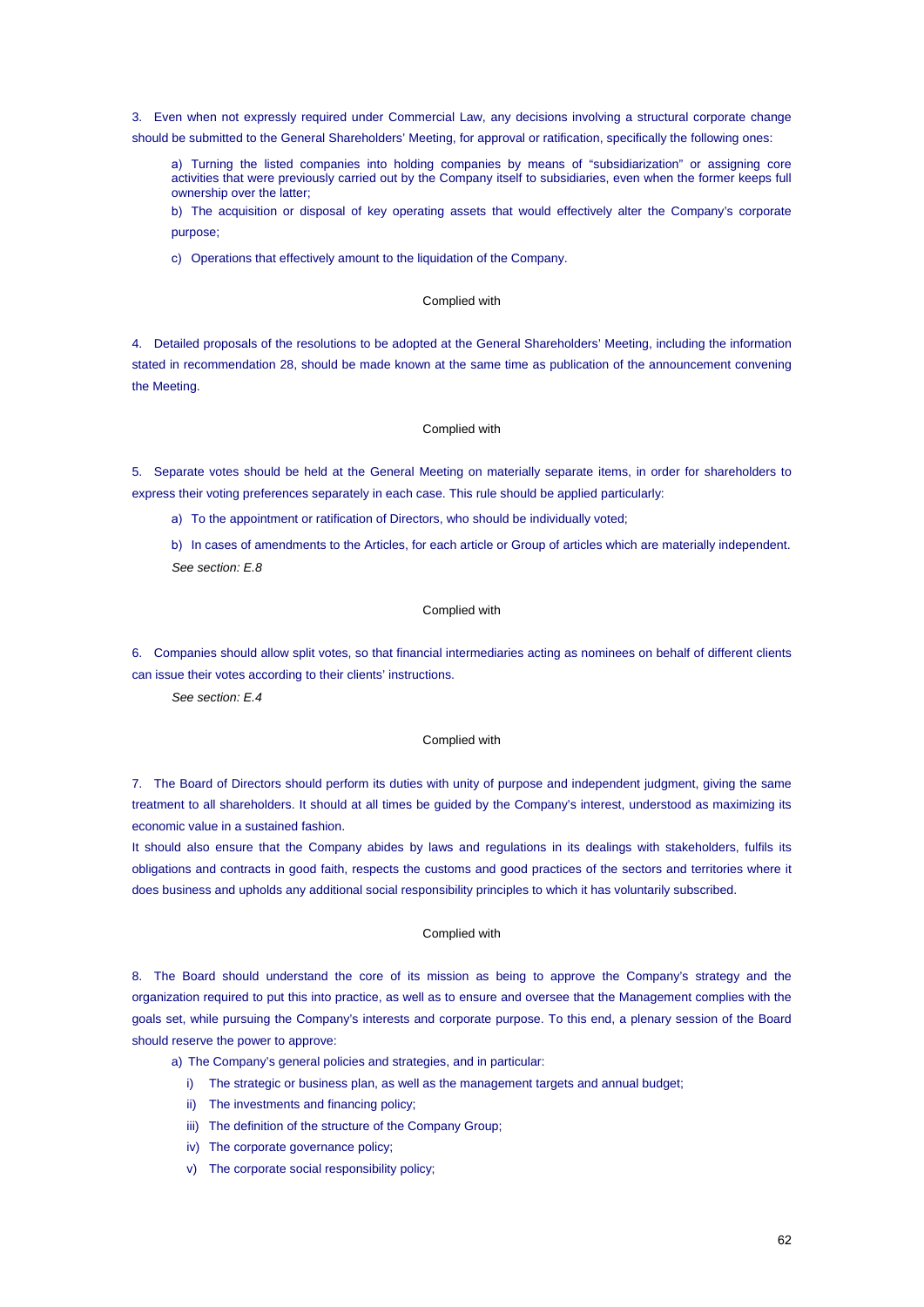3. Even when not expressly required under Commercial Law, any decisions involving a structural corporate change should be submitted to the General Shareholders' Meeting, for approval or ratification, specifically the following ones:

a) Turning the listed companies into holding companies by means of "subsidiarization" or assigning core activities that were previously carried out by the Company itself to subsidiaries, even when the former keeps full ownership over the latter;

b) The acquisition or disposal of key operating assets that would effectively alter the Company's corporate purpose;

c) Operations that effectively amount to the liquidation of the Company.

Complied with

4. Detailed proposals of the resolutions to be adopted at the General Shareholders' Meeting, including the information stated in recommendation 28, should be made known at the same time as publication of the announcement convening the Meeting.

Complied with

5. Separate votes should be held at the General Meeting on materially separate items, in order for shareholders to express their voting preferences separately in each case. This rule should be applied particularly:

a) To the appointment or ratification of Directors, who should be individually voted;

b) In cases of amendments to the Articles, for each article or Group of articles which are materially independent.

*See section: E.8*

Complied with

6. Companies should allow split votes, so that financial intermediaries acting as nominees on behalf of different clients can issue their votes according to their clients' instructions.

*See section: E.4*

Complied with

7. The Board of Directors should perform its duties with unity of purpose and independent judgment, giving the same treatment to all shareholders. It should at all times be guided by the Company's interest, understood as maximizing its economic value in a sustained fashion.

It should also ensure that the Company abides by laws and regulations in its dealings with stakeholders, fulfils its obligations and contracts in good faith, respects the customs and good practices of the sectors and territories where it does business and upholds any additional social responsibility principles to which it has voluntarily subscribed.

Complied with

8. The Board should understand the core of its mission as being to approve the Company's strategy and the organization required to put this into practice, as well as to ensure and oversee that the Management complies with the goals set, while pursuing the Company's interests and corporate purpose. To this end, a plenary session of the Board should reserve the power to approve:

a) The Company's general policies and strategies, and in particular:

i) The strategic or business plan, as well as the management targets and annual budget;

ii) The investments and financing policy;

iii) The definition of the structure of the Company Group;

iv) The corporate governance policy;

v) The corporate social responsibility policy;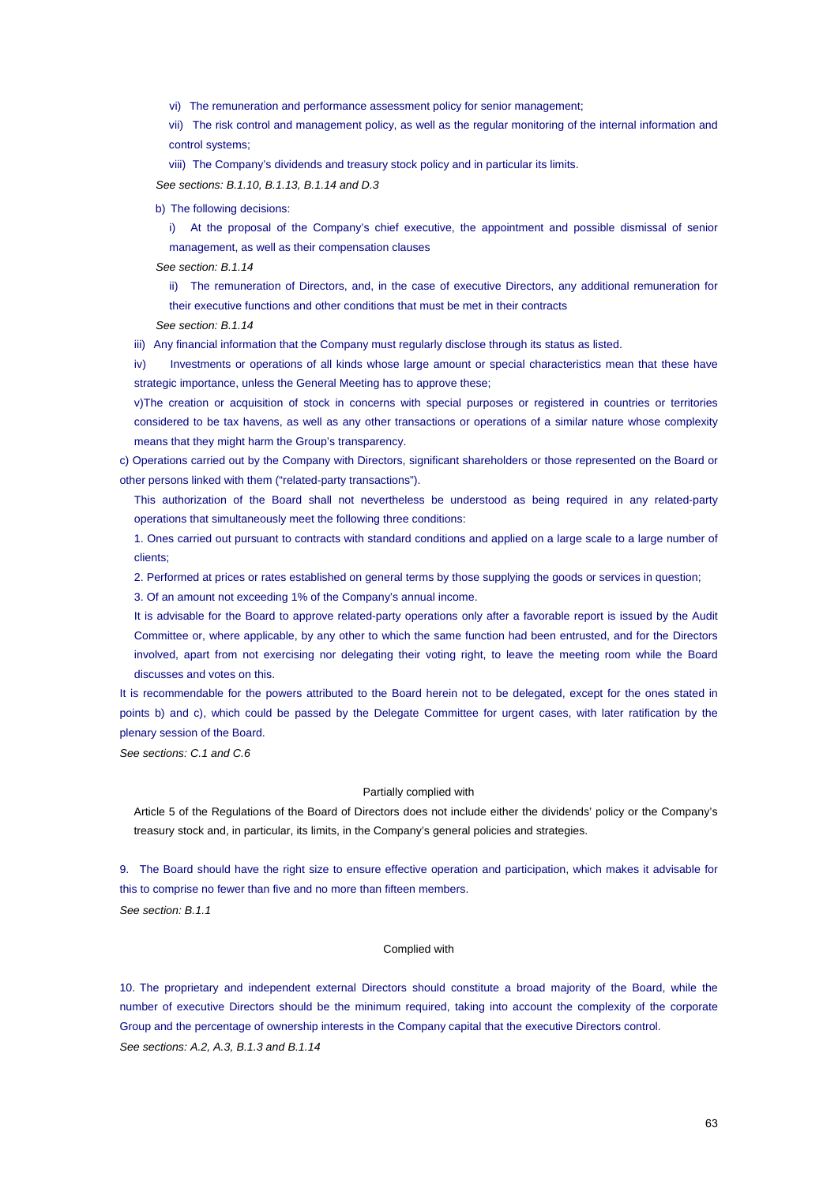vi) The remuneration and performance assessment policy for senior management;

vii) The risk control and management policy, as well as the regular monitoring of the internal information and control systems;

viii) The Company's dividends and treasury stock policy and in particular its limits.

*See sections: B.1.10, B.1.13, B.1.14 and D.3*

b) The following decisions:

i) At the proposal of the Company's chief executive, the appointment and possible dismissal of senior management, as well as their compensation clauses

*See section: B.1.14*

ii) The remuneration of Directors, and, in the case of executive Directors, any additional remuneration for their executive functions and other conditions that must be met in their contracts

*See section: B.1.14*

iii) Any financial information that the Company must regularly disclose through its status as listed.

iv) Investments or operations of all kinds whose large amount or special characteristics mean that these have strategic importance, unless the General Meeting has to approve these;

v)The creation or acquisition of stock in concerns with special purposes or registered in countries or territories considered to be tax havens, as well as any other transactions or operations of a similar nature whose complexity means that they might harm the Group's transparency.

c) Operations carried out by the Company with Directors, significant shareholders or those represented on the Board or other persons linked with them ("related-party transactions").

This authorization of the Board shall not nevertheless be understood as being required in any related-party operations that simultaneously meet the following three conditions:

1. Ones carried out pursuant to contracts with standard conditions and applied on a large scale to a large number of clients;

2. Performed at prices or rates established on general terms by those supplying the goods or services in question;

3. Of an amount not exceeding 1% of the Company's annual income.

It is advisable for the Board to approve related-party operations only after a favorable report is issued by the Audit Committee or, where applicable, by any other to which the same function had been entrusted, and for the Directors involved, apart from not exercising nor delegating their voting right, to leave the meeting room while the Board discusses and votes on this.

It is recommendable for the powers attributed to the Board herein not to be delegated, except for the ones stated in points b) and c), which could be passed by the Delegate Committee for urgent cases, with later ratification by the plenary session of the Board.

*See sections: C.1 and C.6*

Partially complied with

Article 5 of the Regulations of the Board of Directors does not include either the dividends' policy or the Company's treasury stock and, in particular, its limits, in the Company's general policies and strategies.

9. The Board should have the right size to ensure effective operation and participation, which makes it advisable for this to comprise no fewer than five and no more than fifteen members.

*See section: B.1.1*

Complied with

10. The proprietary and independent external Directors should constitute a broad majority of the Board, while the number of executive Directors should be the minimum required, taking into account the complexity of the corporate Group and the percentage of ownership interests in the Company capital that the executive Directors control.

*See sections: A.2, A.3, B.1.3 and B.1.14*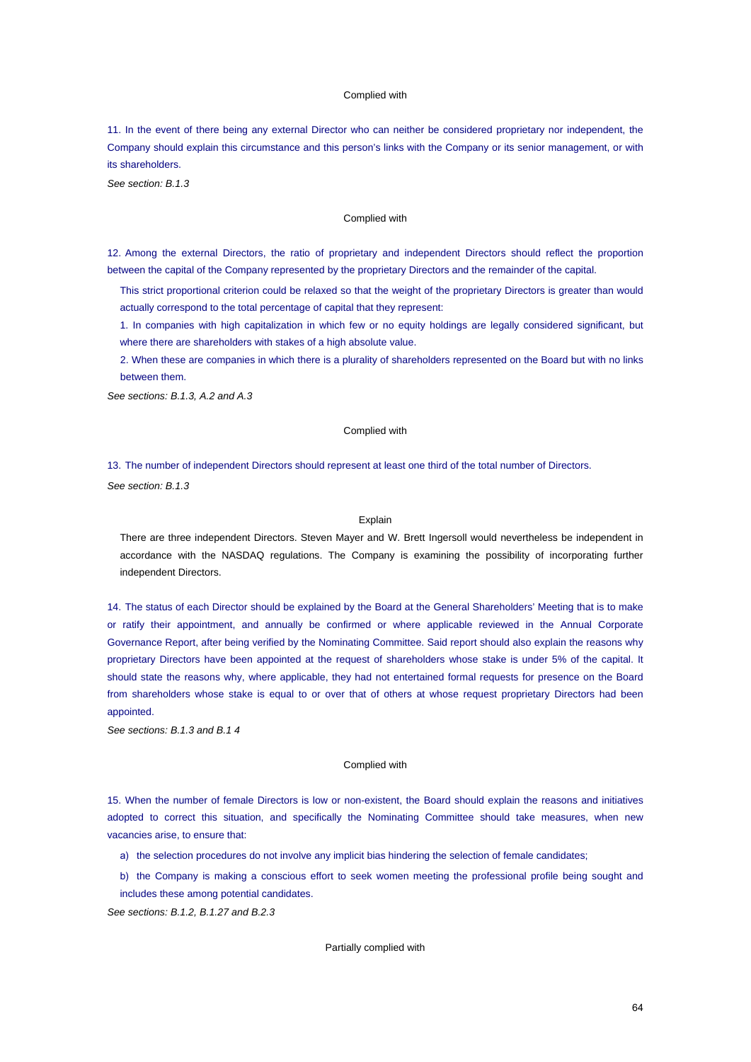Complied with

11. In the event of there being any external Director who can neither be considered proprietary nor independent, the Company should explain this circumstance and this person's links with the Company or its senior management, or with its shareholders.

*See section: B.1.3*

Complied with

12. Among the external Directors, the ratio of proprietary and independent Directors should reflect the proportion between the capital of the Company represented by the proprietary Directors and the remainder of the capital.

This strict proportional criterion could be relaxed so that the weight of the proprietary Directors is greater than would actually correspond to the total percentage of capital that they represent:

1. In companies with high capitalization in which few or no equity holdings are legally considered significant, but where there are shareholders with stakes of a high absolute value.

2. When these are companies in which there is a plurality of shareholders represented on the Board but with no links between them.

*See sections: B.1.3, A.2 and A.3*

Complied with

13. The number of independent Directors should represent at least one third of the total number of Directors.

*See section: B.1.3*

Explain

There are three independent Directors. Steven Mayer and W. Brett Ingersoll would nevertheless be independent in accordance with the NASDAQ regulations. The Company is examining the possibility of incorporating further independent Directors.

14. The status of each Director should be explained by the Board at the General Shareholders' Meeting that is to make or ratify their appointment, and annually be confirmed or where applicable reviewed in the Annual Corporate Governance Report, after being verified by the Nominating Committee. Said report should also explain the reasons why proprietary Directors have been appointed at the request of shareholders whose stake is under 5% of the capital. It should state the reasons why, where applicable, they had not entertained formal requests for presence on the Board from shareholders whose stake is equal to or over that of others at whose request proprietary Directors had been appointed.

*See sections: B.1.3 and B.1 4*

Complied with

15. When the number of female Directors is low or non-existent, the Board should explain the reasons and initiatives adopted to correct this situation, and specifically the Nominating Committee should take measures, when new vacancies arise, to ensure that:

a) the selection procedures do not involve any implicit bias hindering the selection of female candidates;

b) the Company is making a conscious effort to seek women meeting the professional profile being sought and includes these among potential candidates.

*See sections: B.1.2, B.1.27 and B.2.3*

Partially complied with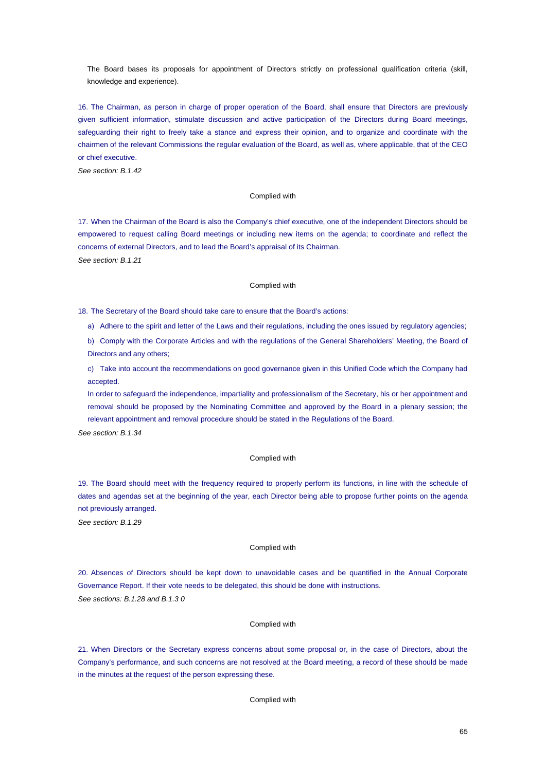The Board bases its proposals for appointment of Directors strictly on professional qualification criteria (skill, knowledge and experience).

16. The Chairman, as person in charge of proper operation of the Board, shall ensure that Directors are previously given sufficient information, stimulate discussion and active participation of the Directors during Board meetings, safeguarding their right to freely take a stance and express their opinion, and to organize and coordinate with the chairmen of the relevant Commissions the regular evaluation of the Board, as well as, where applicable, that of the CEO or chief executive.

*See section: B.1.42*

Complied with

17. When the Chairman of the Board is also the Company's chief executive, one of the independent Directors should be empowered to request calling Board meetings or including new items on the agenda; to coordinate and reflect the concerns of external Directors, and to lead the Board's appraisal of its Chairman.

*See section: B.1.21*

Complied with

18. The Secretary of the Board should take care to ensure that the Board's actions:

a) Adhere to the spirit and letter of the Laws and their regulations, including the ones issued by regulatory agencies;

b) Comply with the Corporate Articles and with the regulations of the General Shareholders' Meeting, the Board of Directors and any others;

c) Take into account the recommendations on good governance given in this Unified Code which the Company had accepted.

In order to safeguard the independence, impartiality and professionalism of the Secretary, his or her appointment and removal should be proposed by the Nominating Committee and approved by the Board in a plenary session; the relevant appointment and removal procedure should be stated in the Regulations of the Board.

*See section: B.1.34*

Complied with

19. The Board should meet with the frequency required to properly perform its functions, in line with the schedule of dates and agendas set at the beginning of the year, each Director being able to propose further points on the agenda not previously arranged.

*See section: B.1.29*

Complied with

20. Absences of Directors should be kept down to unavoidable cases and be quantified in the Annual Corporate Governance Report. If their vote needs to be delegated, this should be done with instructions.

*See sections: B.1.28 and B.1.3 0*

Complied with

21. When Directors or the Secretary express concerns about some proposal or, in the case of Directors, about the Company's performance, and such concerns are not resolved at the Board meeting, a record of these should be made in the minutes at the request of the person expressing these.

Complied with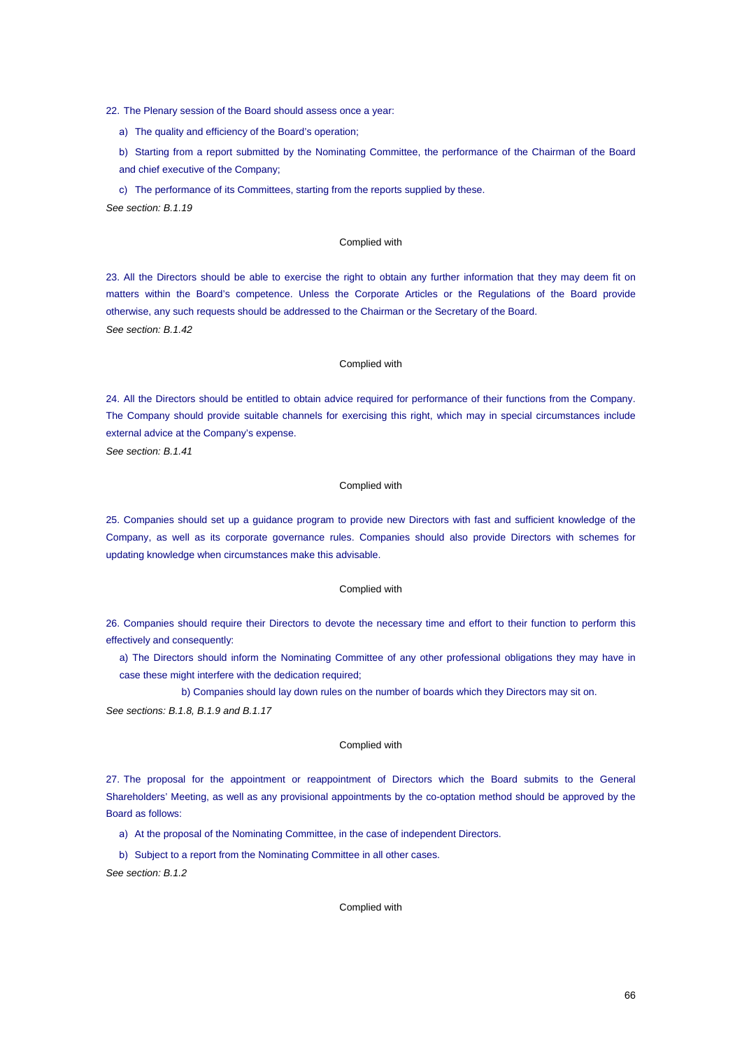22. The Plenary session of the Board should assess once a year:

a) The quality and efficiency of the Board's operation;

b) Starting from a report submitted by the Nominating Committee, the performance of the Chairman of the Board and chief executive of the Company;

c) The performance of its Committees, starting from the reports supplied by these.

*See section: B.1.19*

Complied with

23. All the Directors should be able to exercise the right to obtain any further information that they may deem fit on matters within the Board's competence. Unless the Corporate Articles or the Regulations of the Board provide otherwise, any such requests should be addressed to the Chairman or the Secretary of the Board.

*See section: B.1.42*

Complied with

24. All the Directors should be entitled to obtain advice required for performance of their functions from the Company. The Company should provide suitable channels for exercising this right, which may in special circumstances include external advice at the Company's expense.

*See section: B.1.41*

Complied with

25. Companies should set up a guidance program to provide new Directors with fast and sufficient knowledge of the Company, as well as its corporate governance rules. Companies should also provide Directors with schemes for updating knowledge when circumstances make this advisable.

Complied with

26. Companies should require their Directors to devote the necessary time and effort to their function to perform this effectively and consequently:

a) The Directors should inform the Nominating Committee of any other professional obligations they may have in case these might interfere with the dedication required;

b) Companies should lay down rules on the number of boards which they Directors may sit on.

*See sections: B.1.8, B.1.9 and B.1.17*

Complied with

27. The proposal for the appointment or reappointment of Directors which the Board submits to the General Shareholders' Meeting, as well as any provisional appointments by the co-optation method should be approved by the Board as follows:

a) At the proposal of the Nominating Committee, in the case of independent Directors.

b) Subject to a report from the Nominating Committee in all other cases.

*See section: B.1.2*

Complied with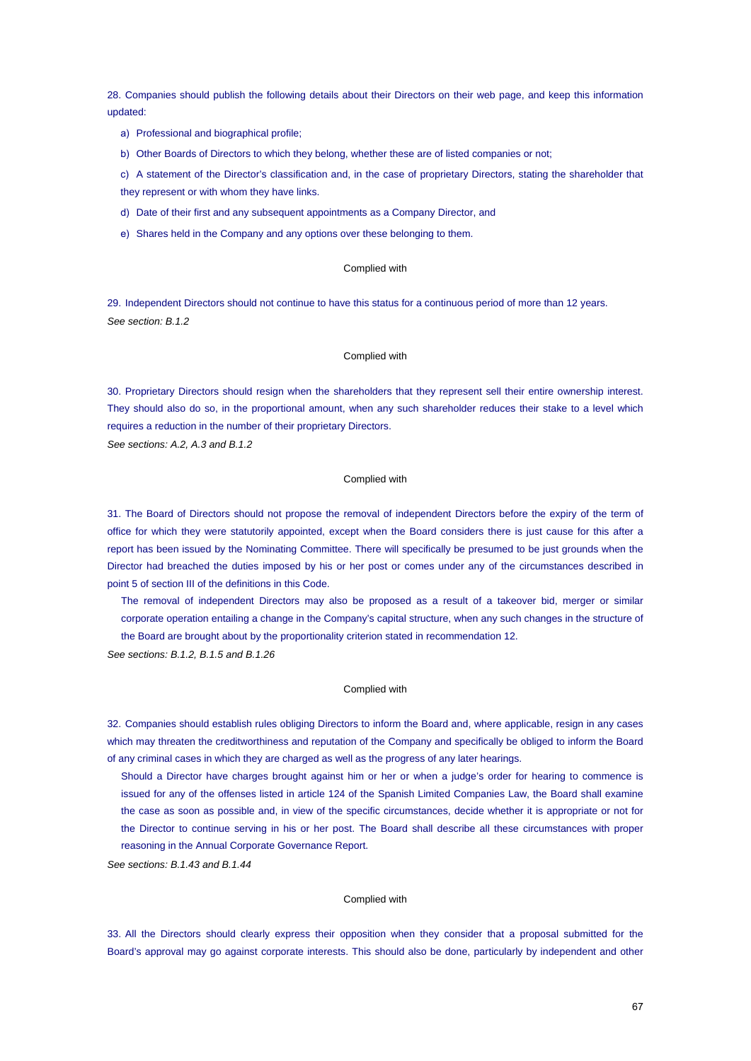28. Companies should publish the following details about their Directors on their web page, and keep this information updated:

a) Professional and biographical profile;

b) Other Boards of Directors to which they belong, whether these are of listed companies or not;

c) A statement of the Director's classification and, in the case of proprietary Directors, stating the shareholder that they represent or with whom they have links.

d) Date of their first and any subsequent appointments as a Company Director, and

e) Shares held in the Company and any options over these belonging to them.

Complied with

29. Independent Directors should not continue to have this status for a continuous period of more than 12 years.

*See section: B.1.2*

Complied with

30. Proprietary Directors should resign when the shareholders that they represent sell their entire ownership interest. They should also do so, in the proportional amount, when any such shareholder reduces their stake to a level which requires a reduction in the number of their proprietary Directors.

*See sections: A.2, A.3 and B.1.2*

Complied with

31. The Board of Directors should not propose the removal of independent Directors before the expiry of the term of office for which they were statutorily appointed, except when the Board considers there is just cause for this after a report has been issued by the Nominating Committee. There will specifically be presumed to be just grounds when the Director had breached the duties imposed by his or her post or comes under any of the circumstances described in point 5 of section III of the definitions in this Code.

The removal of independent Directors may also be proposed as a result of a takeover bid, merger or similar corporate operation entailing a change in the Company's capital structure, when any such changes in the structure of the Board are brought about by the proportionality criterion stated in recommendation 12.

*See sections: B.1.2, B.1.5 and B.1.26*

Complied with

32. Companies should establish rules obliging Directors to inform the Board and, where applicable, resign in any cases which may threaten the creditworthiness and reputation of the Company and specifically be obliged to inform the Board of any criminal cases in which they are charged as well as the progress of any later hearings.

Should a Director have charges brought against him or her or when a judge's order for hearing to commence is issued for any of the offenses listed in article 124 of the Spanish Limited Companies Law, the Board shall examine the case as soon as possible and, in view of the specific circumstances, decide whether it is appropriate or not for the Director to continue serving in his or her post. The Board shall describe all these circumstances with proper reasoning in the Annual Corporate Governance Report.

*See sections: B.1.43 and B.1.44*

Complied with

33. All the Directors should clearly express their opposition when they consider that a proposal submitted for the Board's approval may go against corporate interests. This should also be done, particularly by independent and other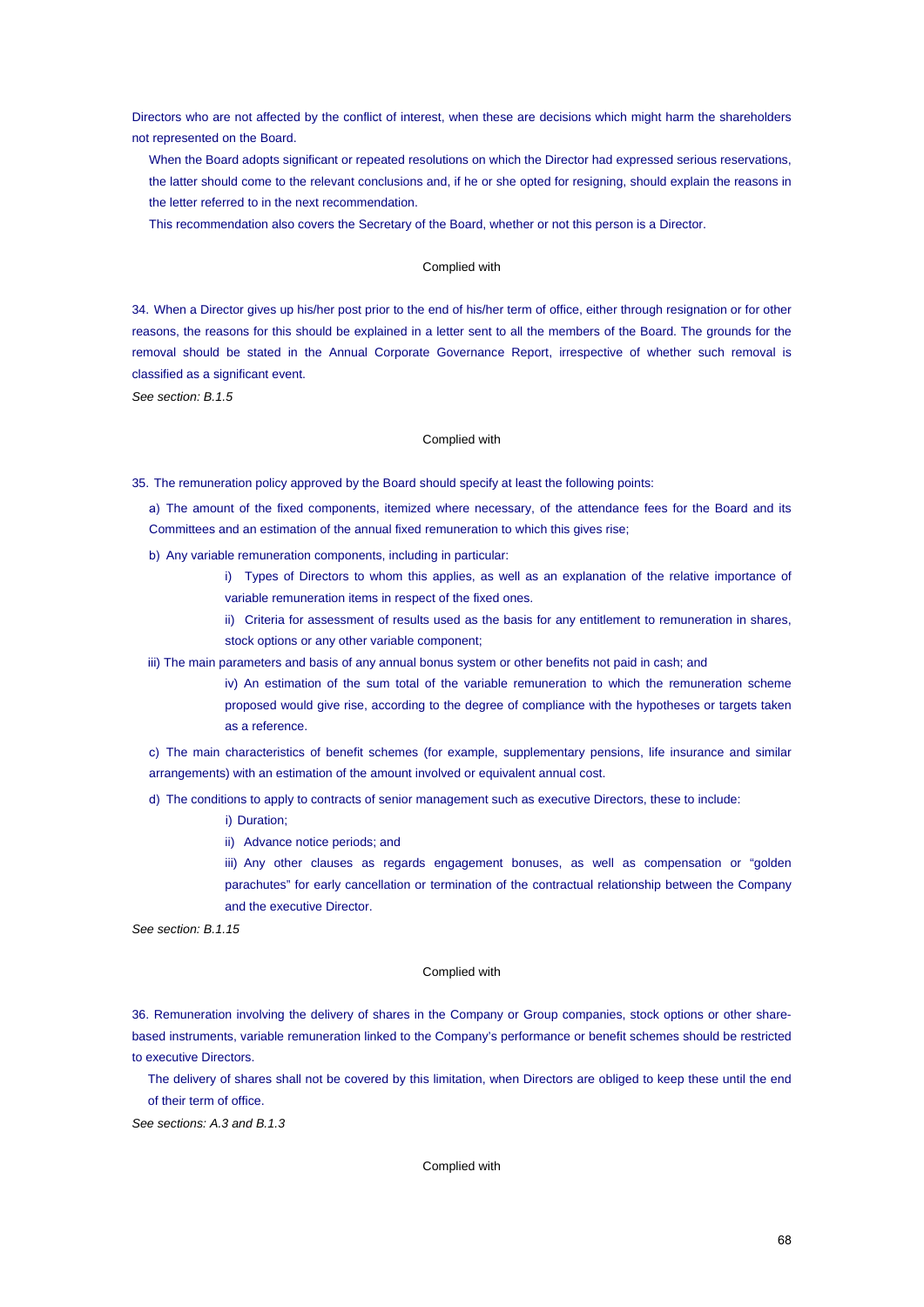Directors who are not affected by the conflict of interest, when these are decisions which might harm the shareholders not represented on the Board.

When the Board adopts significant or repeated resolutions on which the Director had expressed serious reservations, the latter should come to the relevant conclusions and, if he or she opted for resigning, should explain the reasons in the letter referred to in the next recommendation.

This recommendation also covers the Secretary of the Board, whether or not this person is a Director.

Complied with

34. When a Director gives up his/her post prior to the end of his/her term of office, either through resignation or for other reasons, the reasons for this should be explained in a letter sent to all the members of the Board. The grounds for the removal should be stated in the Annual Corporate Governance Report, irrespective of whether such removal is classified as a significant event.

*See section: B.1.5*

Complied with

35. The remuneration policy approved by the Board should specify at least the following points:

a) The amount of the fixed components, itemized where necessary, of the attendance fees for the Board and its Committees and an estimation of the annual fixed remuneration to which this gives rise;

b) Any variable remuneration components, including in particular:

i) Types of Directors to whom this applies, as well as an explanation of the relative importance of variable remuneration items in respect of the fixed ones.

ii) Criteria for assessment of results used as the basis for any entitlement to remuneration in shares, stock options or any other variable component;

iii) The main parameters and basis of any annual bonus system or other benefits not paid in cash; and

iv) An estimation of the sum total of the variable remuneration to which the remuneration scheme proposed would give rise, according to the degree of compliance with the hypotheses or targets taken as a reference.

c) The main characteristics of benefit schemes (for example, supplementary pensions, life insurance and similar arrangements) with an estimation of the amount involved or equivalent annual cost.

d) The conditions to apply to contracts of senior management such as executive Directors, these to include:

i) Duration;

ii) Advance notice periods; and

iii) Any other clauses as regards engagement bonuses, as well as compensation or “golden parachutes” for early cancellation or termination of the contractual relationship between the Company and the executive Director.

*See section: B.1.15*

Complied with

36. Remuneration involving the delivery of shares in the Company or Group companies, stock options or other share-based instruments, variable remuneration linked to the Company’s performance or benefit schemes should be restricted to executive Directors.

The delivery of shares shall not be covered by this limitation, when Directors are obliged to keep these until the end of their term of office.

*See sections: A.3 and B.1.3*

Complied with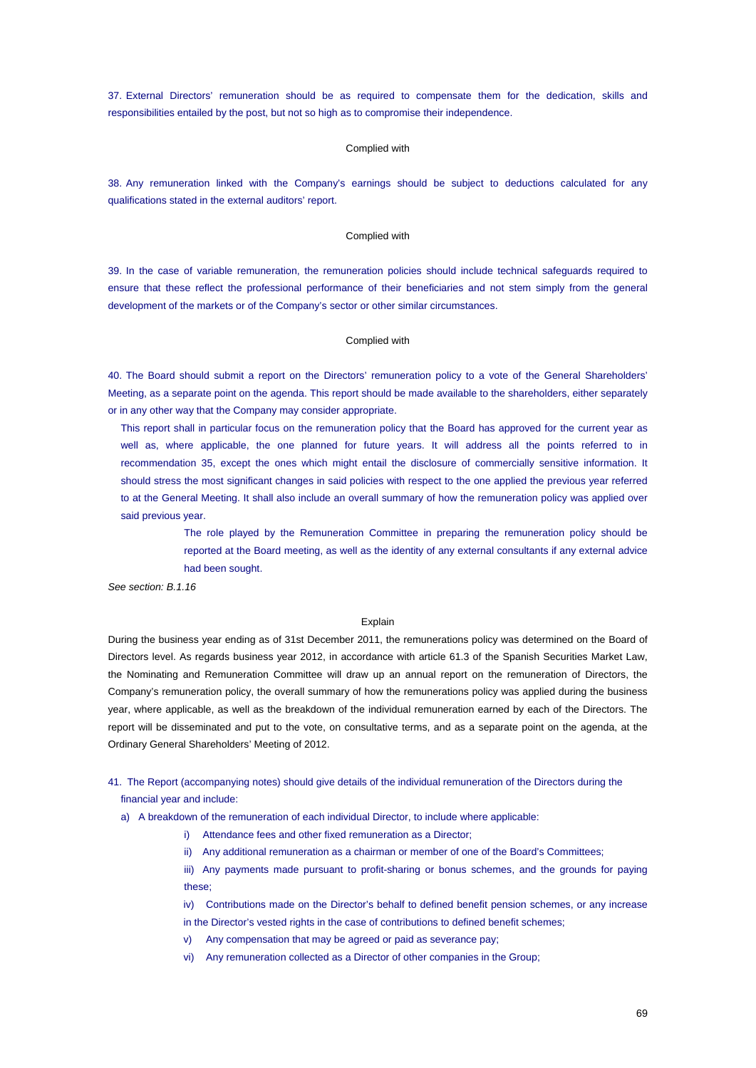37. External Directors' remuneration should be as required to compensate them for the dedication, skills and responsibilities entailed by the post, but not so high as to compromise their independence.

Complied with

38. Any remuneration linked with the Company's earnings should be subject to deductions calculated for any qualifications stated in the external auditors' report.

Complied with

39. In the case of variable remuneration, the remuneration policies should include technical safeguards required to ensure that these reflect the professional performance of their beneficiaries and not stem simply from the general development of the markets or of the Company's sector or other similar circumstances.

Complied with

40. The Board should submit a report on the Directors' remuneration policy to a vote of the General Shareholders' Meeting, as a separate point on the agenda. This report should be made available to the shareholders, either separately or in any other way that the Company may consider appropriate.

This report shall in particular focus on the remuneration policy that the Board has approved for the current year as well as, where applicable, the one planned for future years. It will address all the points referred to in recommendation 35, except the ones which might entail the disclosure of commercially sensitive information. It should stress the most significant changes in said policies with respect to the one applied the previous year referred to at the General Meeting. It shall also include an overall summary of how the remuneration policy was applied over said previous year.

The role played by the Remuneration Committee in preparing the remuneration policy should be reported at the Board meeting, as well as the identity of any external consultants if any external advice had been sought.

*See section: B.1.16*

Explain

During the business year ending as of 31st December 2011, the remunerations policy was determined on the Board of Directors level. As regards business year 2012, in accordance with article 61.3 of the Spanish Securities Market Law, the Nominating and Remuneration Committee will draw up an annual report on the remuneration of Directors, the Company's remuneration policy, the overall summary of how the remunerations policy was applied during the business year, where applicable, as well as the breakdown of the individual remuneration earned by each of the Directors. The report will be disseminated and put to the vote, on consultative terms, and as a separate point on the agenda, at the Ordinary General Shareholders' Meeting of 2012.

41. The Report (accompanying notes) should give details of the individual remuneration of the Directors during the financial year and include:

a) A breakdown of the remuneration of each individual Director, to include where applicable:

i) Attendance fees and other fixed remuneration as a Director;

ii) Any additional remuneration as a chairman or member of one of the Board's Committees;

iii) Any payments made pursuant to profit-sharing or bonus schemes, and the grounds for paying these;

iv) Contributions made on the Director's behalf to defined benefit pension schemes, or any increase in the Director's vested rights in the case of contributions to defined benefit schemes;

v) Any compensation that may be agreed or paid as severance pay;

vi) Any remuneration collected as a Director of other companies in the Group;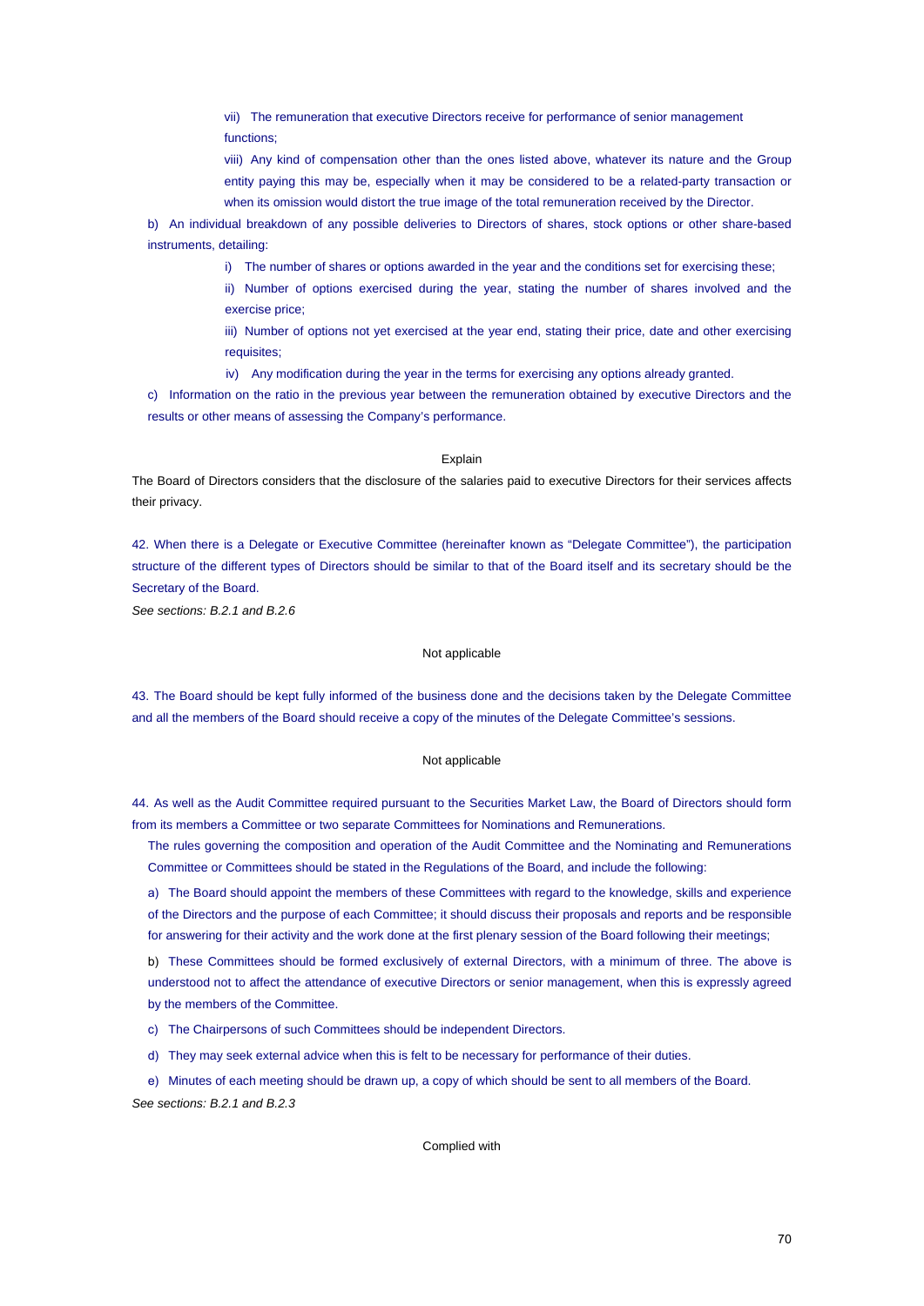vii) The remuneration that executive Directors receive for performance of senior management functions;

viii) Any kind of compensation other than the ones listed above, whatever its nature and the Group entity paying this may be, especially when it may be considered to be a related-party transaction or when its omission would distort the true image of the total remuneration received by the Director.

b) An individual breakdown of any possible deliveries to Directors of shares, stock options or other share-based instruments, detailing:

i) The number of shares or options awarded in the year and the conditions set for exercising these;

ii) Number of options exercised during the year, stating the number of shares involved and the exercise price;

iii) Number of options not yet exercised at the year end, stating their price, date and other exercising requisites;

iv) Any modification during the year in the terms for exercising any options already granted.

c) Information on the ratio in the previous year between the remuneration obtained by executive Directors and the results or other means of assessing the Company's performance.

Explain

The Board of Directors considers that the disclosure of the salaries paid to executive Directors for their services affects their privacy.

42. When there is a Delegate or Executive Committee (hereinafter known as "Delegate Committee"), the participation structure of the different types of Directors should be similar to that of the Board itself and its secretary should be the Secretary of the Board.

*See sections: B.2.1 and B.2.6*

Not applicable

43. The Board should be kept fully informed of the business done and the decisions taken by the Delegate Committee and all the members of the Board should receive a copy of the minutes of the Delegate Committee's sessions.

Not applicable

44. As well as the Audit Committee required pursuant to the Securities Market Law, the Board of Directors should form from its members a Committee or two separate Committees for Nominations and Remunerations.

The rules governing the composition and operation of the Audit Committee and the Nominating and Remunerations Committee or Committees should be stated in the Regulations of the Board, and include the following:

a) The Board should appoint the members of these Committees with regard to the knowledge, skills and experience of the Directors and the purpose of each Committee; it should discuss their proposals and reports and be responsible for answering for their activity and the work done at the first plenary session of the Board following their meetings;

b) These Committees should be formed exclusively of external Directors, with a minimum of three. The above is understood not to affect the attendance of executive Directors or senior management, when this is expressly agreed by the members of the Committee.

c) The Chairpersons of such Committees should be independent Directors.

d) They may seek external advice when this is felt to be necessary for performance of their duties.

e) Minutes of each meeting should be drawn up, a copy of which should be sent to all members of the Board.

*See sections: B.2.1 and B.2.3*

Complied with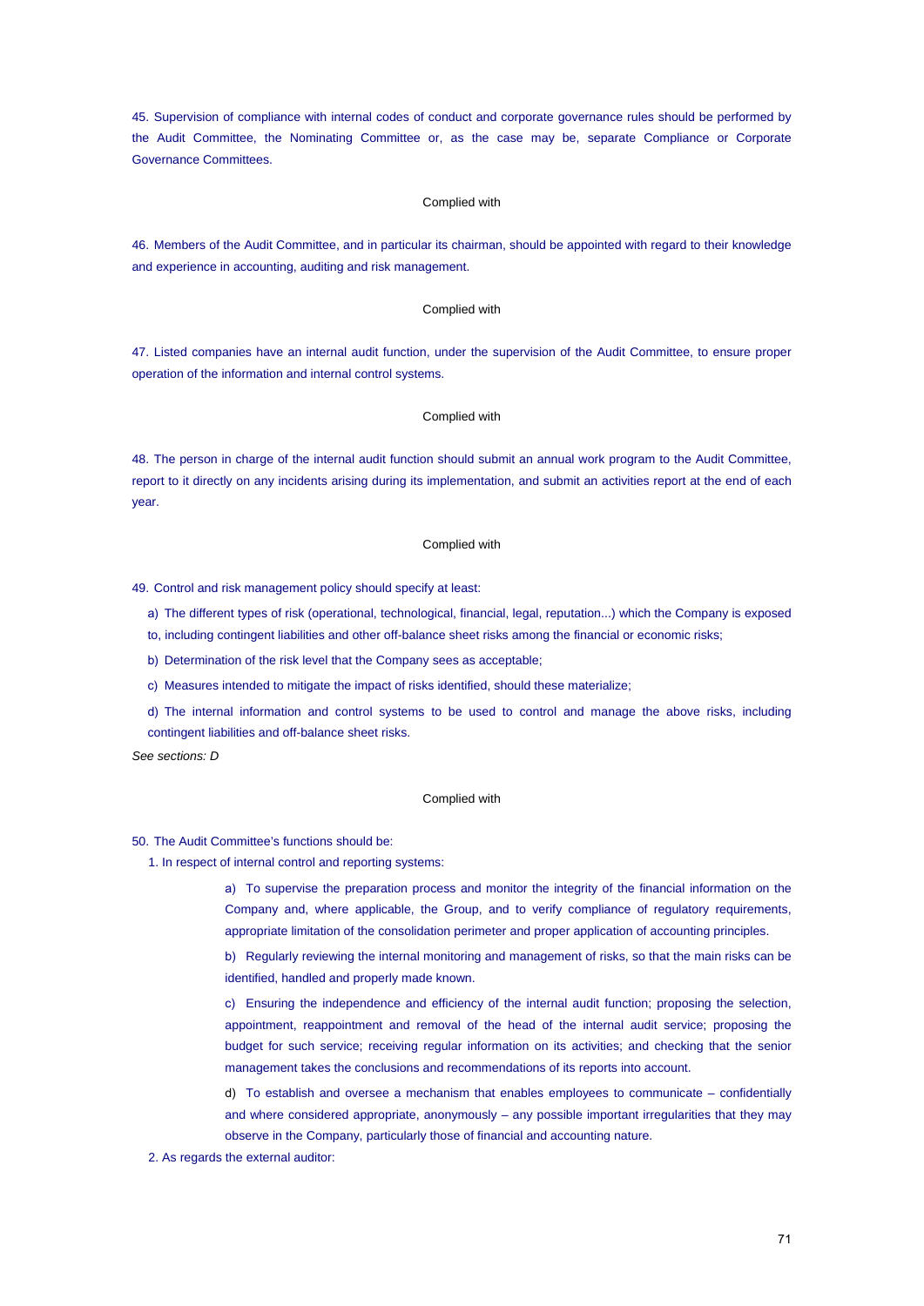45. Supervision of compliance with internal codes of conduct and corporate governance rules should be performed by the Audit Committee, the Nominating Committee or, as the case may be, separate Compliance or Corporate Governance Committees.

Complied with

46. Members of the Audit Committee, and in particular its chairman, should be appointed with regard to their knowledge and experience in accounting, auditing and risk management.

Complied with

47. Listed companies have an internal audit function, under the supervision of the Audit Committee, to ensure proper operation of the information and internal control systems.

Complied with

48. The person in charge of the internal audit function should submit an annual work program to the Audit Committee, report to it directly on any incidents arising during its implementation, and submit an activities report at the end of each year.

Complied with

49. Control and risk management policy should specify at least:

a) The different types of risk (operational, technological, financial, legal, reputation...) which the Company is exposed to, including contingent liabilities and other off-balance sheet risks among the financial or economic risks;

b) Determination of the risk level that the Company sees as acceptable;

c) Measures intended to mitigate the impact of risks identified, should these materialize;

d) The internal information and control systems to be used to control and manage the above risks, including contingent liabilities and off-balance sheet risks.

*See sections: D*

Complied with

50. The Audit Committee's functions should be:

1. In respect of internal control and reporting systems:

a) To supervise the preparation process and monitor the integrity of the financial information on the Company and, where applicable, the Group, and to verify compliance of regulatory requirements, appropriate limitation of the consolidation perimeter and proper application of accounting principles.

b) Regularly reviewing the internal monitoring and management of risks, so that the main risks can be identified, handled and properly made known.

c) Ensuring the independence and efficiency of the internal audit function; proposing the selection, appointment, reappointment and removal of the head of the internal audit service; proposing the budget for such service; receiving regular information on its activities; and checking that the senior management takes the conclusions and recommendations of its reports into account.

d) To establish and oversee a mechanism that enables employees to communicate – confidentially and where considered appropriate, anonymously – any possible important irregularities that they may observe in the Company, particularly those of financial and accounting nature.

2. As regards the external auditor: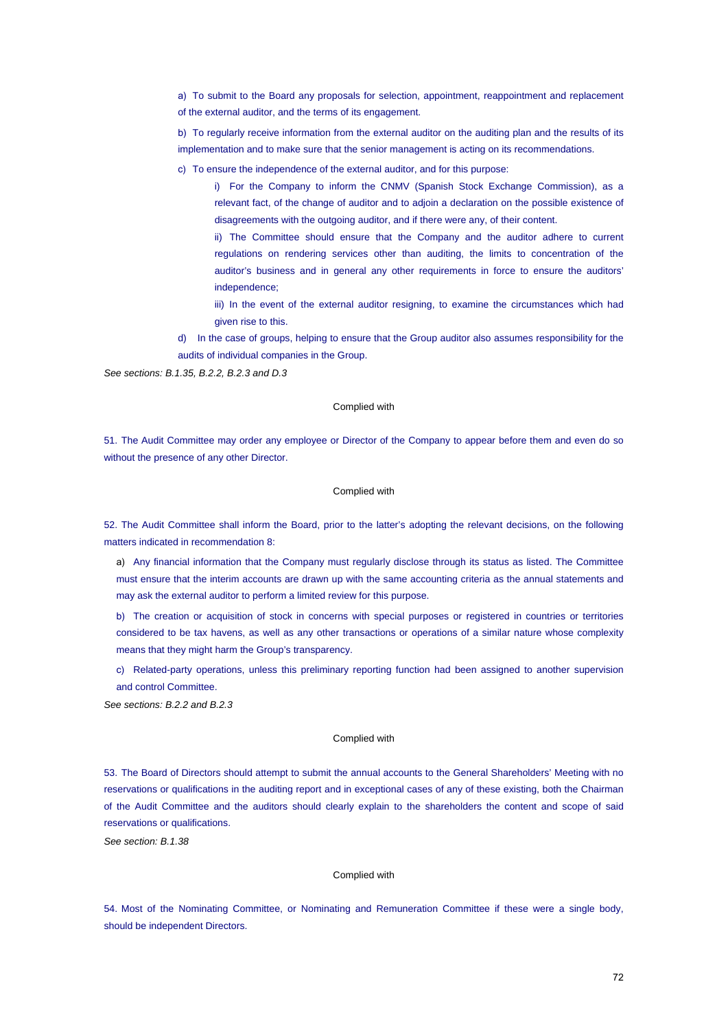a) To submit to the Board any proposals for selection, appointment, reappointment and replacement of the external auditor, and the terms of its engagement.

b) To regularly receive information from the external auditor on the auditing plan and the results of its implementation and to make sure that the senior management is acting on its recommendations.

c) To ensure the independence of the external auditor, and for this purpose:

i) For the Company to inform the CNMV (Spanish Stock Exchange Commission), as a relevant fact, of the change of auditor and to adjoin a declaration on the possible existence of disagreements with the outgoing auditor, and if there were any, of their content.

ii) The Committee should ensure that the Company and the auditor adhere to current regulations on rendering services other than auditing, the limits to concentration of the auditor's business and in general any other requirements in force to ensure the auditors' independence;

iii) In the event of the external auditor resigning, to examine the circumstances which had given rise to this.

d) In the case of groups, helping to ensure that the Group auditor also assumes responsibility for the audits of individual companies in the Group.

*See sections: B.1.35, B.2.2, B.2.3 and D.3*

Complied with

51. The Audit Committee may order any employee or Director of the Company to appear before them and even do so without the presence of any other Director.

Complied with

52. The Audit Committee shall inform the Board, prior to the latter's adopting the relevant decisions, on the following matters indicated in recommendation 8:

a) Any financial information that the Company must regularly disclose through its status as listed. The Committee must ensure that the interim accounts are drawn up with the same accounting criteria as the annual statements and may ask the external auditor to perform a limited review for this purpose.

b) The creation or acquisition of stock in concerns with special purposes or registered in countries or territories considered to be tax havens, as well as any other transactions or operations of a similar nature whose complexity means that they might harm the Group's transparency.

c) Related-party operations, unless this preliminary reporting function had been assigned to another supervision and control Committee.

*See sections: B.2.2 and B.2.3*

Complied with

53. The Board of Directors should attempt to submit the annual accounts to the General Shareholders' Meeting with no reservations or qualifications in the auditing report and in exceptional cases of any of these existing, both the Chairman of the Audit Committee and the auditors should clearly explain to the shareholders the content and scope of said reservations or qualifications.

*See section: B.1.38*

Complied with

54. Most of the Nominating Committee, or Nominating and Remuneration Committee if these were a single body, should be independent Directors.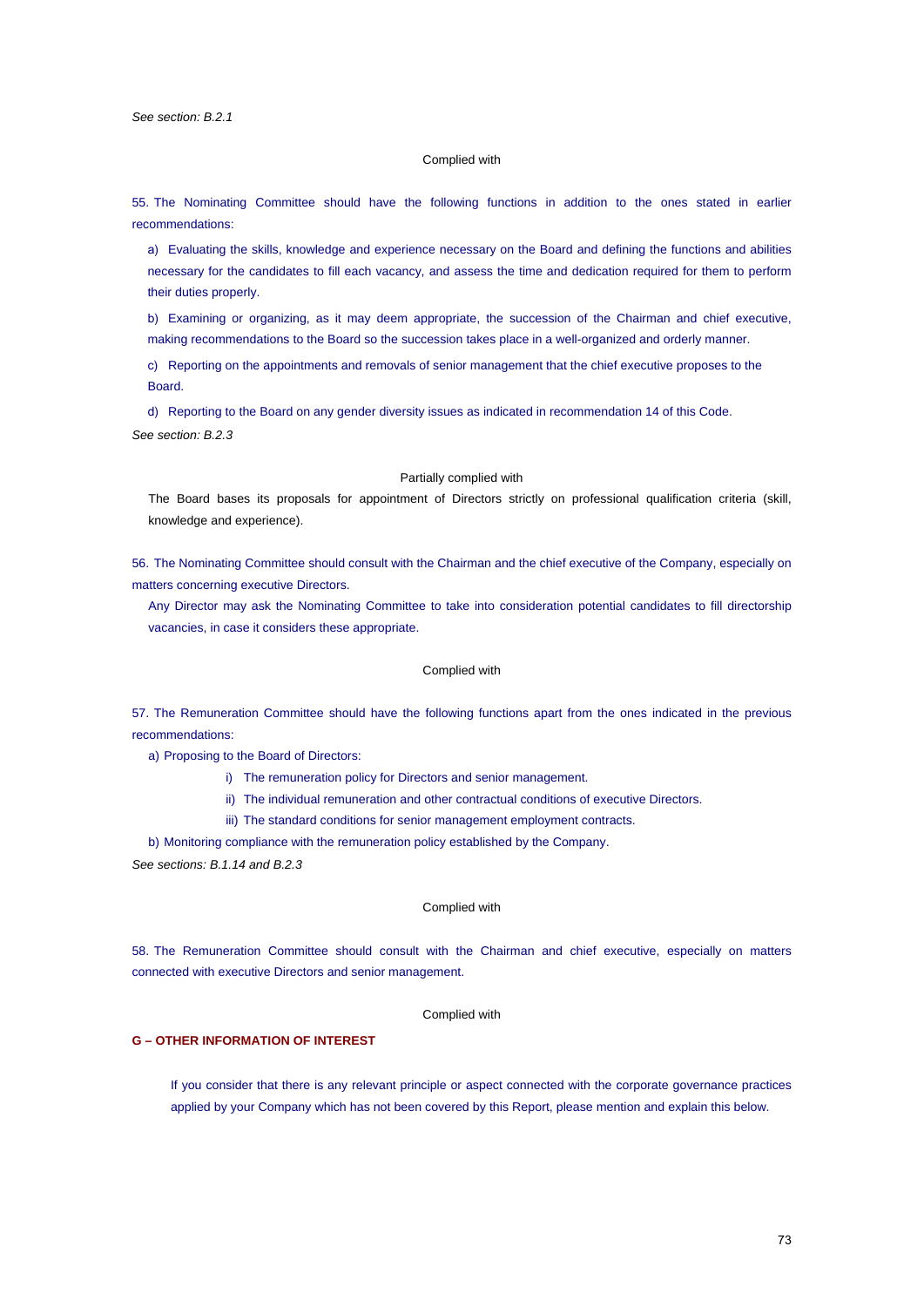*See section: B.2.1*

Complied with

55. The Nominating Committee should have the following functions in addition to the ones stated in earlier recommendations:

a) Evaluating the skills, knowledge and experience necessary on the Board and defining the functions and abilities necessary for the candidates to fill each vacancy, and assess the time and dedication required for them to perform their duties properly.

b) Examining or organizing, as it may deem appropriate, the succession of the Chairman and chief executive, making recommendations to the Board so the succession takes place in a well-organized and orderly manner.

c) Reporting on the appointments and removals of senior management that the chief executive proposes to the Board.

d) Reporting to the Board on any gender diversity issues as indicated in recommendation 14 of this Code.

*See section: B.2.3*

Partially complied with

The Board bases its proposals for appointment of Directors strictly on professional qualification criteria (skill, knowledge and experience).

56. The Nominating Committee should consult with the Chairman and the chief executive of the Company, especially on matters concerning executive Directors.

Any Director may ask the Nominating Committee to take into consideration potential candidates to fill directorship vacancies, in case it considers these appropriate.

Complied with

57. The Remuneration Committee should have the following functions apart from the ones indicated in the previous recommendations:

a) Proposing to the Board of Directors:

i) The remuneration policy for Directors and senior management.

ii) The individual remuneration and other contractual conditions of executive Directors.

iii) The standard conditions for senior management employment contracts.

b) Monitoring compliance with the remuneration policy established by the Company.

*See sections: B.1.14 and B.2.3*

Complied with

58. The Remuneration Committee should consult with the Chairman and chief executive, especially on matters connected with executive Directors and senior management.

Complied with

## G – OTHER INFORMATION OF INTEREST

If you consider that there is any relevant principle or aspect connected with the corporate governance practices applied by your Company which has not been covered by this Report, please mention and explain this below.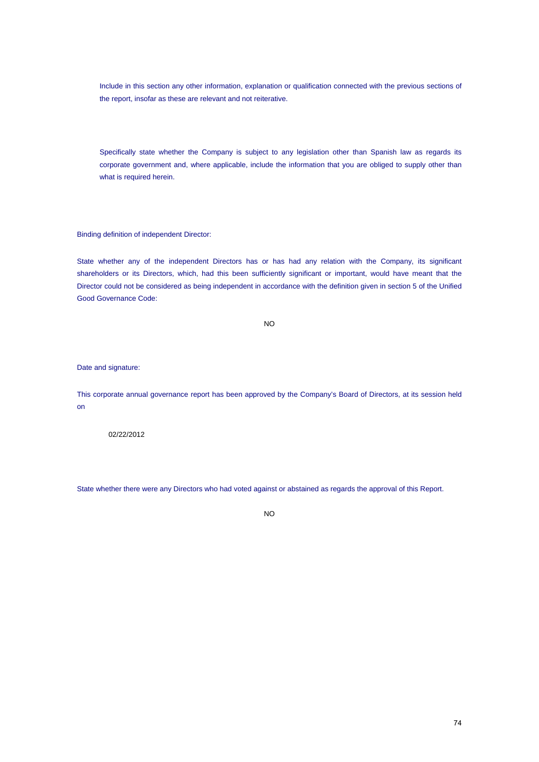Include in this section any other information, explanation or qualification connected with the previous sections of the report, insofar as these are relevant and not reiterative.

Specifically state whether the Company is subject to any legislation other than Spanish law as regards its corporate government and, where applicable, include the information that you are obliged to supply other than what is required herein.

Binding definition of independent Director:

State whether any of the independent Directors has or has had any relation with the Company, its significant shareholders or its Directors, which, had this been sufficiently significant or important, would have meant that the Director could not be considered as being independent in accordance with the definition given in section 5 of the Unified Good Governance Code:

NO

Date and signature:

This corporate annual governance report has been approved by the Company's Board of Directors, at its session held on

02/22/2012

State whether there were any Directors who had voted against or abstained as regards the approval of this Report.

NO